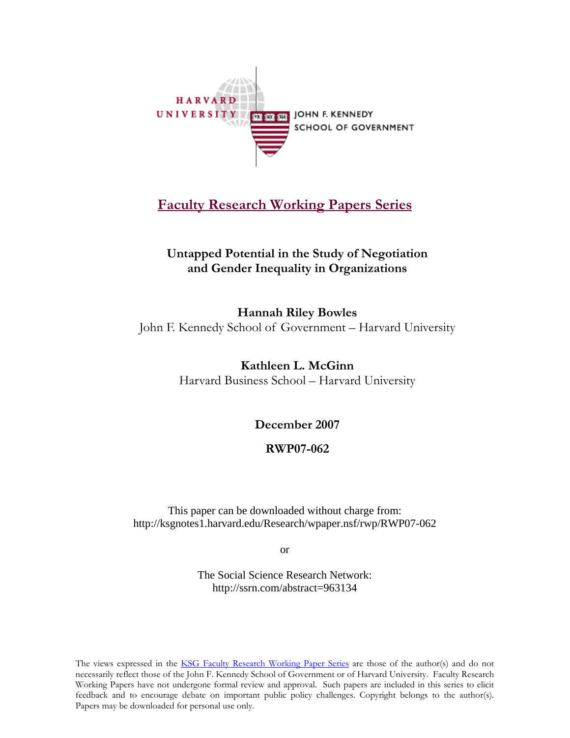HARVARD UNIVERSITY

JOHN F. KENNEDY SCHOOL OF GOVERNMENT

# Faculty Research Working Papers Series

## Untapped Potential in the Study of Negotiation and Gender Inequality in Organizations

**Hannah Riley Bowles**
John F. Kennedy School of Government – Harvard University

**Kathleen L. McGinn**
Harvard Business School – Harvard University

**December 2007**

**RWP07-062**

This paper can be downloaded without charge from:
http://ksgnotes1.harvard.edu/Research/wpaper.nsf/rwp/RWP07-062

or

The Social Science Research Network:
http://ssrn.com/abstract=963134

The views expressed in the KSG Faculty Research Working Paper Series are those of the author(s) and do not necessarily reflect those of the John F. Kennedy School of Government or of Harvard University. Faculty Research Working Papers have not undergone formal review and approval. Such papers are included in this series to elicit feedback and to encourage debate on important public policy challenges. Copyright belongs to the author(s). Papers may be downloaded for personal use only.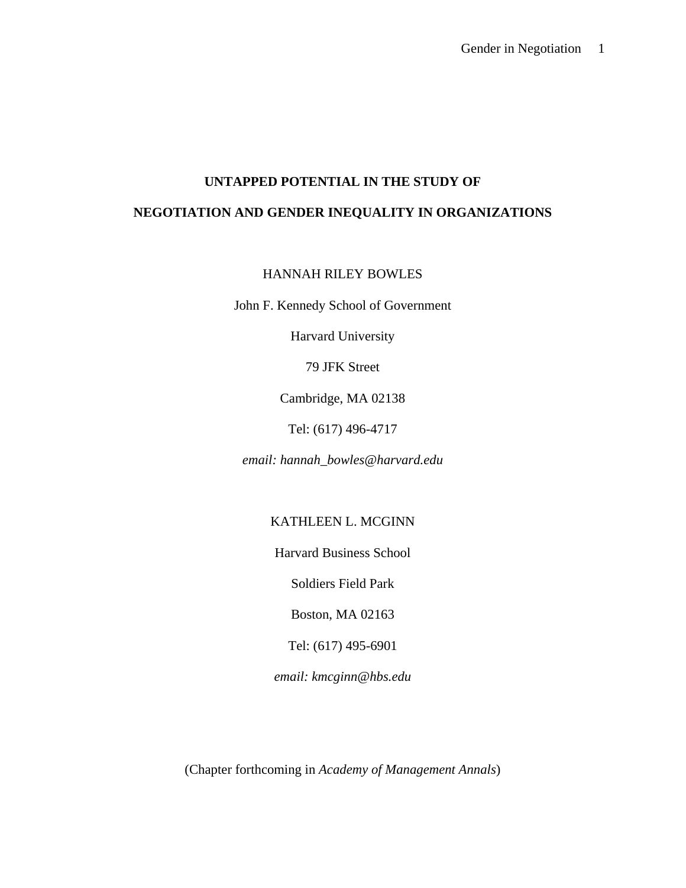# UNTAPPED POTENTIAL IN THE STUDY OF NEGOTIATION AND GENDER INEQUALITY IN ORGANIZATIONS

HANNAH RILEY BOWLES

John F. Kennedy School of Government

Harvard University

79 JFK Street

Cambridge, MA 02138

Tel: (617) 496-4717

*email: hannah_bowles@harvard.edu*

KATHLEEN L. MCGINN

Harvard Business School

Soldiers Field Park

Boston, MA 02163

Tel: (617) 495-6901

*email: kmcginn@hbs.edu*

(Chapter forthcoming in *Academy of Management Annals*)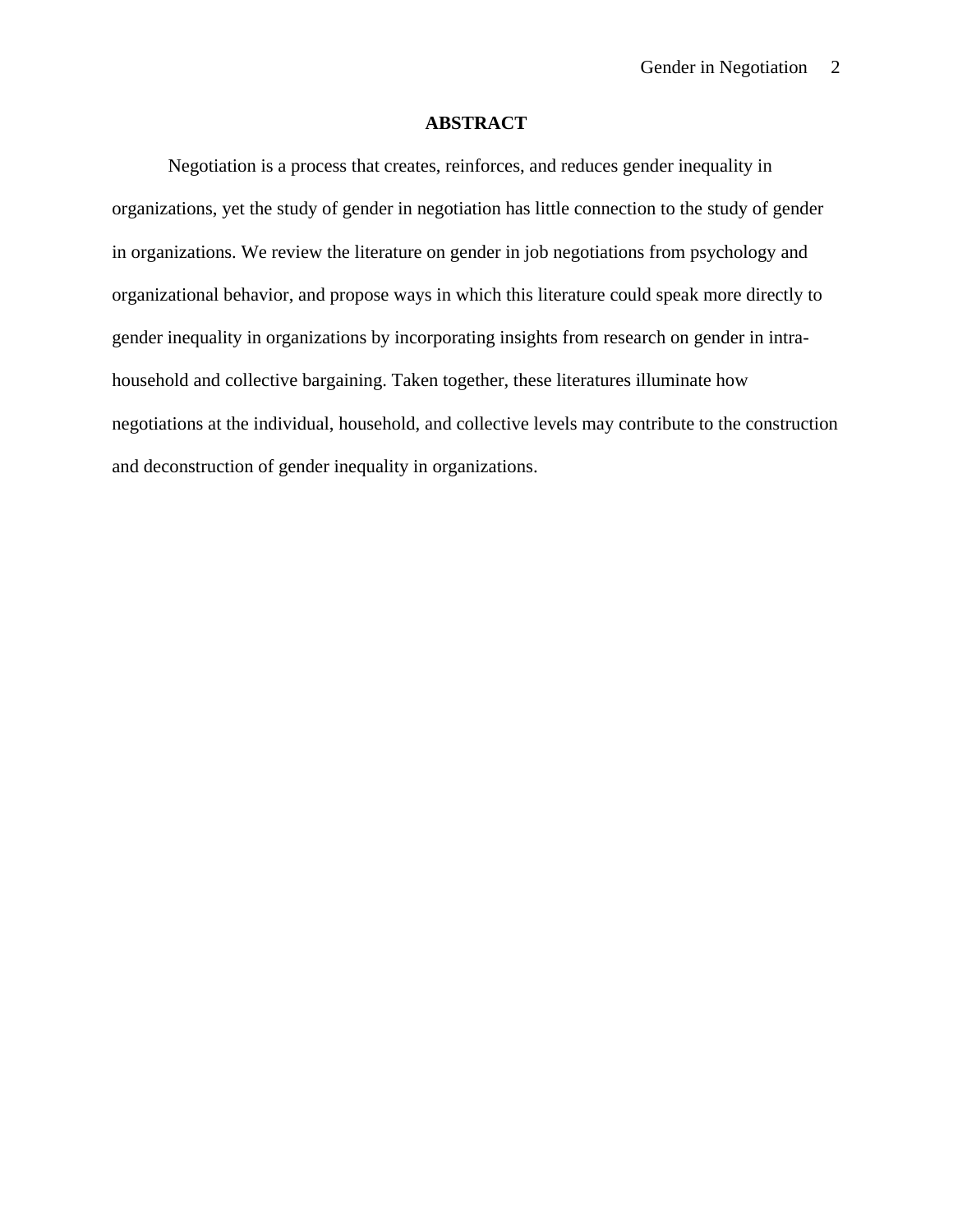# ABSTRACT

Negotiation is a process that creates, reinforces, and reduces gender inequality in organizations, yet the study of gender in negotiation has little connection to the study of gender in organizations. We review the literature on gender in job negotiations from psychology and organizational behavior, and propose ways in which this literature could speak more directly to gender inequality in organizations by incorporating insights from research on gender in intra-household and collective bargaining. Taken together, these literatures illuminate how negotiations at the individual, household, and collective levels may contribute to the construction and deconstruction of gender inequality in organizations.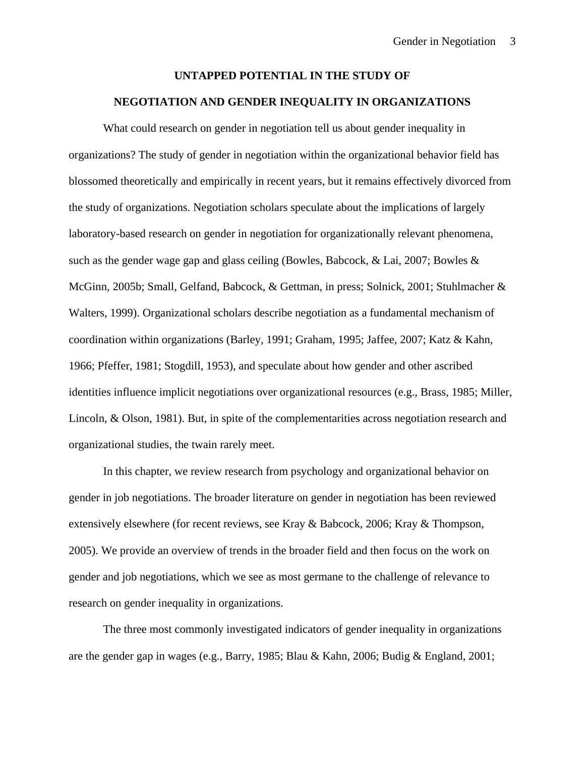## UNTAPPED POTENTIAL IN THE STUDY OF NEGOTIATION AND GENDER INEQUALITY IN ORGANIZATIONS

What could research on gender in negotiation tell us about gender inequality in organizations? The study of gender in negotiation within the organizational behavior field has blossomed theoretically and empirically in recent years, but it remains effectively divorced from the study of organizations. Negotiation scholars speculate about the implications of largely laboratory-based research on gender in negotiation for organizationally relevant phenomena, such as the gender wage gap and glass ceiling (Bowles, Babcock, & Lai, 2007; Bowles & McGinn, 2005b; Small, Gelfand, Babcock, & Gettman, in press; Solnick, 2001; Stuhlmacher & Walters, 1999). Organizational scholars describe negotiation as a fundamental mechanism of coordination within organizations (Barley, 1991; Graham, 1995; Jaffee, 2007; Katz & Kahn, 1966; Pfeffer, 1981; Stogdill, 1953), and speculate about how gender and other ascribed identities influence implicit negotiations over organizational resources (e.g., Brass, 1985; Miller, Lincoln, & Olson, 1981). But, in spite of the complementarities across negotiation research and organizational studies, the twain rarely meet.

In this chapter, we review research from psychology and organizational behavior on gender in job negotiations. The broader literature on gender in negotiation has been reviewed extensively elsewhere (for recent reviews, see Kray & Babcock, 2006; Kray & Thompson, 2005). We provide an overview of trends in the broader field and then focus on the work on gender and job negotiations, which we see as most germane to the challenge of relevance to research on gender inequality in organizations.

The three most commonly investigated indicators of gender inequality in organizations are the gender gap in wages (e.g., Barry, 1985; Blau & Kahn, 2006; Budig & England, 2001;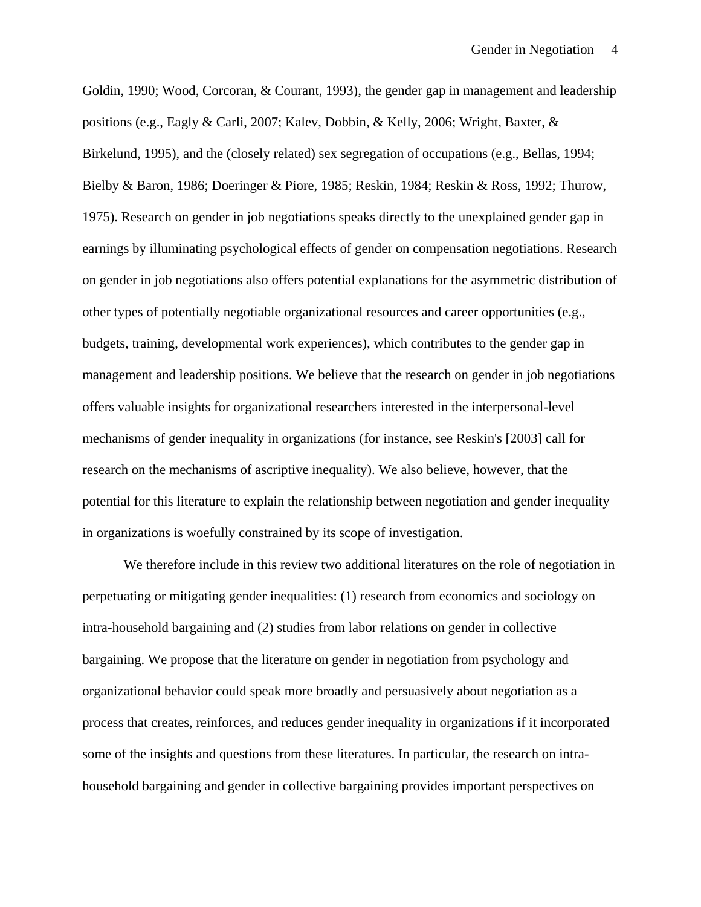Goldin, 1990; Wood, Corcoran, & Courant, 1993), the gender gap in management and leadership positions (e.g., Eagly & Carli, 2007; Kalev, Dobbin, & Kelly, 2006; Wright, Baxter, & Birkelund, 1995), and the (closely related) sex segregation of occupations (e.g., Bellas, 1994; Bielby & Baron, 1986; Doeringer & Piore, 1985; Reskin, 1984; Reskin & Ross, 1992; Thurow, 1975). Research on gender in job negotiations speaks directly to the unexplained gender gap in earnings by illuminating psychological effects of gender on compensation negotiations. Research on gender in job negotiations also offers potential explanations for the asymmetric distribution of other types of potentially negotiable organizational resources and career opportunities (e.g., budgets, training, developmental work experiences), which contributes to the gender gap in management and leadership positions. We believe that the research on gender in job negotiations offers valuable insights for organizational researchers interested in the interpersonal-level mechanisms of gender inequality in organizations (for instance, see Reskin's [2003] call for research on the mechanisms of ascriptive inequality). We also believe, however, that the potential for this literature to explain the relationship between negotiation and gender inequality in organizations is woefully constrained by its scope of investigation.

We therefore include in this review two additional literatures on the role of negotiation in perpetuating or mitigating gender inequalities: (1) research from economics and sociology on intra-household bargaining and (2) studies from labor relations on gender in collective bargaining. We propose that the literature on gender in negotiation from psychology and organizational behavior could speak more broadly and persuasively about negotiation as a process that creates, reinforces, and reduces gender inequality in organizations if it incorporated some of the insights and questions from these literatures. In particular, the research on intra-household bargaining and gender in collective bargaining provides important perspectives on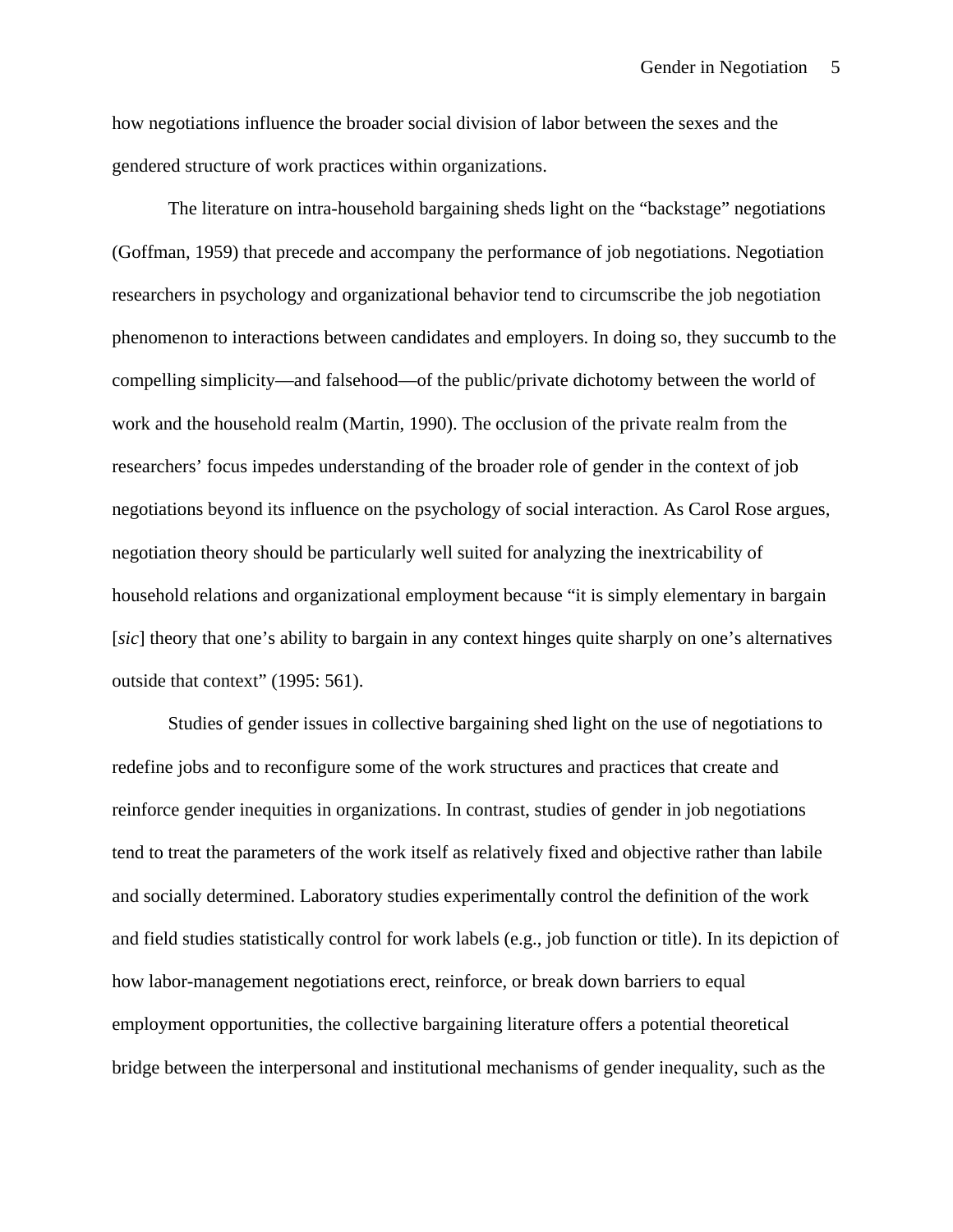how negotiations influence the broader social division of labor between the sexes and the gendered structure of work practices within organizations.

The literature on intra-household bargaining sheds light on the "backstage" negotiations (Goffman, 1959) that precede and accompany the performance of job negotiations. Negotiation researchers in psychology and organizational behavior tend to circumscribe the job negotiation phenomenon to interactions between candidates and employers. In doing so, they succumb to the compelling simplicity—and falsehood—of the public/private dichotomy between the world of work and the household realm (Martin, 1990). The occlusion of the private realm from the researchers' focus impedes understanding of the broader role of gender in the context of job negotiations beyond its influence on the psychology of social interaction. As Carol Rose argues, negotiation theory should be particularly well suited for analyzing the inextricability of household relations and organizational employment because "it is simply elementary in bargain [*sic*] theory that one's ability to bargain in any context hinges quite sharply on one's alternatives outside that context" (1995: 561).

Studies of gender issues in collective bargaining shed light on the use of negotiations to redefine jobs and to reconfigure some of the work structures and practices that create and reinforce gender inequities in organizations. In contrast, studies of gender in job negotiations tend to treat the parameters of the work itself as relatively fixed and objective rather than labile and socially determined. Laboratory studies experimentally control the definition of the work and field studies statistically control for work labels (e.g., job function or title). In its depiction of how labor-management negotiations erect, reinforce, or break down barriers to equal employment opportunities, the collective bargaining literature offers a potential theoretical bridge between the interpersonal and institutional mechanisms of gender inequality, such as the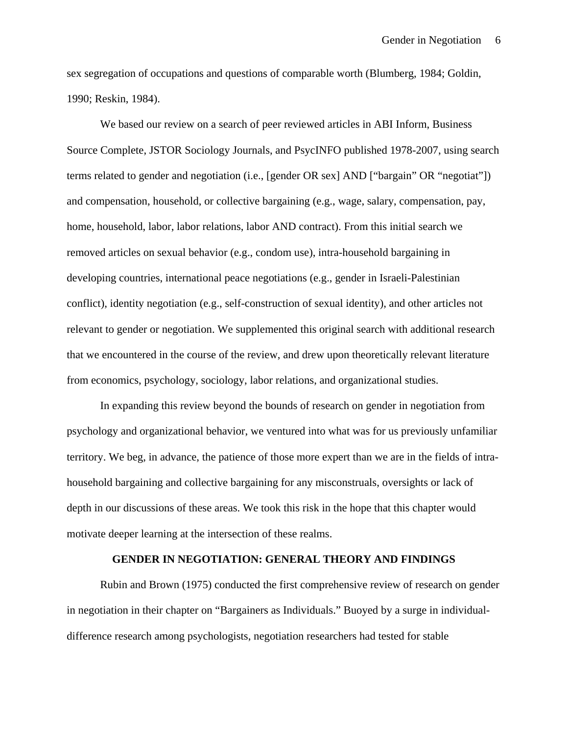sex segregation of occupations and questions of comparable worth (Blumberg, 1984; Goldin, 1990; Reskin, 1984).

We based our review on a search of peer reviewed articles in ABI Inform, Business Source Complete, JSTOR Sociology Journals, and PsycINFO published 1978-2007, using search terms related to gender and negotiation (i.e., [gender OR sex] AND ["bargain" OR "negotiat"]) and compensation, household, or collective bargaining (e.g., wage, salary, compensation, pay, home, household, labor, labor relations, labor AND contract). From this initial search we removed articles on sexual behavior (e.g., condom use), intra-household bargaining in developing countries, international peace negotiations (e.g., gender in Israeli-Palestinian conflict), identity negotiation (e.g., self-construction of sexual identity), and other articles not relevant to gender or negotiation. We supplemented this original search with additional research that we encountered in the course of the review, and drew upon theoretically relevant literature from economics, psychology, sociology, labor relations, and organizational studies.

In expanding this review beyond the bounds of research on gender in negotiation from psychology and organizational behavior, we ventured into what was for us previously unfamiliar territory. We beg, in advance, the patience of those more expert than we are in the fields of intra-household bargaining and collective bargaining for any misconstruals, oversights or lack of depth in our discussions of these areas. We took this risk in the hope that this chapter would motivate deeper learning at the intersection of these realms.

## GENDER IN NEGOTIATION: GENERAL THEORY AND FINDINGS

Rubin and Brown (1975) conducted the first comprehensive review of research on gender in negotiation in their chapter on "Bargainers as Individuals." Buoyed by a surge in individual-difference research among psychologists, negotiation researchers had tested for stable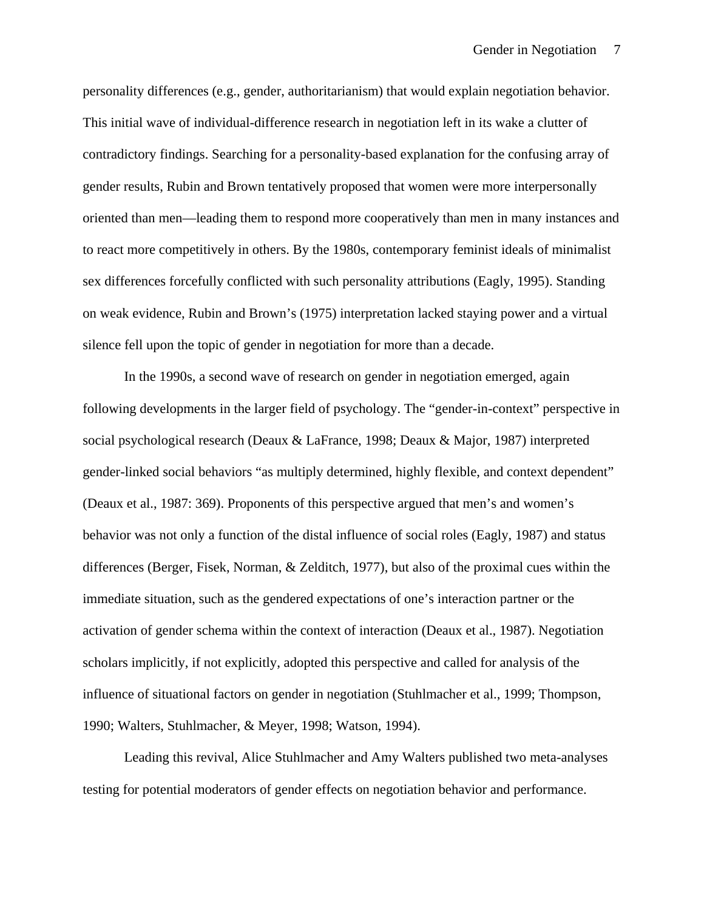personality differences (e.g., gender, authoritarianism) that would explain negotiation behavior. This initial wave of individual-difference research in negotiation left in its wake a clutter of contradictory findings. Searching for a personality-based explanation for the confusing array of gender results, Rubin and Brown tentatively proposed that women were more interpersonally oriented than men—leading them to respond more cooperatively than men in many instances and to react more competitively in others. By the 1980s, contemporary feminist ideals of minimalist sex differences forcefully conflicted with such personality attributions (Eagly, 1995). Standing on weak evidence, Rubin and Brown's (1975) interpretation lacked staying power and a virtual silence fell upon the topic of gender in negotiation for more than a decade.

In the 1990s, a second wave of research on gender in negotiation emerged, again following developments in the larger field of psychology. The "gender-in-context" perspective in social psychological research (Deaux & LaFrance, 1998; Deaux & Major, 1987) interpreted gender-linked social behaviors "as multiply determined, highly flexible, and context dependent" (Deaux et al., 1987: 369). Proponents of this perspective argued that men's and women's behavior was not only a function of the distal influence of social roles (Eagly, 1987) and status differences (Berger, Fisek, Norman, & Zelditch, 1977), but also of the proximal cues within the immediate situation, such as the gendered expectations of one's interaction partner or the activation of gender schema within the context of interaction (Deaux et al., 1987). Negotiation scholars implicitly, if not explicitly, adopted this perspective and called for analysis of the influence of situational factors on gender in negotiation (Stuhlmacher et al., 1999; Thompson, 1990; Walters, Stuhlmacher, & Meyer, 1998; Watson, 1994).

Leading this revival, Alice Stuhlmacher and Amy Walters published two meta-analyses testing for potential moderators of gender effects on negotiation behavior and performance.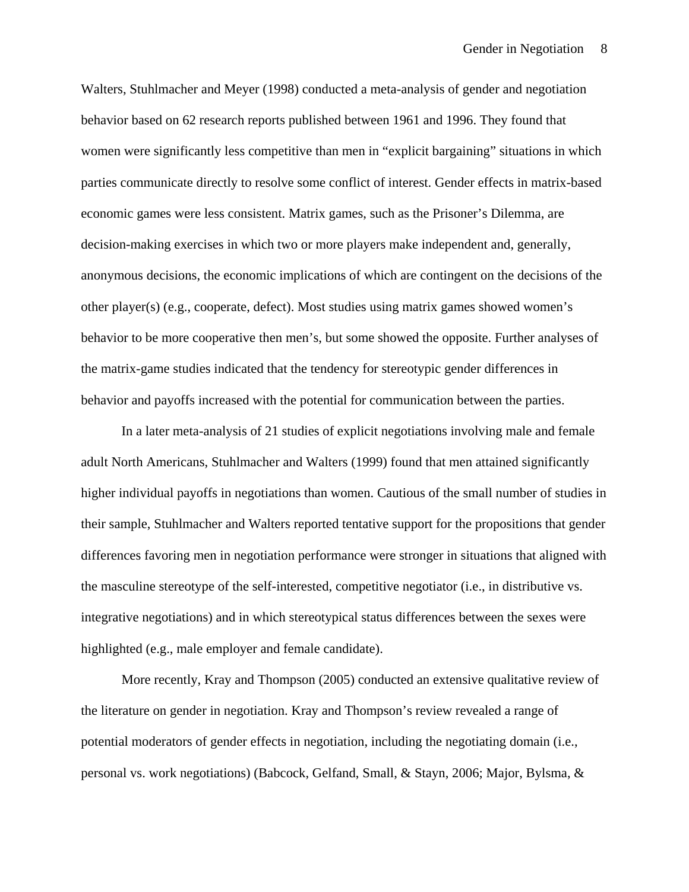Walters, Stuhlmacher and Meyer (1998) conducted a meta-analysis of gender and negotiation behavior based on 62 research reports published between 1961 and 1996. They found that women were significantly less competitive than men in "explicit bargaining" situations in which parties communicate directly to resolve some conflict of interest. Gender effects in matrix-based economic games were less consistent. Matrix games, such as the Prisoner's Dilemma, are decision-making exercises in which two or more players make independent and, generally, anonymous decisions, the economic implications of which are contingent on the decisions of the other player(s) (e.g., cooperate, defect). Most studies using matrix games showed women's behavior to be more cooperative then men's, but some showed the opposite. Further analyses of the matrix-game studies indicated that the tendency for stereotypic gender differences in behavior and payoffs increased with the potential for communication between the parties.

In a later meta-analysis of 21 studies of explicit negotiations involving male and female adult North Americans, Stuhlmacher and Walters (1999) found that men attained significantly higher individual payoffs in negotiations than women. Cautious of the small number of studies in their sample, Stuhlmacher and Walters reported tentative support for the propositions that gender differences favoring men in negotiation performance were stronger in situations that aligned with the masculine stereotype of the self-interested, competitive negotiator (i.e., in distributive vs. integrative negotiations) and in which stereotypical status differences between the sexes were highlighted (e.g., male employer and female candidate).

More recently, Kray and Thompson (2005) conducted an extensive qualitative review of the literature on gender in negotiation. Kray and Thompson's review revealed a range of potential moderators of gender effects in negotiation, including the negotiating domain (i.e., personal vs. work negotiations) (Babcock, Gelfand, Small, & Stayn, 2006; Major, Bylsma, &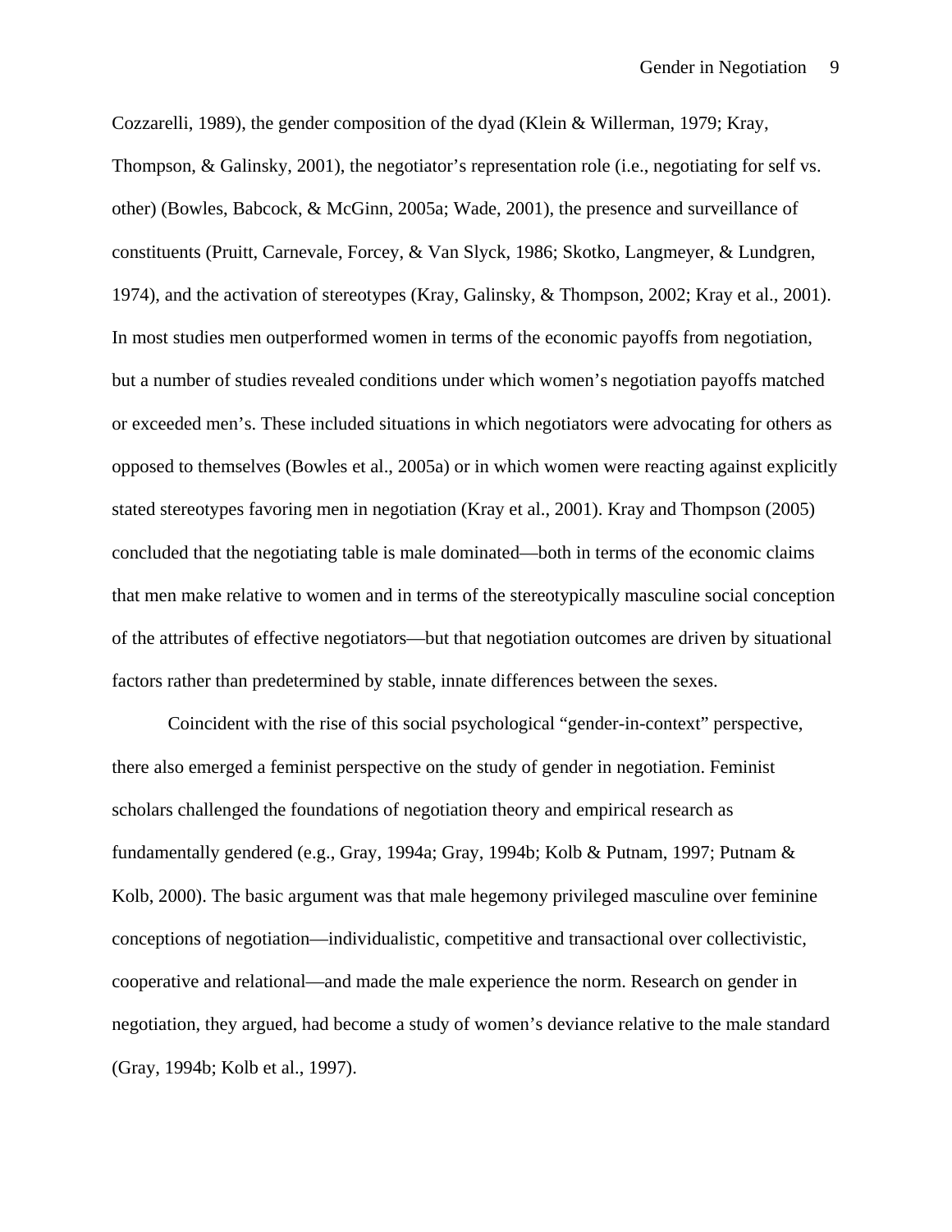Cozzarelli, 1989), the gender composition of the dyad (Klein & Willerman, 1979; Kray, Thompson, & Galinsky, 2001), the negotiator's representation role (i.e., negotiating for self vs. other) (Bowles, Babcock, & McGinn, 2005a; Wade, 2001), the presence and surveillance of constituents (Pruitt, Carnevale, Forcey, & Van Slyck, 1986; Skotko, Langmeyer, & Lundgren, 1974), and the activation of stereotypes (Kray, Galinsky, & Thompson, 2002; Kray et al., 2001). In most studies men outperformed women in terms of the economic payoffs from negotiation, but a number of studies revealed conditions under which women's negotiation payoffs matched or exceeded men's. These included situations in which negotiators were advocating for others as opposed to themselves (Bowles et al., 2005a) or in which women were reacting against explicitly stated stereotypes favoring men in negotiation (Kray et al., 2001). Kray and Thompson (2005) concluded that the negotiating table is male dominated—both in terms of the economic claims that men make relative to women and in terms of the stereotypically masculine social conception of the attributes of effective negotiators—but that negotiation outcomes are driven by situational factors rather than predetermined by stable, innate differences between the sexes.

Coincident with the rise of this social psychological "gender-in-context" perspective, there also emerged a feminist perspective on the study of gender in negotiation. Feminist scholars challenged the foundations of negotiation theory and empirical research as fundamentally gendered (e.g., Gray, 1994a; Gray, 1994b; Kolb & Putnam, 1997; Putnam & Kolb, 2000). The basic argument was that male hegemony privileged masculine over feminine conceptions of negotiation—individualistic, competitive and transactional over collectivistic, cooperative and relational—and made the male experience the norm. Research on gender in negotiation, they argued, had become a study of women's deviance relative to the male standard (Gray, 1994b; Kolb et al., 1997).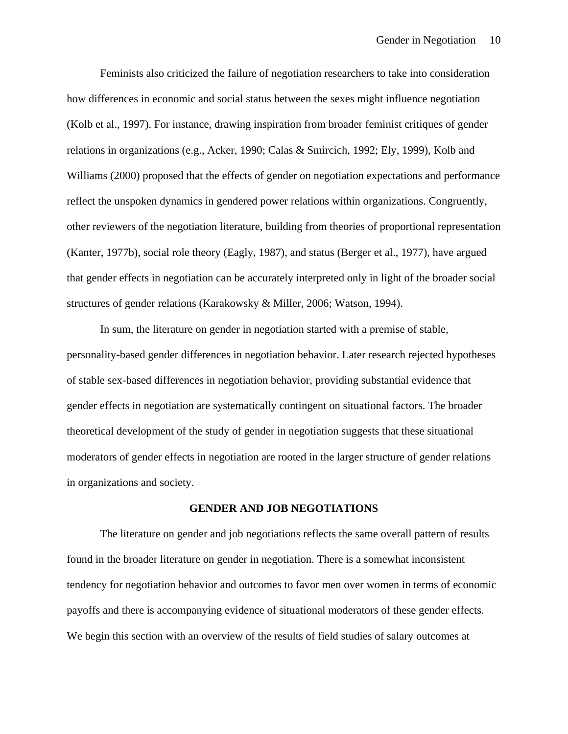Feminists also criticized the failure of negotiation researchers to take into consideration how differences in economic and social status between the sexes might influence negotiation (Kolb et al., 1997). For instance, drawing inspiration from broader feminist critiques of gender relations in organizations (e.g., Acker, 1990; Calas & Smircich, 1992; Ely, 1999), Kolb and Williams (2000) proposed that the effects of gender on negotiation expectations and performance reflect the unspoken dynamics in gendered power relations within organizations. Congruently, other reviewers of the negotiation literature, building from theories of proportional representation (Kanter, 1977b), social role theory (Eagly, 1987), and status (Berger et al., 1977), have argued that gender effects in negotiation can be accurately interpreted only in light of the broader social structures of gender relations (Karakowsky & Miller, 2006; Watson, 1994).

In sum, the literature on gender in negotiation started with a premise of stable, personality-based gender differences in negotiation behavior. Later research rejected hypotheses of stable sex-based differences in negotiation behavior, providing substantial evidence that gender effects in negotiation are systematically contingent on situational factors. The broader theoretical development of the study of gender in negotiation suggests that these situational moderators of gender effects in negotiation are rooted in the larger structure of gender relations in organizations and society.

## GENDER AND JOB NEGOTIATIONS

The literature on gender and job negotiations reflects the same overall pattern of results found in the broader literature on gender in negotiation. There is a somewhat inconsistent tendency for negotiation behavior and outcomes to favor men over women in terms of economic payoffs and there is accompanying evidence of situational moderators of these gender effects. We begin this section with an overview of the results of field studies of salary outcomes at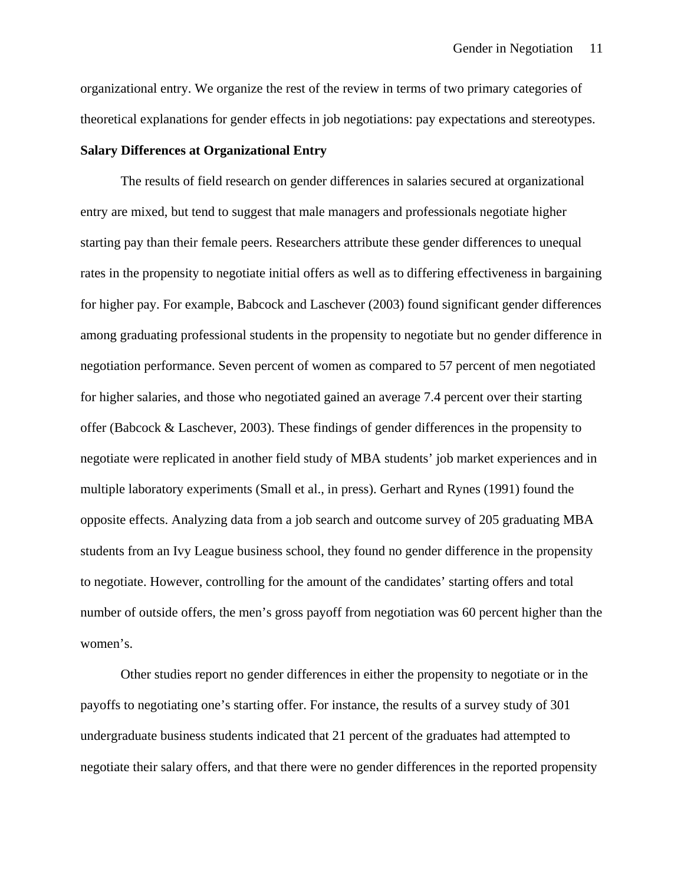organizational entry. We organize the rest of the review in terms of two primary categories of theoretical explanations for gender effects in job negotiations: pay expectations and stereotypes.

**Salary Differences at Organizational Entry**

The results of field research on gender differences in salaries secured at organizational entry are mixed, but tend to suggest that male managers and professionals negotiate higher starting pay than their female peers. Researchers attribute these gender differences to unequal rates in the propensity to negotiate initial offers as well as to differing effectiveness in bargaining for higher pay. For example, Babcock and Laschever (2003) found significant gender differences among graduating professional students in the propensity to negotiate but no gender difference in negotiation performance. Seven percent of women as compared to 57 percent of men negotiated for higher salaries, and those who negotiated gained an average 7.4 percent over their starting offer (Babcock & Laschever, 2003). These findings of gender differences in the propensity to negotiate were replicated in another field study of MBA students' job market experiences and in multiple laboratory experiments (Small et al., in press). Gerhart and Rynes (1991) found the opposite effects. Analyzing data from a job search and outcome survey of 205 graduating MBA students from an Ivy League business school, they found no gender difference in the propensity to negotiate. However, controlling for the amount of the candidates' starting offers and total number of outside offers, the men's gross payoff from negotiation was 60 percent higher than the women's.

Other studies report no gender differences in either the propensity to negotiate or in the payoffs to negotiating one's starting offer. For instance, the results of a survey study of 301 undergraduate business students indicated that 21 percent of the graduates had attempted to negotiate their salary offers, and that there were no gender differences in the reported propensity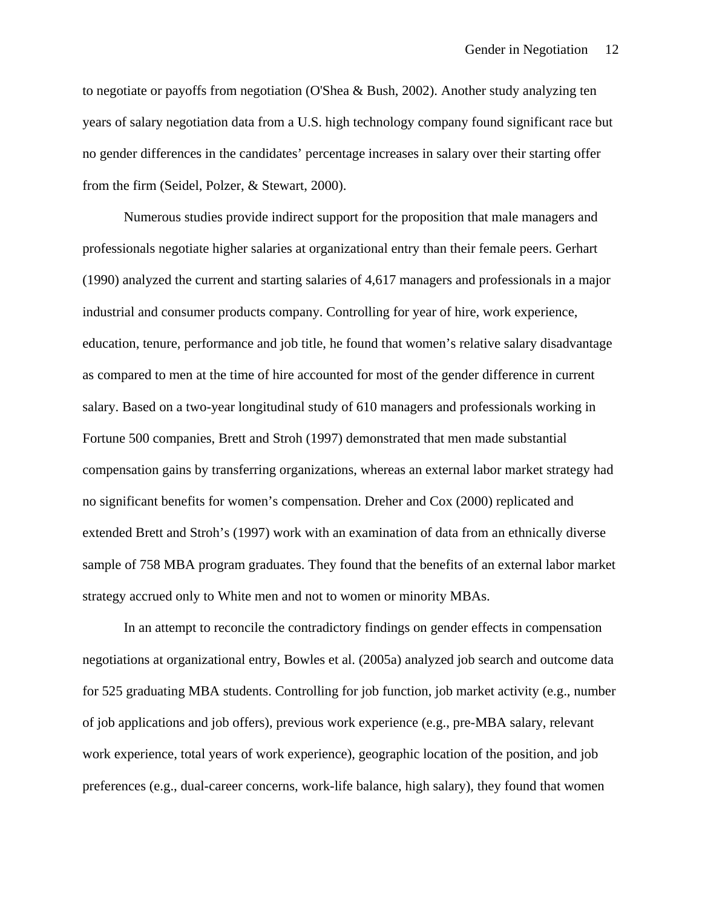to negotiate or payoffs from negotiation (O'Shea & Bush, 2002). Another study analyzing ten years of salary negotiation data from a U.S. high technology company found significant race but no gender differences in the candidates' percentage increases in salary over their starting offer from the firm (Seidel, Polzer, & Stewart, 2000).

Numerous studies provide indirect support for the proposition that male managers and professionals negotiate higher salaries at organizational entry than their female peers. Gerhart (1990) analyzed the current and starting salaries of 4,617 managers and professionals in a major industrial and consumer products company. Controlling for year of hire, work experience, education, tenure, performance and job title, he found that women's relative salary disadvantage as compared to men at the time of hire accounted for most of the gender difference in current salary. Based on a two-year longitudinal study of 610 managers and professionals working in Fortune 500 companies, Brett and Stroh (1997) demonstrated that men made substantial compensation gains by transferring organizations, whereas an external labor market strategy had no significant benefits for women's compensation. Dreher and Cox (2000) replicated and extended Brett and Stroh's (1997) work with an examination of data from an ethnically diverse sample of 758 MBA program graduates. They found that the benefits of an external labor market strategy accrued only to White men and not to women or minority MBAs.

In an attempt to reconcile the contradictory findings on gender effects in compensation negotiations at organizational entry, Bowles et al. (2005a) analyzed job search and outcome data for 525 graduating MBA students. Controlling for job function, job market activity (e.g., number of job applications and job offers), previous work experience (e.g., pre-MBA salary, relevant work experience, total years of work experience), geographic location of the position, and job preferences (e.g., dual-career concerns, work-life balance, high salary), they found that women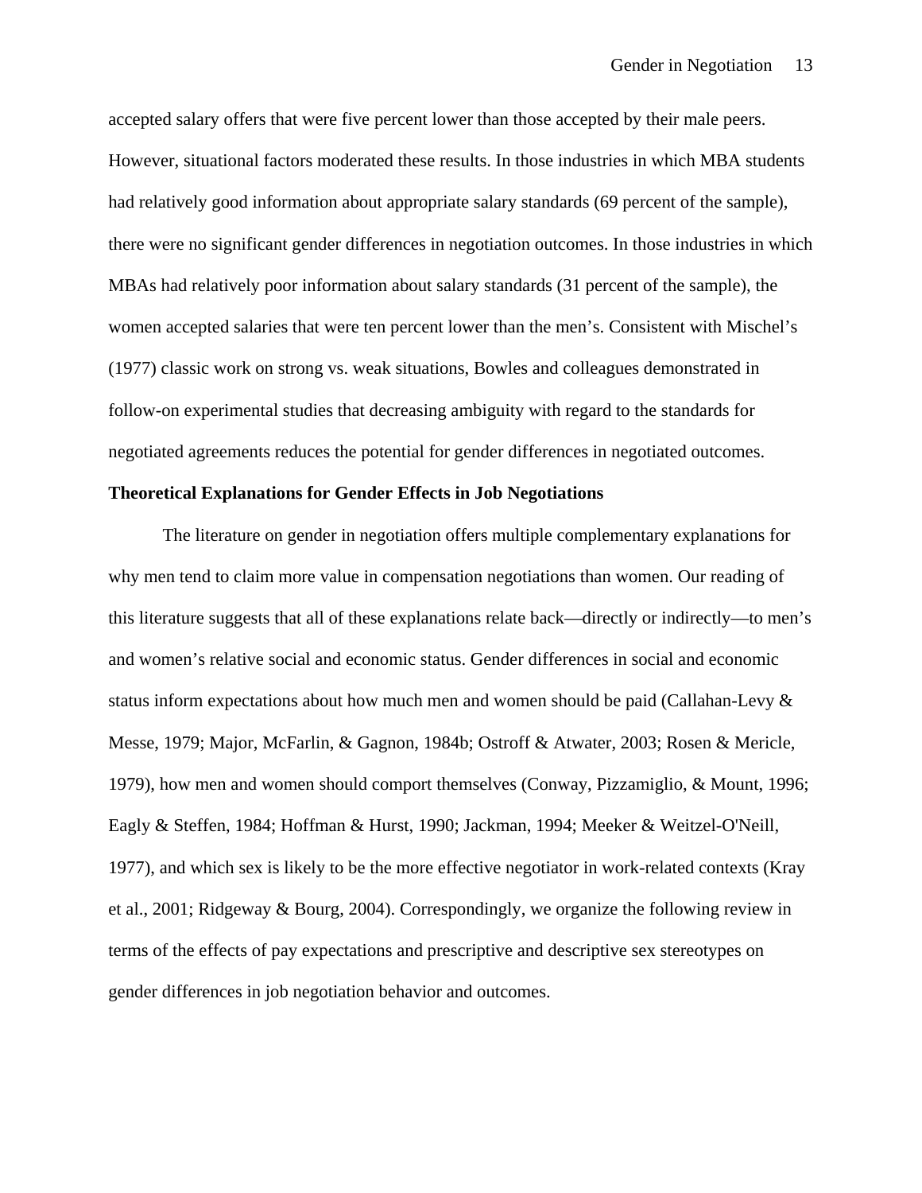accepted salary offers that were five percent lower than those accepted by their male peers. However, situational factors moderated these results. In those industries in which MBA students had relatively good information about appropriate salary standards (69 percent of the sample), there were no significant gender differences in negotiation outcomes. In those industries in which MBAs had relatively poor information about salary standards (31 percent of the sample), the women accepted salaries that were ten percent lower than the men's. Consistent with Mischel's (1977) classic work on strong vs. weak situations, Bowles and colleagues demonstrated in follow-on experimental studies that decreasing ambiguity with regard to the standards for negotiated agreements reduces the potential for gender differences in negotiated outcomes.

**Theoretical Explanations for Gender Effects in Job Negotiations**

The literature on gender in negotiation offers multiple complementary explanations for why men tend to claim more value in compensation negotiations than women. Our reading of this literature suggests that all of these explanations relate back—directly or indirectly—to men's and women's relative social and economic status. Gender differences in social and economic status inform expectations about how much men and women should be paid (Callahan-Levy & Messe, 1979; Major, McFarlin, & Gagnon, 1984b; Ostroff & Atwater, 2003; Rosen & Mericle, 1979), how men and women should comport themselves (Conway, Pizzamiglio, & Mount, 1996; Eagly & Steffen, 1984; Hoffman & Hurst, 1990; Jackman, 1994; Meeker & Weitzel-O'Neill, 1977), and which sex is likely to be the more effective negotiator in work-related contexts (Kray et al., 2001; Ridgeway & Bourg, 2004). Correspondingly, we organize the following review in terms of the effects of pay expectations and prescriptive and descriptive sex stereotypes on gender differences in job negotiation behavior and outcomes.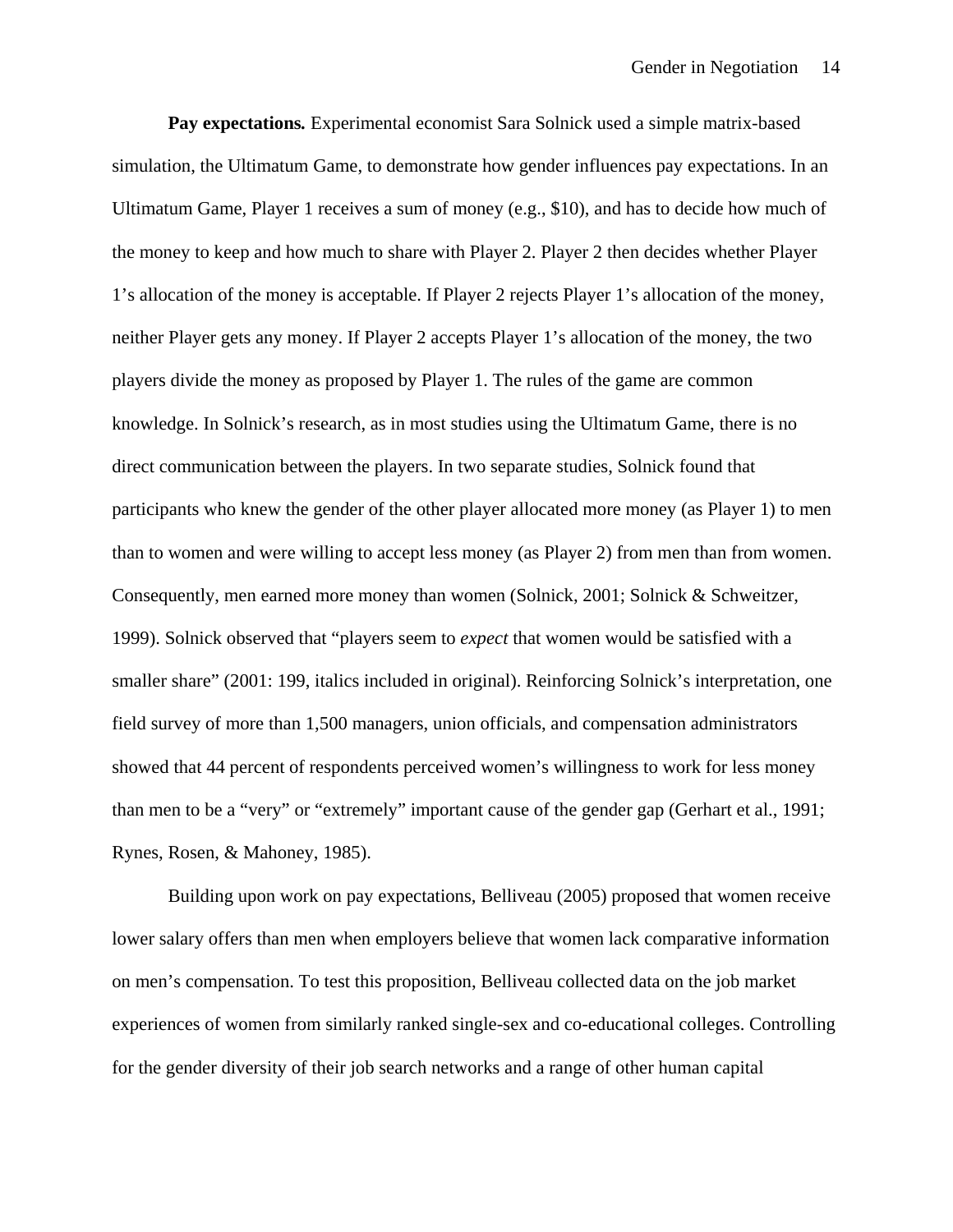**Pay expectations.** Experimental economist Sara Solnick used a simple matrix-based simulation, the Ultimatum Game, to demonstrate how gender influences pay expectations. In an Ultimatum Game, Player 1 receives a sum of money (e.g., $10), and has to decide how much of the money to keep and how much to share with Player 2. Player 2 then decides whether Player 1's allocation of the money is acceptable. If Player 2 rejects Player 1's allocation of the money, neither Player gets any money. If Player 2 accepts Player 1's allocation of the money, the two players divide the money as proposed by Player 1. The rules of the game are common knowledge. In Solnick's research, as in most studies using the Ultimatum Game, there is no direct communication between the players. In two separate studies, Solnick found that participants who knew the gender of the other player allocated more money (as Player 1) to men than to women and were willing to accept less money (as Player 2) from men than from women. Consequently, men earned more money than women (Solnick, 2001; Solnick & Schweitzer, 1999). Solnick observed that "players seem to *expect* that women would be satisfied with a smaller share" (2001: 199, italics included in original). Reinforcing Solnick's interpretation, one field survey of more than 1,500 managers, union officials, and compensation administrators showed that 44 percent of respondents perceived women's willingness to work for less money than men to be a "very" or "extremely" important cause of the gender gap (Gerhart et al., 1991; Rynes, Rosen, & Mahoney, 1985).

Building upon work on pay expectations, Belliveau (2005) proposed that women receive lower salary offers than men when employers believe that women lack comparative information on men's compensation. To test this proposition, Belliveau collected data on the job market experiences of women from similarly ranked single-sex and co-educational colleges. Controlling for the gender diversity of their job search networks and a range of other human capital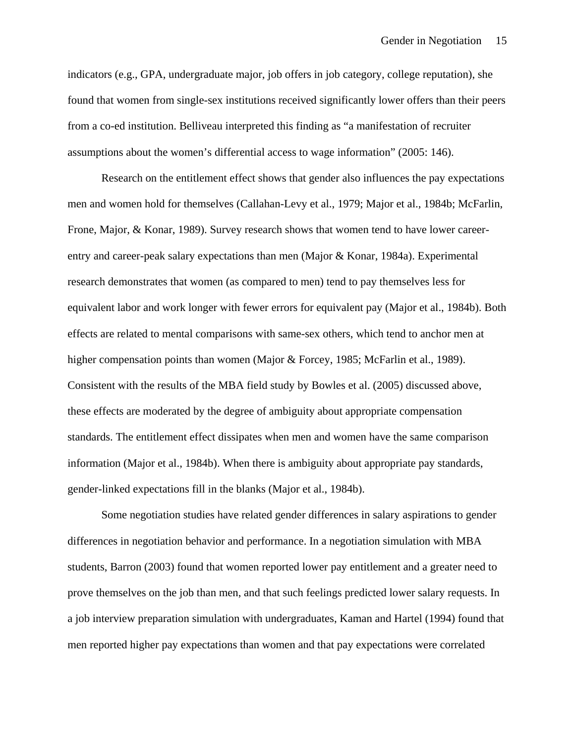indicators (e.g., GPA, undergraduate major, job offers in job category, college reputation), she found that women from single-sex institutions received significantly lower offers than their peers from a co-ed institution. Belliveau interpreted this finding as "a manifestation of recruiter assumptions about the women's differential access to wage information" (2005: 146).

Research on the entitlement effect shows that gender also influences the pay expectations men and women hold for themselves (Callahan-Levy et al., 1979; Major et al., 1984b; McFarlin, Frone, Major, & Konar, 1989). Survey research shows that women tend to have lower career-entry and career-peak salary expectations than men (Major & Konar, 1984a). Experimental research demonstrates that women (as compared to men) tend to pay themselves less for equivalent labor and work longer with fewer errors for equivalent pay (Major et al., 1984b). Both effects are related to mental comparisons with same-sex others, which tend to anchor men at higher compensation points than women (Major & Forcey, 1985; McFarlin et al., 1989). Consistent with the results of the MBA field study by Bowles et al. (2005) discussed above, these effects are moderated by the degree of ambiguity about appropriate compensation standards. The entitlement effect dissipates when men and women have the same comparison information (Major et al., 1984b). When there is ambiguity about appropriate pay standards, gender-linked expectations fill in the blanks (Major et al., 1984b).

Some negotiation studies have related gender differences in salary aspirations to gender differences in negotiation behavior and performance. In a negotiation simulation with MBA students, Barron (2003) found that women reported lower pay entitlement and a greater need to prove themselves on the job than men, and that such feelings predicted lower salary requests. In a job interview preparation simulation with undergraduates, Kaman and Hartel (1994) found that men reported higher pay expectations than women and that pay expectations were correlated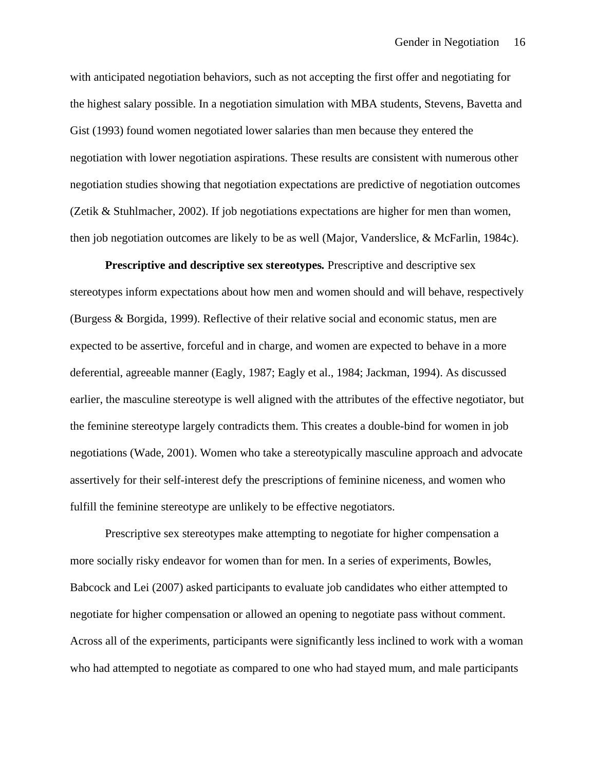with anticipated negotiation behaviors, such as not accepting the first offer and negotiating for the highest salary possible. In a negotiation simulation with MBA students, Stevens, Bavetta and Gist (1993) found women negotiated lower salaries than men because they entered the negotiation with lower negotiation aspirations. These results are consistent with numerous other negotiation studies showing that negotiation expectations are predictive of negotiation outcomes (Zetik & Stuhlmacher, 2002). If job negotiations expectations are higher for men than women, then job negotiation outcomes are likely to be as well (Major, Vanderslice, & McFarlin, 1984c).

**Prescriptive and descriptive sex stereotypes.** Prescriptive and descriptive sex stereotypes inform expectations about how men and women should and will behave, respectively (Burgess & Borgida, 1999). Reflective of their relative social and economic status, men are expected to be assertive, forceful and in charge, and women are expected to behave in a more deferential, agreeable manner (Eagly, 1987; Eagly et al., 1984; Jackman, 1994). As discussed earlier, the masculine stereotype is well aligned with the attributes of the effective negotiator, but the feminine stereotype largely contradicts them. This creates a double-bind for women in job negotiations (Wade, 2001). Women who take a stereotypically masculine approach and advocate assertively for their self-interest defy the prescriptions of feminine niceness, and women who fulfill the feminine stereotype are unlikely to be effective negotiators.

Prescriptive sex stereotypes make attempting to negotiate for higher compensation a more socially risky endeavor for women than for men. In a series of experiments, Bowles, Babcock and Lei (2007) asked participants to evaluate job candidates who either attempted to negotiate for higher compensation or allowed an opening to negotiate pass without comment. Across all of the experiments, participants were significantly less inclined to work with a woman who had attempted to negotiate as compared to one who had stayed mum, and male participants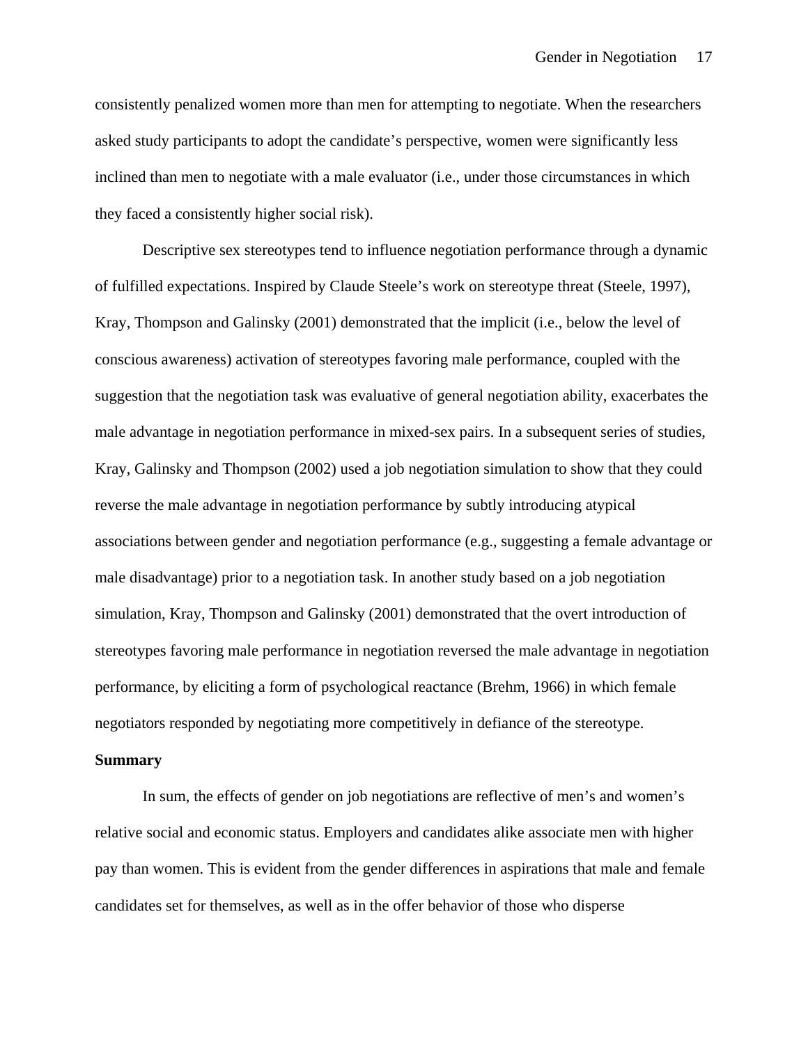consistently penalized women more than men for attempting to negotiate. When the researchers asked study participants to adopt the candidate's perspective, women were significantly less inclined than men to negotiate with a male evaluator (i.e., under those circumstances in which they faced a consistently higher social risk).

Descriptive sex stereotypes tend to influence negotiation performance through a dynamic of fulfilled expectations. Inspired by Claude Steele's work on stereotype threat (Steele, 1997), Kray, Thompson and Galinsky (2001) demonstrated that the implicit (i.e., below the level of conscious awareness) activation of stereotypes favoring male performance, coupled with the suggestion that the negotiation task was evaluative of general negotiation ability, exacerbates the male advantage in negotiation performance in mixed-sex pairs. In a subsequent series of studies, Kray, Galinsky and Thompson (2002) used a job negotiation simulation to show that they could reverse the male advantage in negotiation performance by subtly introducing atypical associations between gender and negotiation performance (e.g., suggesting a female advantage or male disadvantage) prior to a negotiation task. In another study based on a job negotiation simulation, Kray, Thompson and Galinsky (2001) demonstrated that the overt introduction of stereotypes favoring male performance in negotiation reversed the male advantage in negotiation performance, by eliciting a form of psychological reactance (Brehm, 1966) in which female negotiators responded by negotiating more competitively in defiance of the stereotype.

**Summary**

In sum, the effects of gender on job negotiations are reflective of men's and women's relative social and economic status. Employers and candidates alike associate men with higher pay than women. This is evident from the gender differences in aspirations that male and female candidates set for themselves, as well as in the offer behavior of those who disperse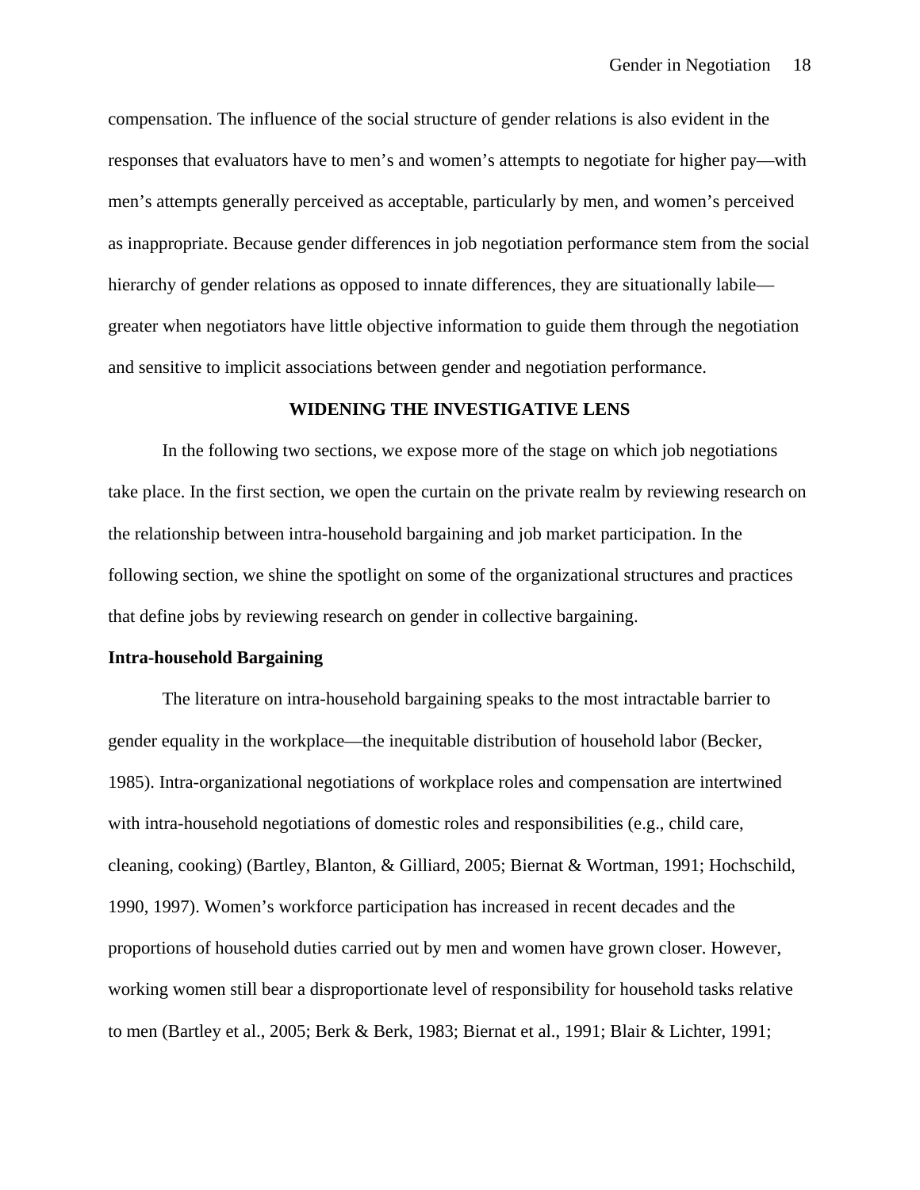compensation. The influence of the social structure of gender relations is also evident in the responses that evaluators have to men's and women's attempts to negotiate for higher pay—with men's attempts generally perceived as acceptable, particularly by men, and women's perceived as inappropriate. Because gender differences in job negotiation performance stem from the social hierarchy of gender relations as opposed to innate differences, they are situationally labile—greater when negotiators have little objective information to guide them through the negotiation and sensitive to implicit associations between gender and negotiation performance.

## WIDENING THE INVESTIGATIVE LENS

In the following two sections, we expose more of the stage on which job negotiations take place. In the first section, we open the curtain on the private realm by reviewing research on the relationship between intra-household bargaining and job market participation. In the following section, we shine the spotlight on some of the organizational structures and practices that define jobs by reviewing research on gender in collective bargaining.

### Intra-household Bargaining

The literature on intra-household bargaining speaks to the most intractable barrier to gender equality in the workplace—the inequitable distribution of household labor (Becker, 1985). Intra-organizational negotiations of workplace roles and compensation are intertwined with intra-household negotiations of domestic roles and responsibilities (e.g., child care, cleaning, cooking) (Bartley, Blanton, & Gilliard, 2005; Biernat & Wortman, 1991; Hochschild, 1990, 1997). Women's workforce participation has increased in recent decades and the proportions of household duties carried out by men and women have grown closer. However, working women still bear a disproportionate level of responsibility for household tasks relative to men (Bartley et al., 2005; Berk & Berk, 1983; Biernat et al., 1991; Blair & Lichter, 1991;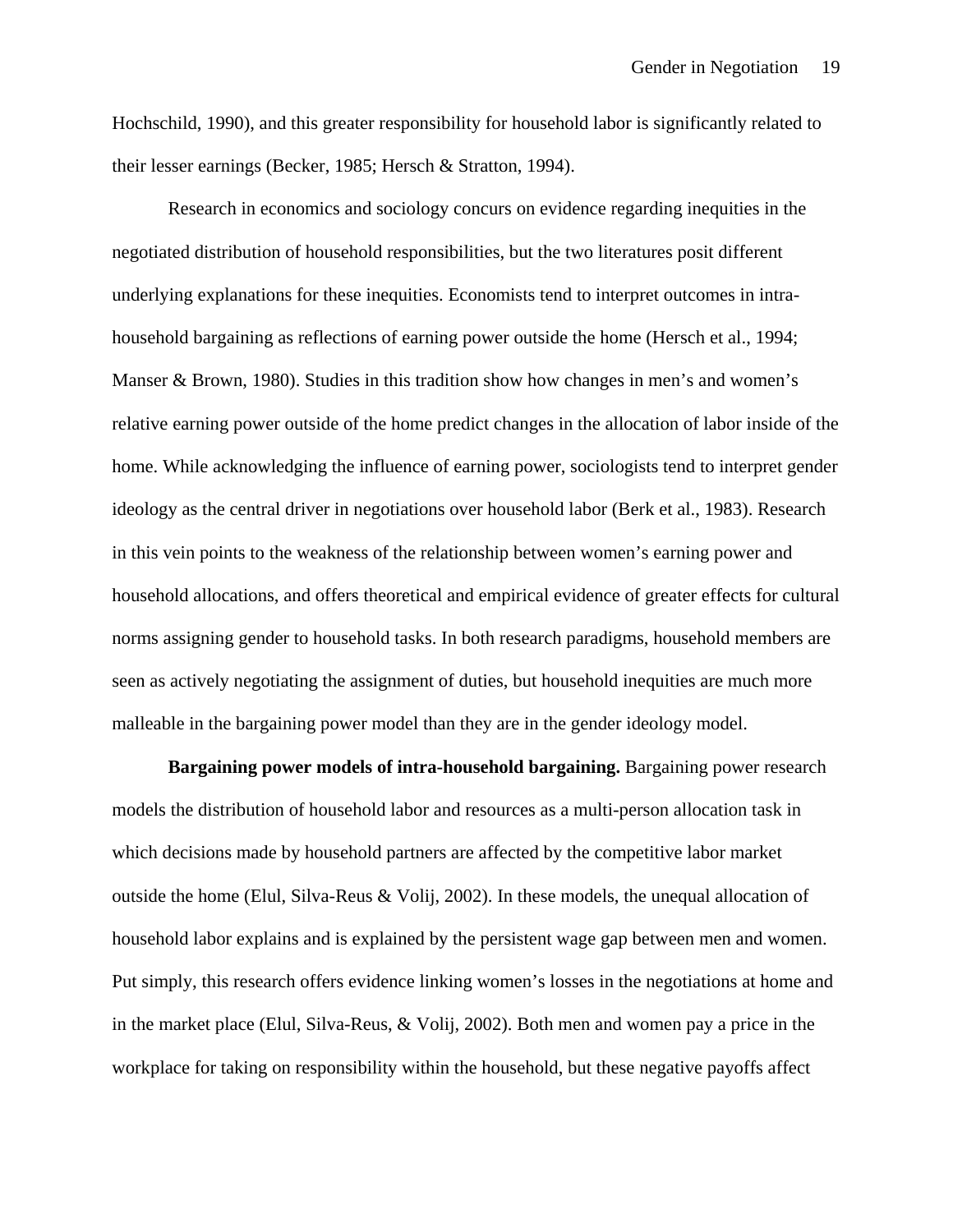Hochschild, 1990), and this greater responsibility for household labor is significantly related to their lesser earnings (Becker, 1985; Hersch & Stratton, 1994).

Research in economics and sociology concurs on evidence regarding inequities in the negotiated distribution of household responsibilities, but the two literatures posit different underlying explanations for these inequities. Economists tend to interpret outcomes in intra-household bargaining as reflections of earning power outside the home (Hersch et al., 1994; Manser & Brown, 1980). Studies in this tradition show how changes in men's and women's relative earning power outside of the home predict changes in the allocation of labor inside of the home. While acknowledging the influence of earning power, sociologists tend to interpret gender ideology as the central driver in negotiations over household labor (Berk et al., 1983). Research in this vein points to the weakness of the relationship between women's earning power and household allocations, and offers theoretical and empirical evidence of greater effects for cultural norms assigning gender to household tasks. In both research paradigms, household members are seen as actively negotiating the assignment of duties, but household inequities are much more malleable in the bargaining power model than they are in the gender ideology model.

**Bargaining power models of intra-household bargaining.** Bargaining power research models the distribution of household labor and resources as a multi-person allocation task in which decisions made by household partners are affected by the competitive labor market outside the home (Elul, Silva-Reus & Volij, 2002). In these models, the unequal allocation of household labor explains and is explained by the persistent wage gap between men and women. Put simply, this research offers evidence linking women's losses in the negotiations at home and in the market place (Elul, Silva-Reus, & Volij, 2002). Both men and women pay a price in the workplace for taking on responsibility within the household, but these negative payoffs affect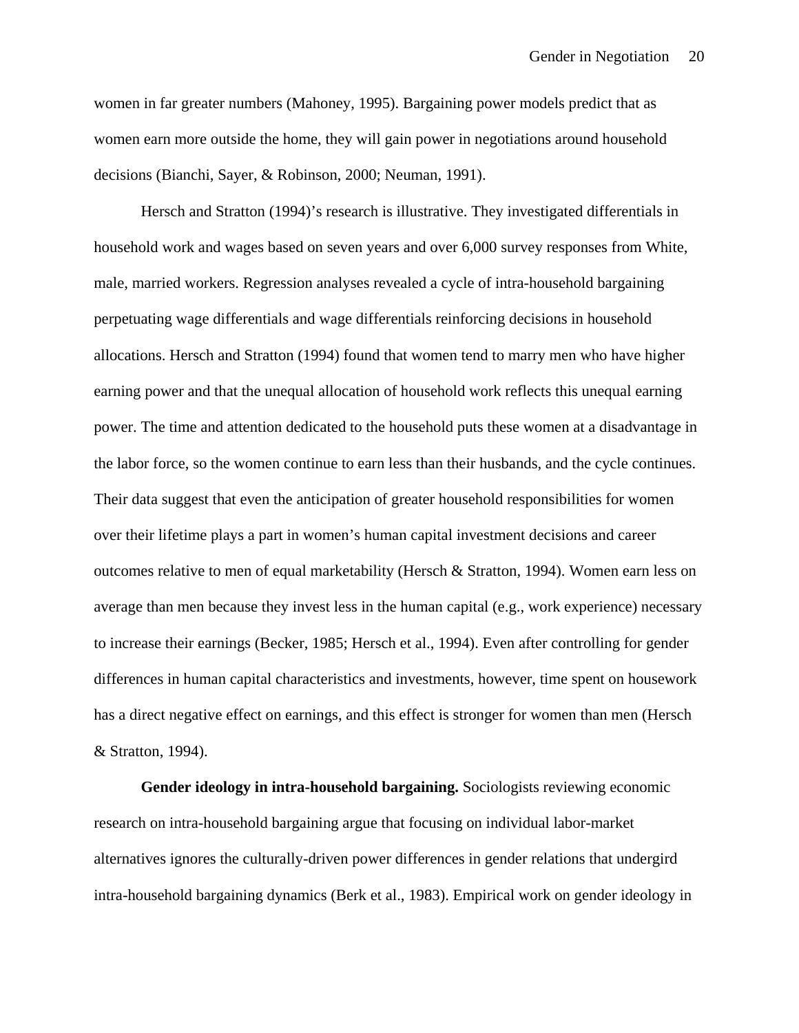women in far greater numbers (Mahoney, 1995). Bargaining power models predict that as women earn more outside the home, they will gain power in negotiations around household decisions (Bianchi, Sayer, & Robinson, 2000; Neuman, 1991).

Hersch and Stratton (1994)'s research is illustrative. They investigated differentials in household work and wages based on seven years and over 6,000 survey responses from White, male, married workers. Regression analyses revealed a cycle of intra-household bargaining perpetuating wage differentials and wage differentials reinforcing decisions in household allocations. Hersch and Stratton (1994) found that women tend to marry men who have higher earning power and that the unequal allocation of household work reflects this unequal earning power. The time and attention dedicated to the household puts these women at a disadvantage in the labor force, so the women continue to earn less than their husbands, and the cycle continues. Their data suggest that even the anticipation of greater household responsibilities for women over their lifetime plays a part in women's human capital investment decisions and career outcomes relative to men of equal marketability (Hersch & Stratton, 1994). Women earn less on average than men because they invest less in the human capital (e.g., work experience) necessary to increase their earnings (Becker, 1985; Hersch et al., 1994). Even after controlling for gender differences in human capital characteristics and investments, however, time spent on housework has a direct negative effect on earnings, and this effect is stronger for women than men (Hersch & Stratton, 1994).

**Gender ideology in intra-household bargaining.** Sociologists reviewing economic research on intra-household bargaining argue that focusing on individual labor-market alternatives ignores the culturally-driven power differences in gender relations that undergird intra-household bargaining dynamics (Berk et al., 1983). Empirical work on gender ideology in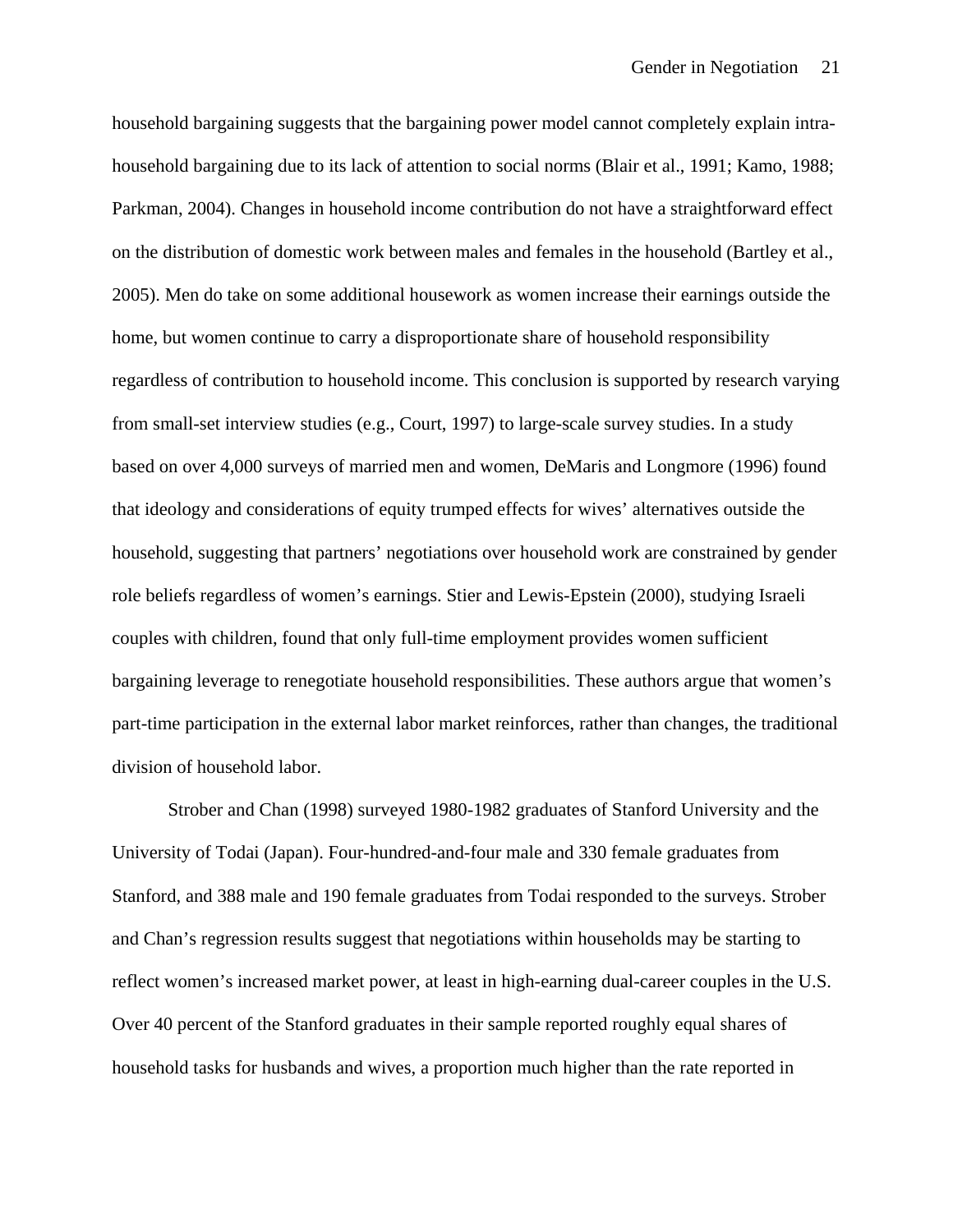household bargaining suggests that the bargaining power model cannot completely explain intra-household bargaining due to its lack of attention to social norms (Blair et al., 1991; Kamo, 1988; Parkman, 2004). Changes in household income contribution do not have a straightforward effect on the distribution of domestic work between males and females in the household (Bartley et al., 2005). Men do take on some additional housework as women increase their earnings outside the home, but women continue to carry a disproportionate share of household responsibility regardless of contribution to household income. This conclusion is supported by research varying from small-set interview studies (e.g., Court, 1997) to large-scale survey studies. In a study based on over 4,000 surveys of married men and women, DeMaris and Longmore (1996) found that ideology and considerations of equity trumped effects for wives' alternatives outside the household, suggesting that partners' negotiations over household work are constrained by gender role beliefs regardless of women's earnings. Stier and Lewis-Epstein (2000), studying Israeli couples with children, found that only full-time employment provides women sufficient bargaining leverage to renegotiate household responsibilities. These authors argue that women's part-time participation in the external labor market reinforces, rather than changes, the traditional division of household labor.

Strober and Chan (1998) surveyed 1980-1982 graduates of Stanford University and the University of Todai (Japan). Four-hundred-and-four male and 330 female graduates from Stanford, and 388 male and 190 female graduates from Todai responded to the surveys. Strober and Chan's regression results suggest that negotiations within households may be starting to reflect women's increased market power, at least in high-earning dual-career couples in the U.S. Over 40 percent of the Stanford graduates in their sample reported roughly equal shares of household tasks for husbands and wives, a proportion much higher than the rate reported in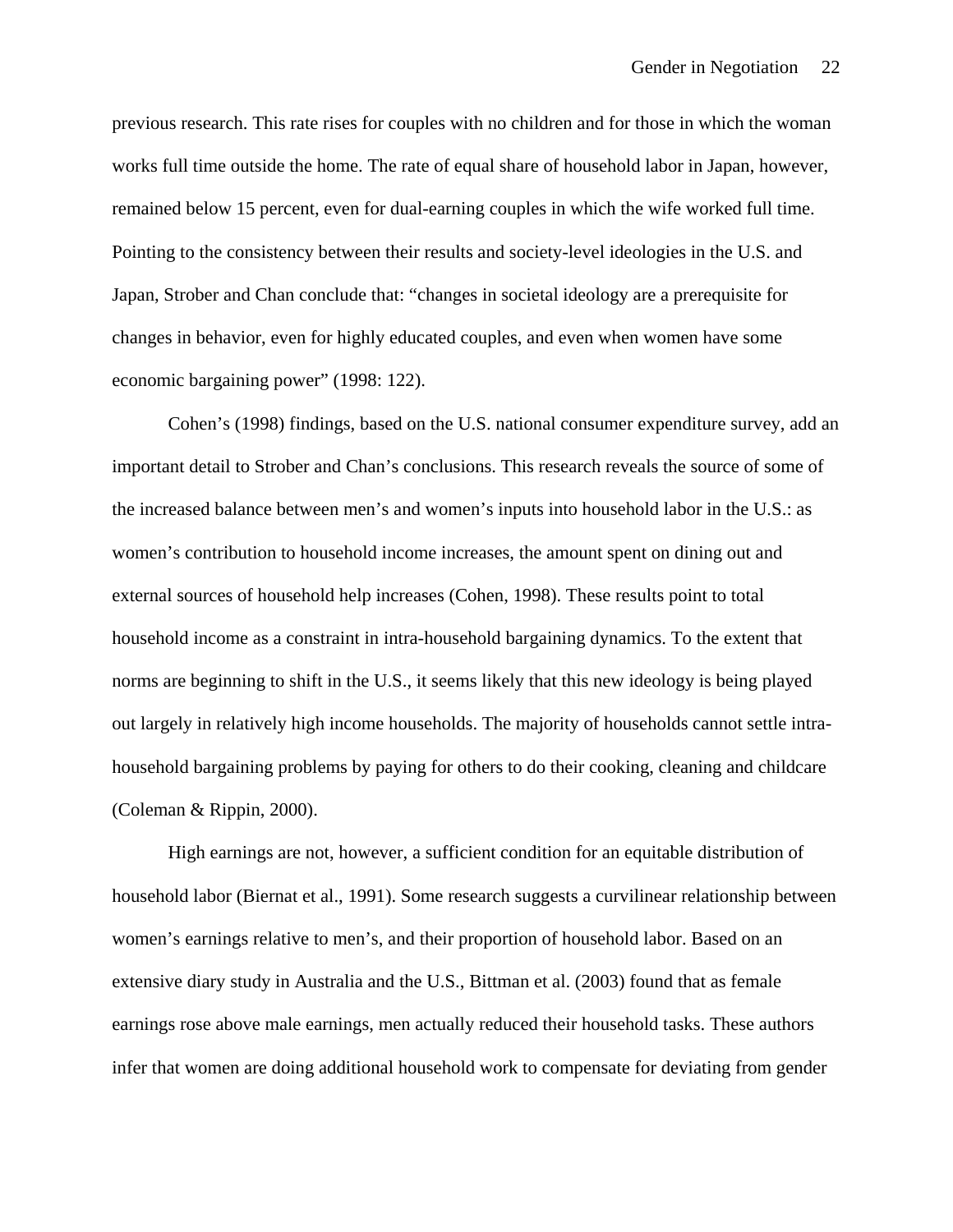previous research. This rate rises for couples with no children and for those in which the woman works full time outside the home. The rate of equal share of household labor in Japan, however, remained below 15 percent, even for dual-earning couples in which the wife worked full time. Pointing to the consistency between their results and society-level ideologies in the U.S. and Japan, Strober and Chan conclude that: "changes in societal ideology are a prerequisite for changes in behavior, even for highly educated couples, and even when women have some economic bargaining power" (1998: 122).

Cohen's (1998) findings, based on the U.S. national consumer expenditure survey, add an important detail to Strober and Chan's conclusions. This research reveals the source of some of the increased balance between men's and women's inputs into household labor in the U.S.: as women's contribution to household income increases, the amount spent on dining out and external sources of household help increases (Cohen, 1998). These results point to total household income as a constraint in intra-household bargaining dynamics. To the extent that norms are beginning to shift in the U.S., it seems likely that this new ideology is being played out largely in relatively high income households. The majority of households cannot settle intra-household bargaining problems by paying for others to do their cooking, cleaning and childcare (Coleman & Rippin, 2000).

High earnings are not, however, a sufficient condition for an equitable distribution of household labor (Biernat et al., 1991). Some research suggests a curvilinear relationship between women's earnings relative to men's, and their proportion of household labor. Based on an extensive diary study in Australia and the U.S., Bittman et al. (2003) found that as female earnings rose above male earnings, men actually reduced their household tasks. These authors infer that women are doing additional household work to compensate for deviating from gender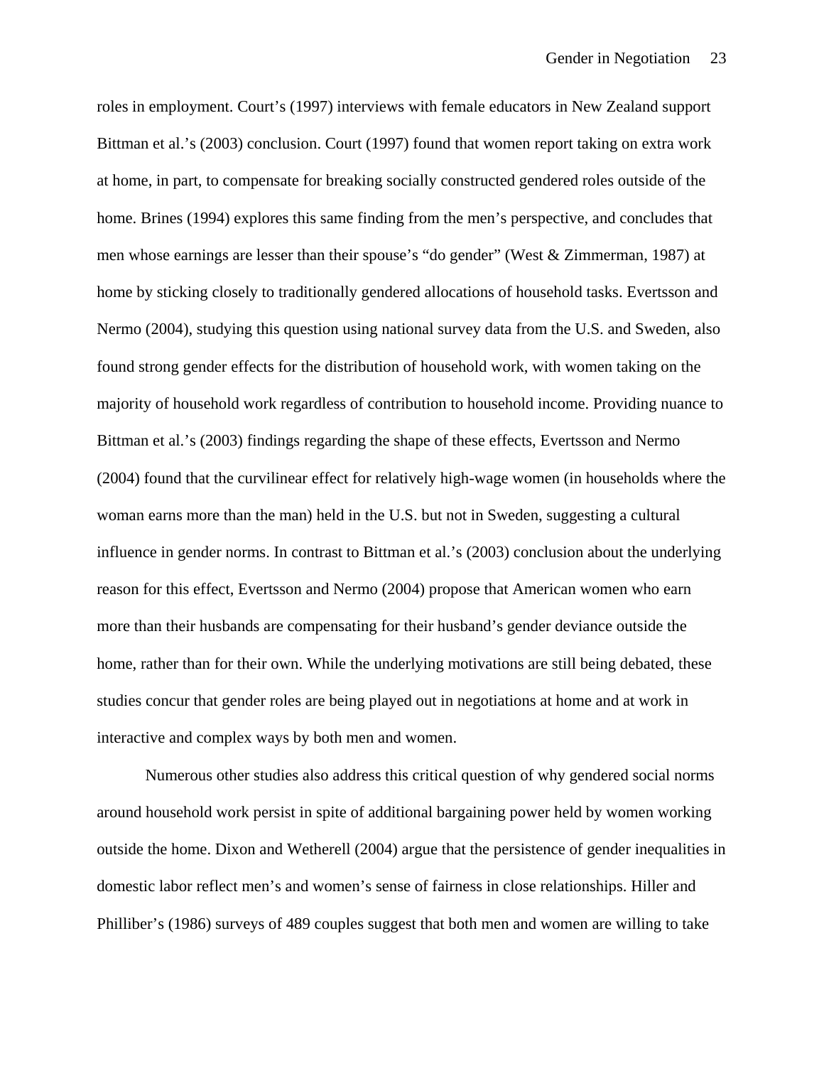roles in employment. Court's (1997) interviews with female educators in New Zealand support Bittman et al.'s (2003) conclusion. Court (1997) found that women report taking on extra work at home, in part, to compensate for breaking socially constructed gendered roles outside of the home. Brines (1994) explores this same finding from the men's perspective, and concludes that men whose earnings are lesser than their spouse's "do gender" (West & Zimmerman, 1987) at home by sticking closely to traditionally gendered allocations of household tasks. Evertsson and Nermo (2004), studying this question using national survey data from the U.S. and Sweden, also found strong gender effects for the distribution of household work, with women taking on the majority of household work regardless of contribution to household income. Providing nuance to Bittman et al.'s (2003) findings regarding the shape of these effects, Evertsson and Nermo (2004) found that the curvilinear effect for relatively high-wage women (in households where the woman earns more than the man) held in the U.S. but not in Sweden, suggesting a cultural influence in gender norms. In contrast to Bittman et al.'s (2003) conclusion about the underlying reason for this effect, Evertsson and Nermo (2004) propose that American women who earn more than their husbands are compensating for their husband's gender deviance outside the home, rather than for their own. While the underlying motivations are still being debated, these studies concur that gender roles are being played out in negotiations at home and at work in interactive and complex ways by both men and women.

Numerous other studies also address this critical question of why gendered social norms around household work persist in spite of additional bargaining power held by women working outside the home. Dixon and Wetherell (2004) argue that the persistence of gender inequalities in domestic labor reflect men's and women's sense of fairness in close relationships. Hiller and Philliber's (1986) surveys of 489 couples suggest that both men and women are willing to take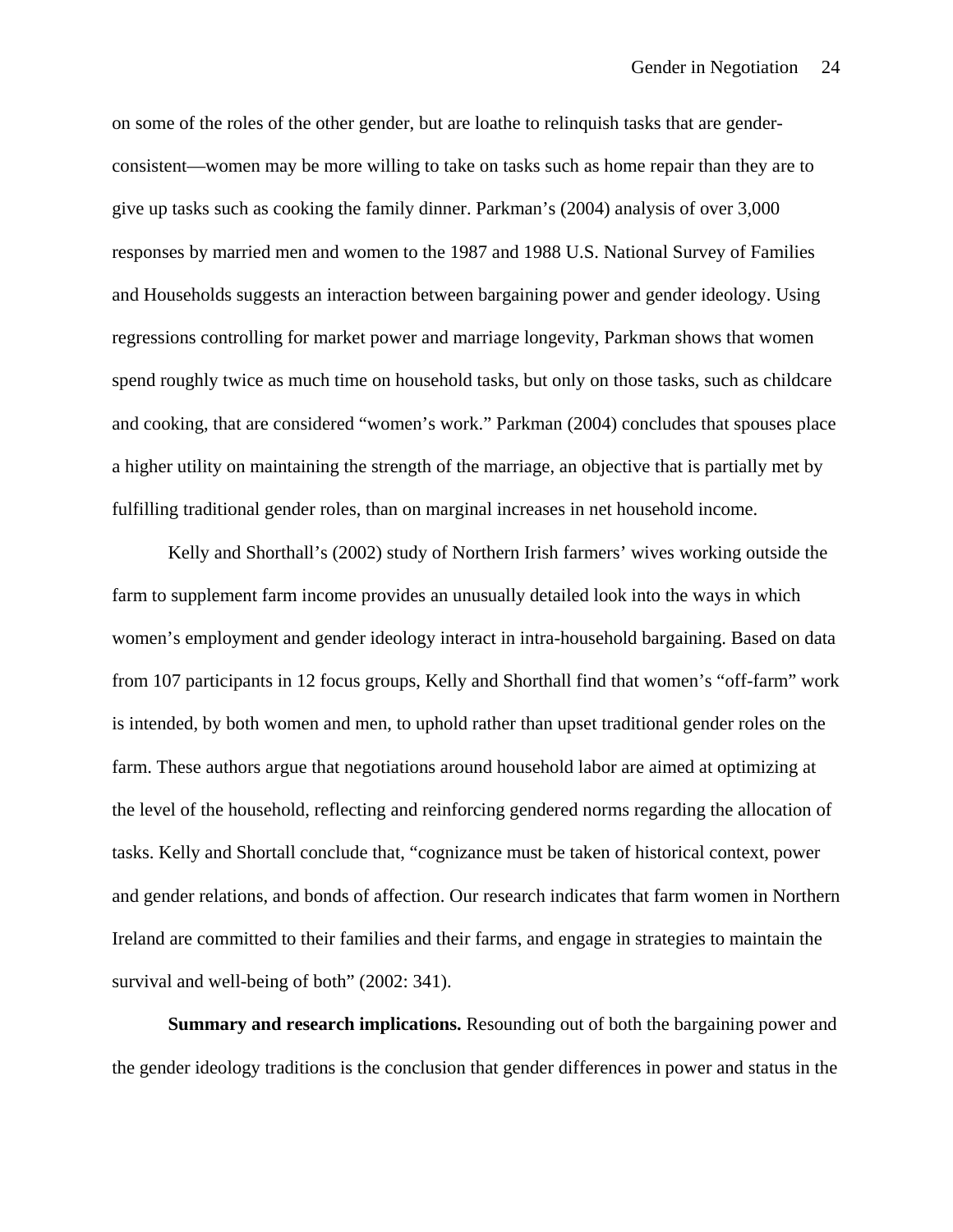on some of the roles of the other gender, but are loathe to relinquish tasks that are gender-consistent—women may be more willing to take on tasks such as home repair than they are to give up tasks such as cooking the family dinner. Parkman's (2004) analysis of over 3,000 responses by married men and women to the 1987 and 1988 U.S. National Survey of Families and Households suggests an interaction between bargaining power and gender ideology. Using regressions controlling for market power and marriage longevity, Parkman shows that women spend roughly twice as much time on household tasks, but only on those tasks, such as childcare and cooking, that are considered "women's work." Parkman (2004) concludes that spouses place a higher utility on maintaining the strength of the marriage, an objective that is partially met by fulfilling traditional gender roles, than on marginal increases in net household income.

Kelly and Shorthall's (2002) study of Northern Irish farmers' wives working outside the farm to supplement farm income provides an unusually detailed look into the ways in which women's employment and gender ideology interact in intra-household bargaining. Based on data from 107 participants in 12 focus groups, Kelly and Shorthall find that women's "off-farm" work is intended, by both women and men, to uphold rather than upset traditional gender roles on the farm. These authors argue that negotiations around household labor are aimed at optimizing at the level of the household, reflecting and reinforcing gendered norms regarding the allocation of tasks. Kelly and Shortall conclude that, "cognizance must be taken of historical context, power and gender relations, and bonds of affection. Our research indicates that farm women in Northern Ireland are committed to their families and their farms, and engage in strategies to maintain the survival and well-being of both" (2002: 341).

**Summary and research implications.** Resounding out of both the bargaining power and the gender ideology traditions is the conclusion that gender differences in power and status in the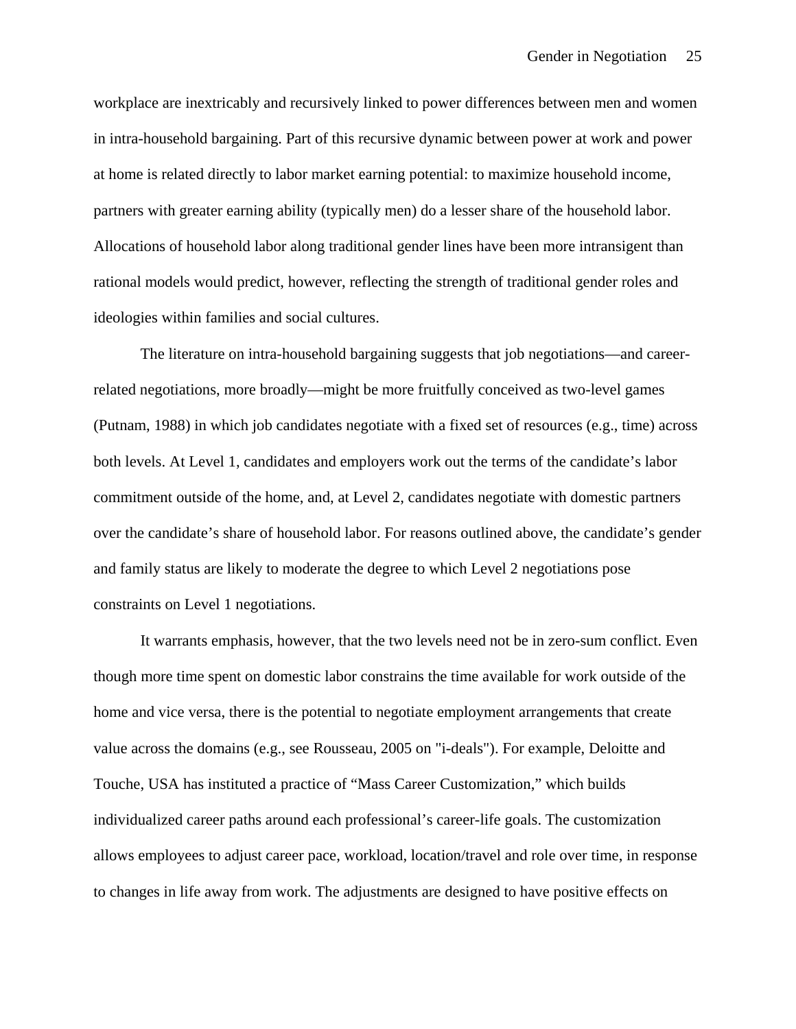workplace are inextricably and recursively linked to power differences between men and women in intra-household bargaining. Part of this recursive dynamic between power at work and power at home is related directly to labor market earning potential: to maximize household income, partners with greater earning ability (typically men) do a lesser share of the household labor. Allocations of household labor along traditional gender lines have been more intransigent than rational models would predict, however, reflecting the strength of traditional gender roles and ideologies within families and social cultures.

The literature on intra-household bargaining suggests that job negotiations—and career-related negotiations, more broadly—might be more fruitfully conceived as two-level games (Putnam, 1988) in which job candidates negotiate with a fixed set of resources (e.g., time) across both levels. At Level 1, candidates and employers work out the terms of the candidate's labor commitment outside of the home, and, at Level 2, candidates negotiate with domestic partners over the candidate's share of household labor. For reasons outlined above, the candidate's gender and family status are likely to moderate the degree to which Level 2 negotiations pose constraints on Level 1 negotiations.

It warrants emphasis, however, that the two levels need not be in zero-sum conflict. Even though more time spent on domestic labor constrains the time available for work outside of the home and vice versa, there is the potential to negotiate employment arrangements that create value across the domains (e.g., see Rousseau, 2005 on "i-deals"). For example, Deloitte and Touche, USA has instituted a practice of "Mass Career Customization," which builds individualized career paths around each professional's career-life goals. The customization allows employees to adjust career pace, workload, location/travel and role over time, in response to changes in life away from work. The adjustments are designed to have positive effects on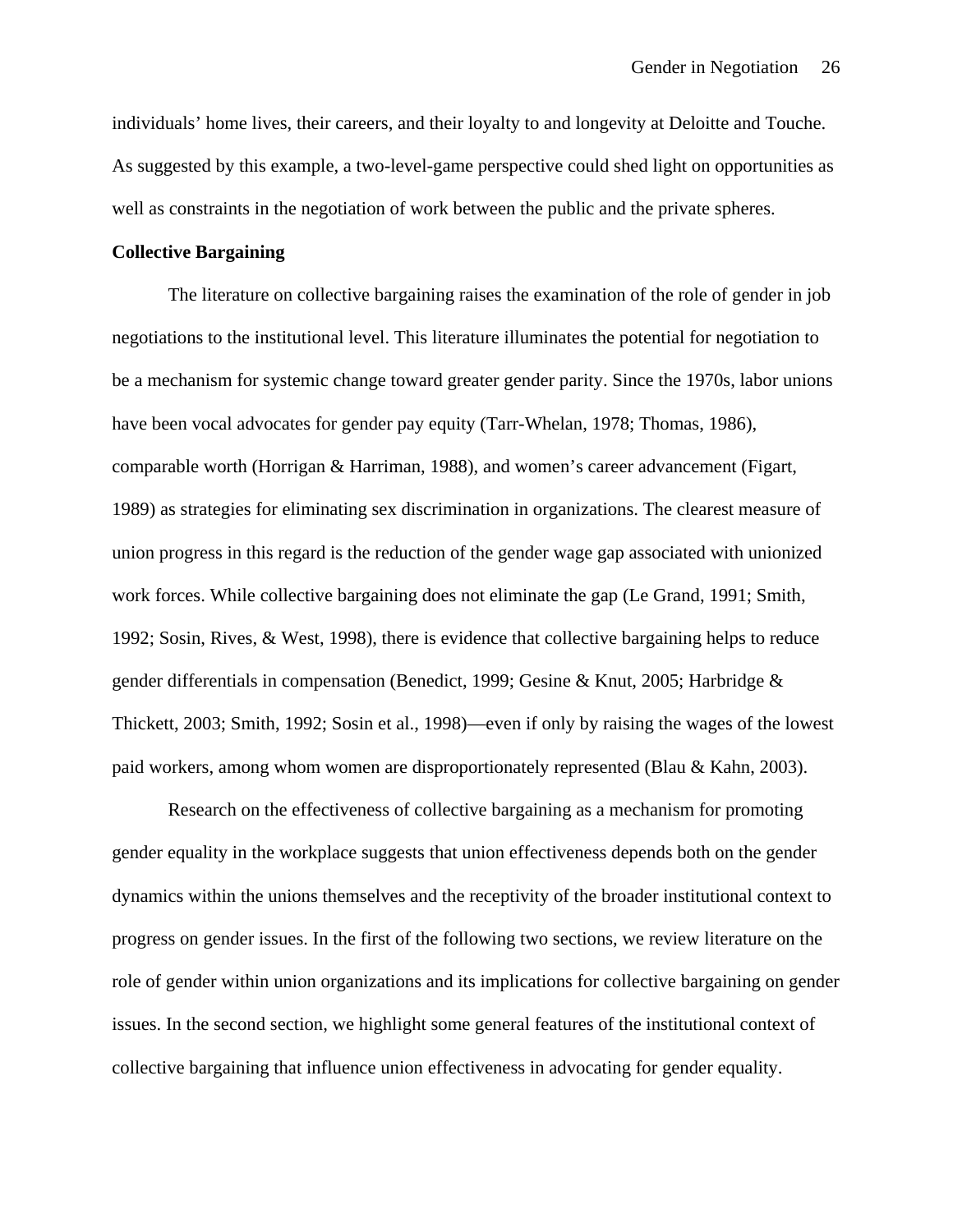individuals' home lives, their careers, and their loyalty to and longevity at Deloitte and Touche. As suggested by this example, a two-level-game perspective could shed light on opportunities as well as constraints in the negotiation of work between the public and the private spheres.

**Collective Bargaining**

The literature on collective bargaining raises the examination of the role of gender in job negotiations to the institutional level. This literature illuminates the potential for negotiation to be a mechanism for systemic change toward greater gender parity. Since the 1970s, labor unions have been vocal advocates for gender pay equity (Tarr-Whelan, 1978; Thomas, 1986), comparable worth (Horrigan & Harriman, 1988), and women's career advancement (Figart, 1989) as strategies for eliminating sex discrimination in organizations. The clearest measure of union progress in this regard is the reduction of the gender wage gap associated with unionized work forces. While collective bargaining does not eliminate the gap (Le Grand, 1991; Smith, 1992; Sosin, Rives, & West, 1998), there is evidence that collective bargaining helps to reduce gender differentials in compensation (Benedict, 1999; Gesine & Knut, 2005; Harbridge & Thickett, 2003; Smith, 1992; Sosin et al., 1998)—even if only by raising the wages of the lowest paid workers, among whom women are disproportionately represented (Blau & Kahn, 2003).

Research on the effectiveness of collective bargaining as a mechanism for promoting gender equality in the workplace suggests that union effectiveness depends both on the gender dynamics within the unions themselves and the receptivity of the broader institutional context to progress on gender issues. In the first of the following two sections, we review literature on the role of gender within union organizations and its implications for collective bargaining on gender issues. In the second section, we highlight some general features of the institutional context of collective bargaining that influence union effectiveness in advocating for gender equality.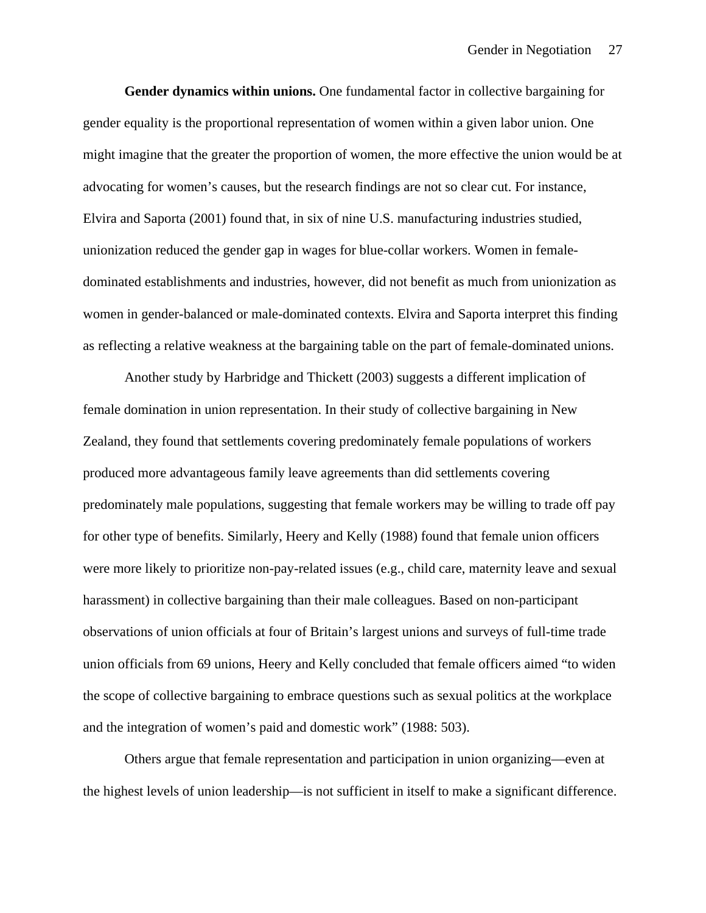**Gender dynamics within unions.** One fundamental factor in collective bargaining for gender equality is the proportional representation of women within a given labor union. One might imagine that the greater the proportion of women, the more effective the union would be at advocating for women's causes, but the research findings are not so clear cut. For instance, Elvira and Saporta (2001) found that, in six of nine U.S. manufacturing industries studied, unionization reduced the gender gap in wages for blue-collar workers. Women in female-dominated establishments and industries, however, did not benefit as much from unionization as women in gender-balanced or male-dominated contexts. Elvira and Saporta interpret this finding as reflecting a relative weakness at the bargaining table on the part of female-dominated unions.

Another study by Harbridge and Thickett (2003) suggests a different implication of female domination in union representation. In their study of collective bargaining in New Zealand, they found that settlements covering predominately female populations of workers produced more advantageous family leave agreements than did settlements covering predominately male populations, suggesting that female workers may be willing to trade off pay for other type of benefits. Similarly, Heery and Kelly (1988) found that female union officers were more likely to prioritize non-pay-related issues (e.g., child care, maternity leave and sexual harassment) in collective bargaining than their male colleagues. Based on non-participant observations of union officials at four of Britain's largest unions and surveys of full-time trade union officials from 69 unions, Heery and Kelly concluded that female officers aimed "to widen the scope of collective bargaining to embrace questions such as sexual politics at the workplace and the integration of women's paid and domestic work" (1988: 503).

Others argue that female representation and participation in union organizing—even at the highest levels of union leadership—is not sufficient in itself to make a significant difference.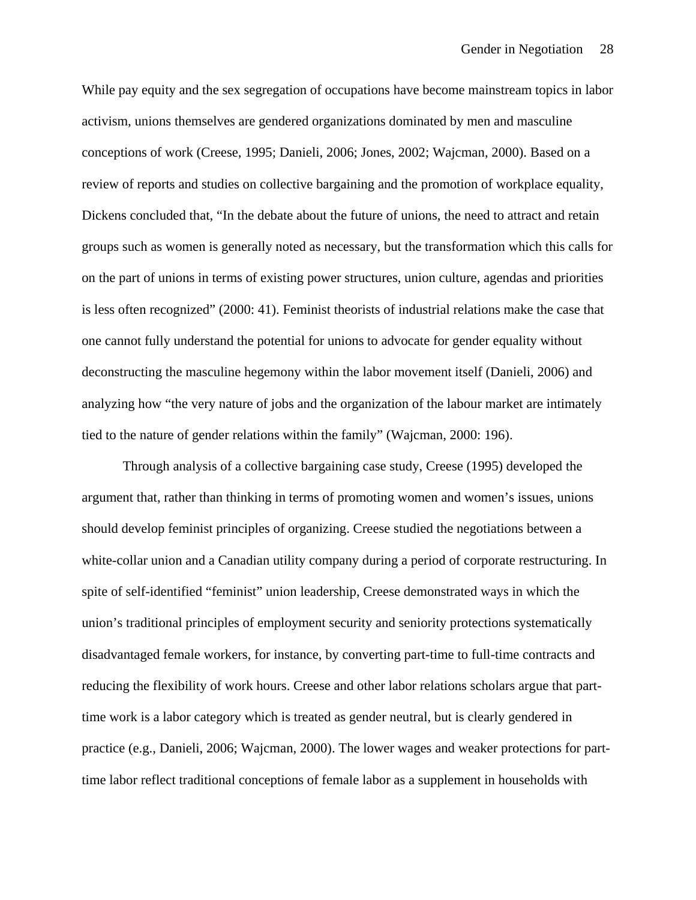While pay equity and the sex segregation of occupations have become mainstream topics in labor activism, unions themselves are gendered organizations dominated by men and masculine conceptions of work (Creese, 1995; Danieli, 2006; Jones, 2002; Wajcman, 2000). Based on a review of reports and studies on collective bargaining and the promotion of workplace equality, Dickens concluded that, "In the debate about the future of unions, the need to attract and retain groups such as women is generally noted as necessary, but the transformation which this calls for on the part of unions in terms of existing power structures, union culture, agendas and priorities is less often recognized" (2000: 41). Feminist theorists of industrial relations make the case that one cannot fully understand the potential for unions to advocate for gender equality without deconstructing the masculine hegemony within the labor movement itself (Danieli, 2006) and analyzing how "the very nature of jobs and the organization of the labour market are intimately tied to the nature of gender relations within the family" (Wajcman, 2000: 196).

Through analysis of a collective bargaining case study, Creese (1995) developed the argument that, rather than thinking in terms of promoting women and women's issues, unions should develop feminist principles of organizing. Creese studied the negotiations between a white-collar union and a Canadian utility company during a period of corporate restructuring. In spite of self-identified "feminist" union leadership, Creese demonstrated ways in which the union's traditional principles of employment security and seniority protections systematically disadvantaged female workers, for instance, by converting part-time to full-time contracts and reducing the flexibility of work hours. Creese and other labor relations scholars argue that part-time work is a labor category which is treated as gender neutral, but is clearly gendered in practice (e.g., Danieli, 2006; Wajcman, 2000). The lower wages and weaker protections for part-time labor reflect traditional conceptions of female labor as a supplement in households with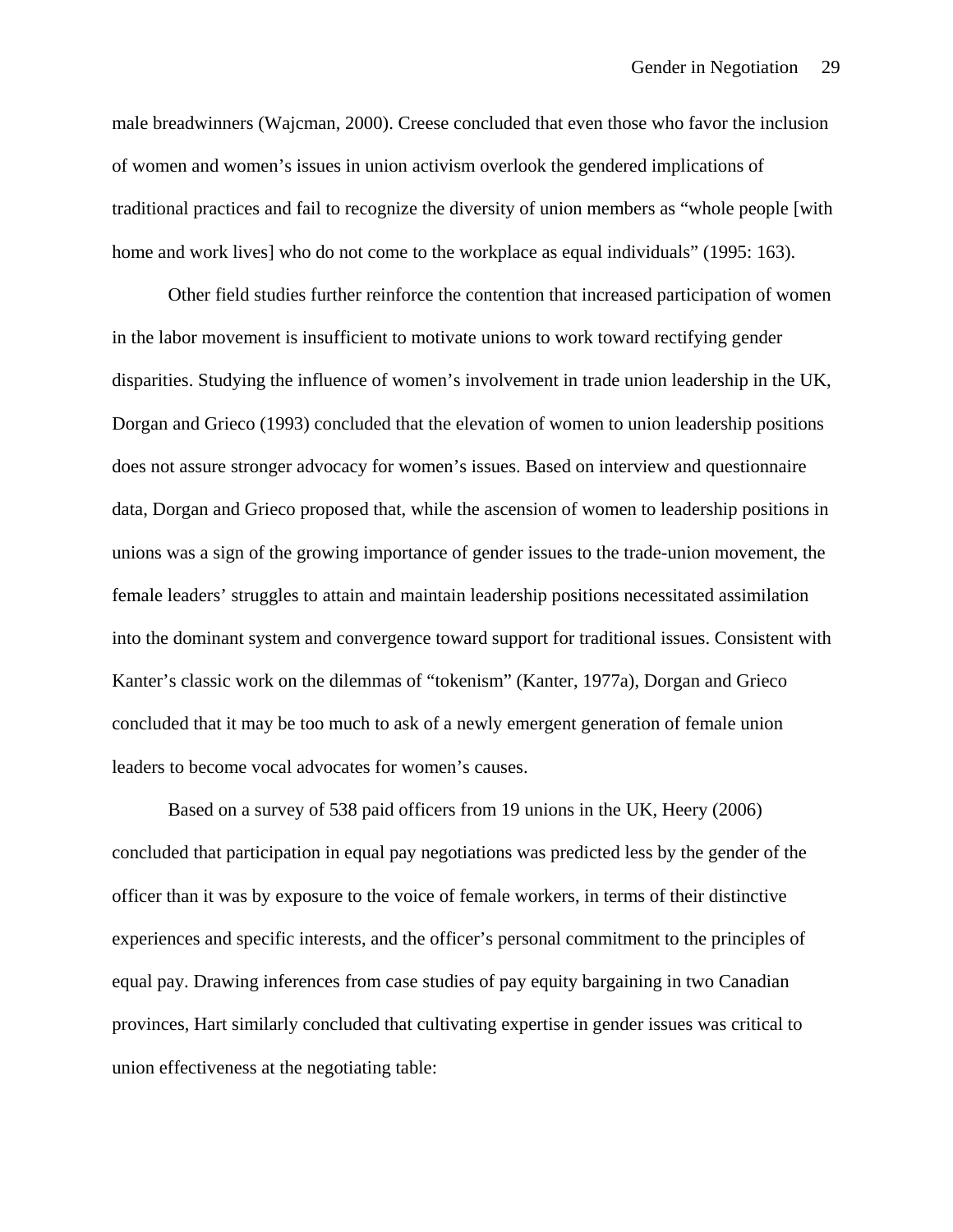male breadwinners (Wajcman, 2000). Creese concluded that even those who favor the inclusion of women and women's issues in union activism overlook the gendered implications of traditional practices and fail to recognize the diversity of union members as "whole people [with home and work lives] who do not come to the workplace as equal individuals" (1995: 163).

Other field studies further reinforce the contention that increased participation of women in the labor movement is insufficient to motivate unions to work toward rectifying gender disparities. Studying the influence of women's involvement in trade union leadership in the UK, Dorgan and Grieco (1993) concluded that the elevation of women to union leadership positions does not assure stronger advocacy for women's issues. Based on interview and questionnaire data, Dorgan and Grieco proposed that, while the ascension of women to leadership positions in unions was a sign of the growing importance of gender issues to the trade-union movement, the female leaders' struggles to attain and maintain leadership positions necessitated assimilation into the dominant system and convergence toward support for traditional issues. Consistent with Kanter's classic work on the dilemmas of "tokenism" (Kanter, 1977a), Dorgan and Grieco concluded that it may be too much to ask of a newly emergent generation of female union leaders to become vocal advocates for women's causes.

Based on a survey of 538 paid officers from 19 unions in the UK, Heery (2006) concluded that participation in equal pay negotiations was predicted less by the gender of the officer than it was by exposure to the voice of female workers, in terms of their distinctive experiences and specific interests, and the officer's personal commitment to the principles of equal pay. Drawing inferences from case studies of pay equity bargaining in two Canadian provinces, Hart similarly concluded that cultivating expertise in gender issues was critical to union effectiveness at the negotiating table: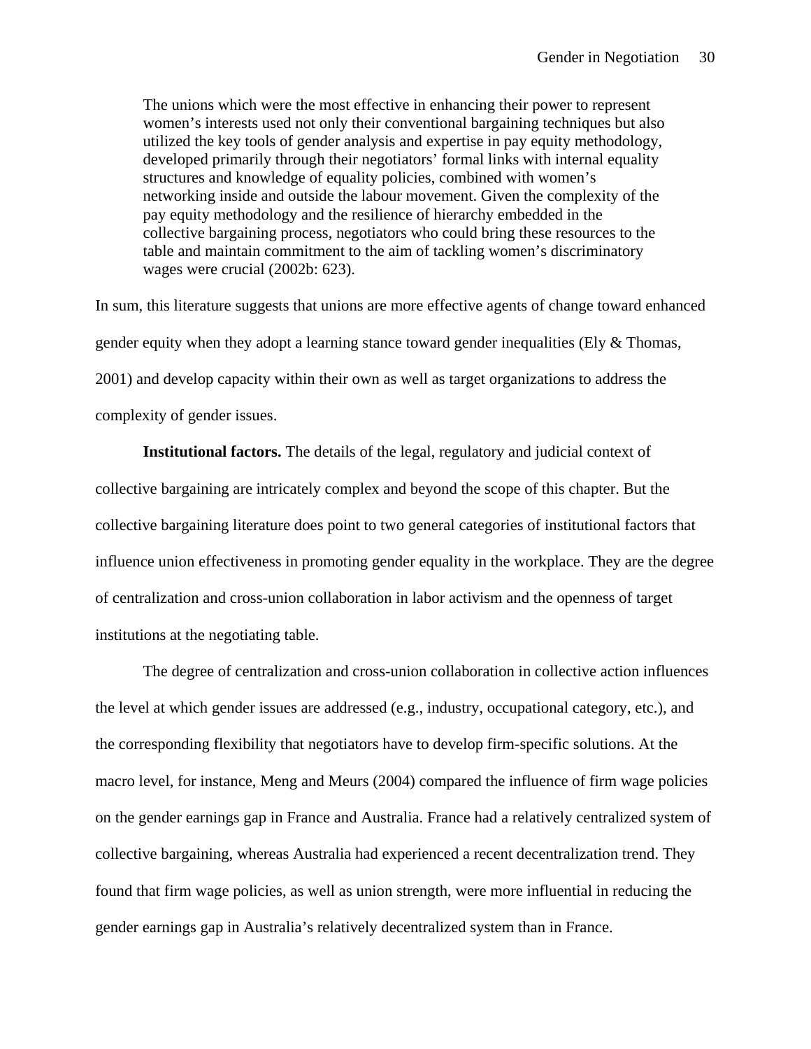> The unions which were the most effective in enhancing their power to represent women's interests used not only their conventional bargaining techniques but also utilized the key tools of gender analysis and expertise in pay equity methodology, developed primarily through their negotiators' formal links with internal equality structures and knowledge of equality policies, combined with women's networking inside and outside the labour movement. Given the complexity of the pay equity methodology and the resilience of hierarchy embedded in the collective bargaining process, negotiators who could bring these resources to the table and maintain commitment to the aim of tackling women's discriminatory wages were crucial (2002b: 623).

In sum, this literature suggests that unions are more effective agents of change toward enhanced gender equity when they adopt a learning stance toward gender inequalities (Ely & Thomas, 2001) and develop capacity within their own as well as target organizations to address the complexity of gender issues.

**Institutional factors.** The details of the legal, regulatory and judicial context of collective bargaining are intricately complex and beyond the scope of this chapter. But the collective bargaining literature does point to two general categories of institutional factors that influence union effectiveness in promoting gender equality in the workplace. They are the degree of centralization and cross-union collaboration in labor activism and the openness of target institutions at the negotiating table.

The degree of centralization and cross-union collaboration in collective action influences the level at which gender issues are addressed (e.g., industry, occupational category, etc.), and the corresponding flexibility that negotiators have to develop firm-specific solutions. At the macro level, for instance, Meng and Meurs (2004) compared the influence of firm wage policies on the gender earnings gap in France and Australia. France had a relatively centralized system of collective bargaining, whereas Australia had experienced a recent decentralization trend. They found that firm wage policies, as well as union strength, were more influential in reducing the gender earnings gap in Australia's relatively decentralized system than in France.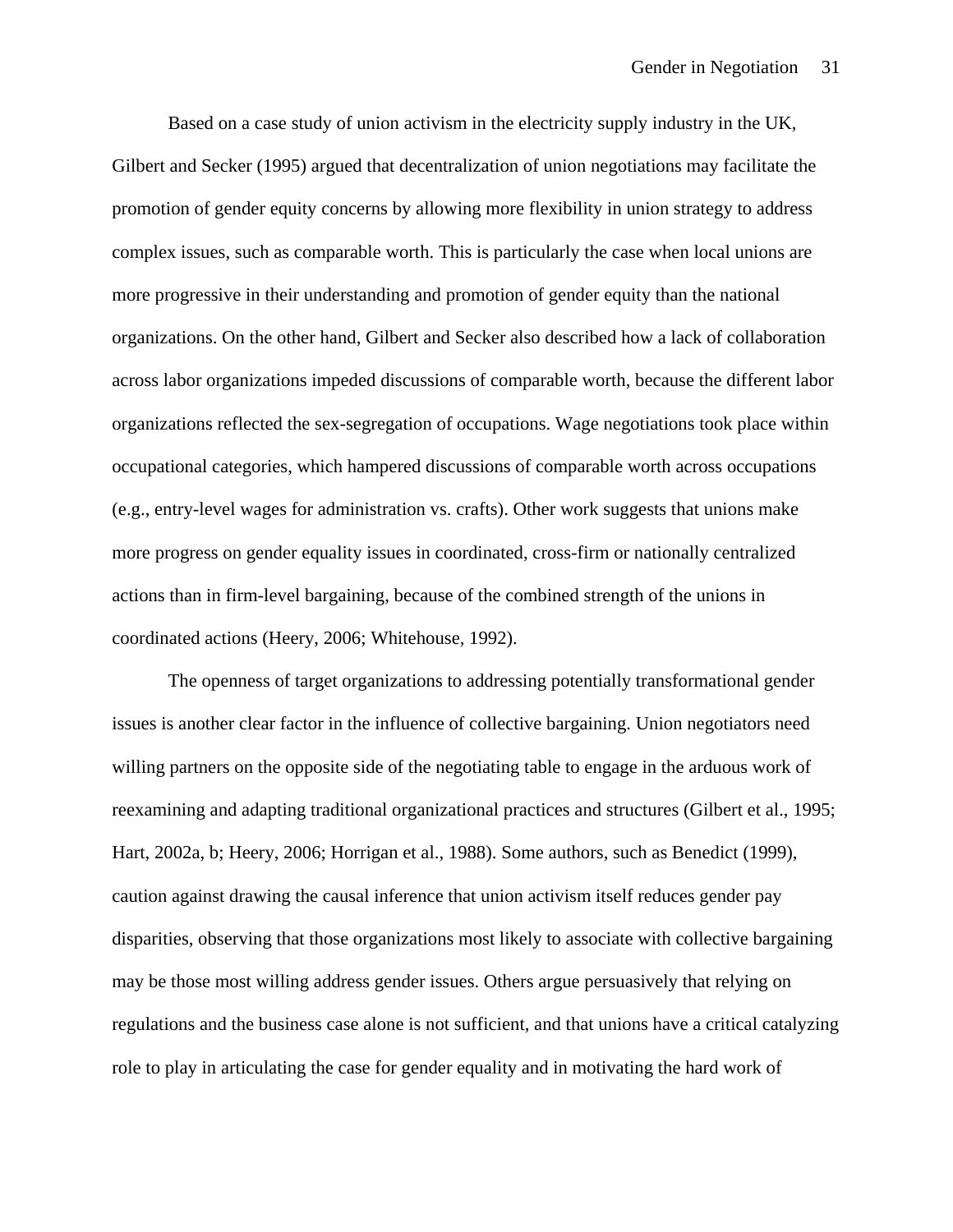Based on a case study of union activism in the electricity supply industry in the UK, Gilbert and Secker (1995) argued that decentralization of union negotiations may facilitate the promotion of gender equity concerns by allowing more flexibility in union strategy to address complex issues, such as comparable worth. This is particularly the case when local unions are more progressive in their understanding and promotion of gender equity than the national organizations. On the other hand, Gilbert and Secker also described how a lack of collaboration across labor organizations impeded discussions of comparable worth, because the different labor organizations reflected the sex-segregation of occupations. Wage negotiations took place within occupational categories, which hampered discussions of comparable worth across occupations (e.g., entry-level wages for administration vs. crafts). Other work suggests that unions make more progress on gender equality issues in coordinated, cross-firm or nationally centralized actions than in firm-level bargaining, because of the combined strength of the unions in coordinated actions (Heery, 2006; Whitehouse, 1992).

The openness of target organizations to addressing potentially transformational gender issues is another clear factor in the influence of collective bargaining. Union negotiators need willing partners on the opposite side of the negotiating table to engage in the arduous work of reexamining and adapting traditional organizational practices and structures (Gilbert et al., 1995; Hart, 2002a, b; Heery, 2006; Horrigan et al., 1988). Some authors, such as Benedict (1999), caution against drawing the causal inference that union activism itself reduces gender pay disparities, observing that those organizations most likely to associate with collective bargaining may be those most willing address gender issues. Others argue persuasively that relying on regulations and the business case alone is not sufficient, and that unions have a critical catalyzing role to play in articulating the case for gender equality and in motivating the hard work of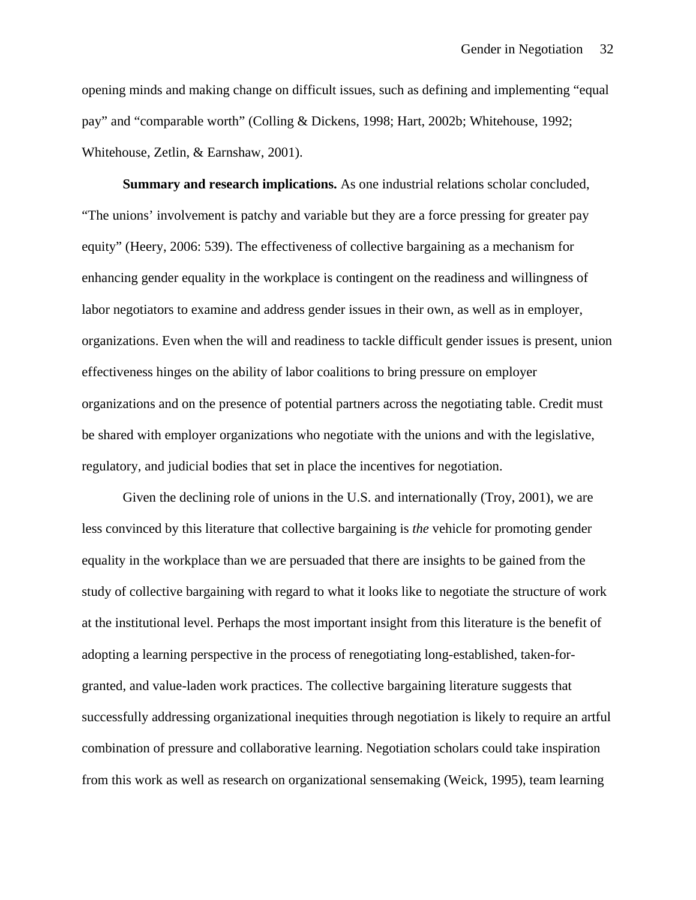opening minds and making change on difficult issues, such as defining and implementing "equal pay" and "comparable worth" (Colling & Dickens, 1998; Hart, 2002b; Whitehouse, 1992; Whitehouse, Zetlin, & Earnshaw, 2001).

**Summary and research implications.** As one industrial relations scholar concluded, "The unions' involvement is patchy and variable but they are a force pressing for greater pay equity" (Heery, 2006: 539). The effectiveness of collective bargaining as a mechanism for enhancing gender equality in the workplace is contingent on the readiness and willingness of labor negotiators to examine and address gender issues in their own, as well as in employer, organizations. Even when the will and readiness to tackle difficult gender issues is present, union effectiveness hinges on the ability of labor coalitions to bring pressure on employer organizations and on the presence of potential partners across the negotiating table. Credit must be shared with employer organizations who negotiate with the unions and with the legislative, regulatory, and judicial bodies that set in place the incentives for negotiation.

Given the declining role of unions in the U.S. and internationally (Troy, 2001), we are less convinced by this literature that collective bargaining is *the* vehicle for promoting gender equality in the workplace than we are persuaded that there are insights to be gained from the study of collective bargaining with regard to what it looks like to negotiate the structure of work at the institutional level. Perhaps the most important insight from this literature is the benefit of adopting a learning perspective in the process of renegotiating long-established, taken-for-granted, and value-laden work practices. The collective bargaining literature suggests that successfully addressing organizational inequities through negotiation is likely to require an artful combination of pressure and collaborative learning. Negotiation scholars could take inspiration from this work as well as research on organizational sensemaking (Weick, 1995), team learning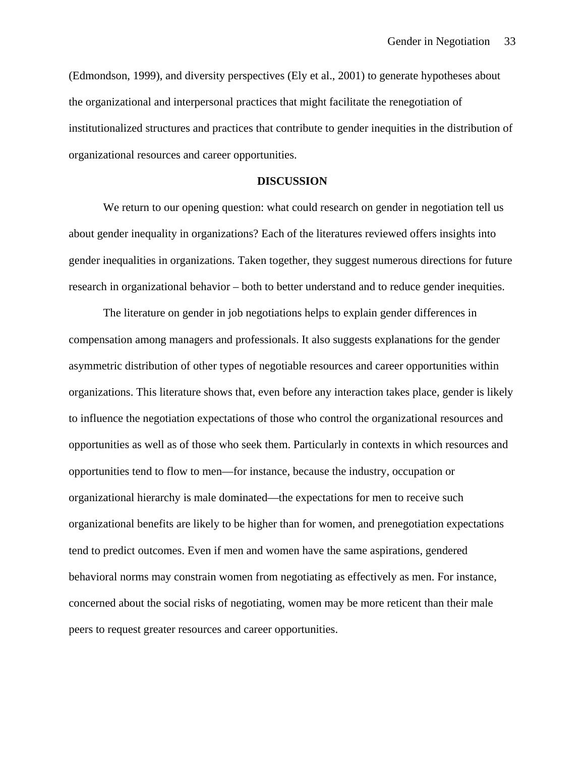(Edmondson, 1999), and diversity perspectives (Ely et al., 2001) to generate hypotheses about the organizational and interpersonal practices that might facilitate the renegotiation of institutionalized structures and practices that contribute to gender inequities in the distribution of organizational resources and career opportunities.

## DISCUSSION

We return to our opening question: what could research on gender in negotiation tell us about gender inequality in organizations? Each of the literatures reviewed offers insights into gender inequalities in organizations. Taken together, they suggest numerous directions for future research in organizational behavior – both to better understand and to reduce gender inequities.

The literature on gender in job negotiations helps to explain gender differences in compensation among managers and professionals. It also suggests explanations for the gender asymmetric distribution of other types of negotiable resources and career opportunities within organizations. This literature shows that, even before any interaction takes place, gender is likely to influence the negotiation expectations of those who control the organizational resources and opportunities as well as of those who seek them. Particularly in contexts in which resources and opportunities tend to flow to men—for instance, because the industry, occupation or organizational hierarchy is male dominated—the expectations for men to receive such organizational benefits are likely to be higher than for women, and prenegotiation expectations tend to predict outcomes. Even if men and women have the same aspirations, gendered behavioral norms may constrain women from negotiating as effectively as men. For instance, concerned about the social risks of negotiating, women may be more reticent than their male peers to request greater resources and career opportunities.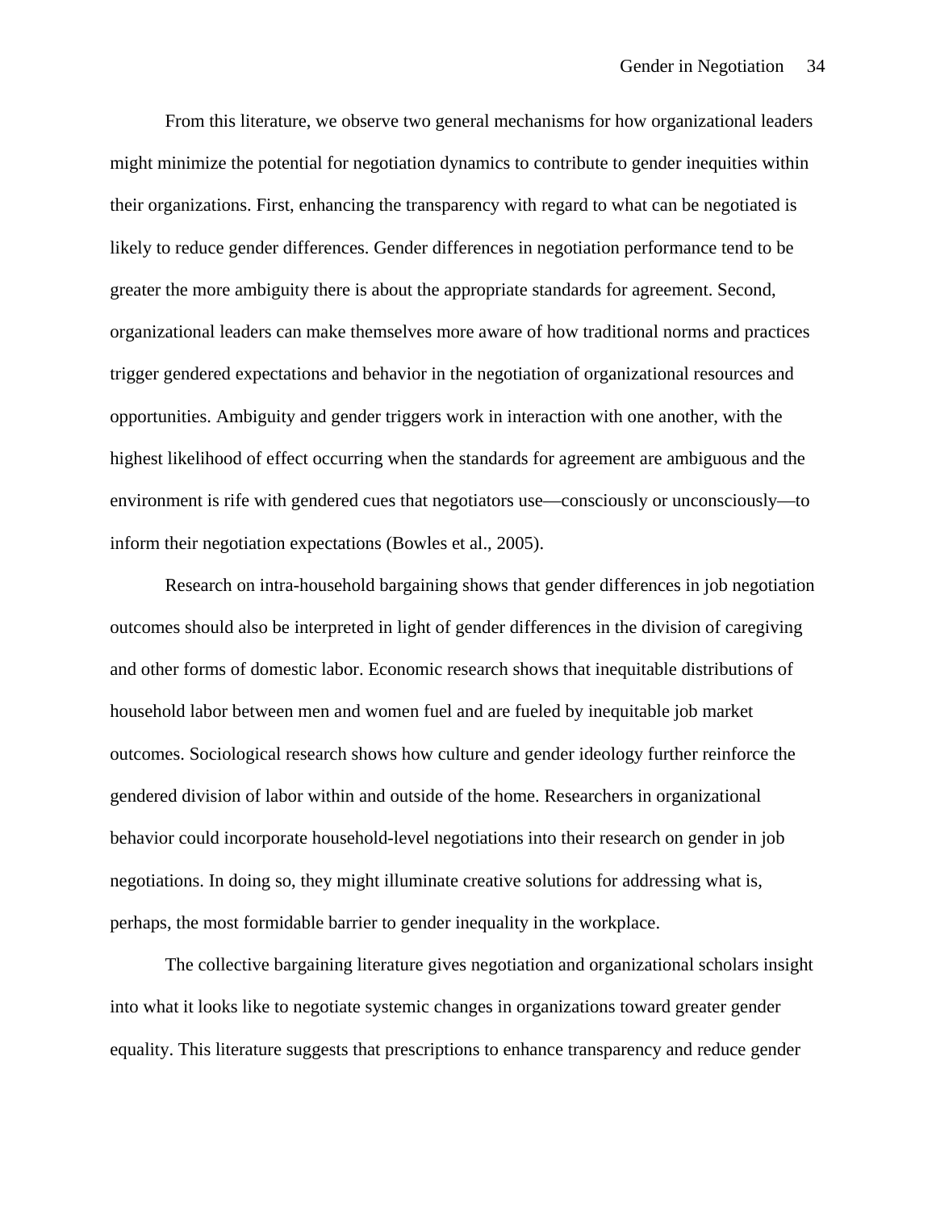From this literature, we observe two general mechanisms for how organizational leaders might minimize the potential for negotiation dynamics to contribute to gender inequities within their organizations. First, enhancing the transparency with regard to what can be negotiated is likely to reduce gender differences. Gender differences in negotiation performance tend to be greater the more ambiguity there is about the appropriate standards for agreement. Second, organizational leaders can make themselves more aware of how traditional norms and practices trigger gendered expectations and behavior in the negotiation of organizational resources and opportunities. Ambiguity and gender triggers work in interaction with one another, with the highest likelihood of effect occurring when the standards for agreement are ambiguous and the environment is rife with gendered cues that negotiators use—consciously or unconsciously—to inform their negotiation expectations (Bowles et al., 2005).

Research on intra-household bargaining shows that gender differences in job negotiation outcomes should also be interpreted in light of gender differences in the division of caregiving and other forms of domestic labor. Economic research shows that inequitable distributions of household labor between men and women fuel and are fueled by inequitable job market outcomes. Sociological research shows how culture and gender ideology further reinforce the gendered division of labor within and outside of the home. Researchers in organizational behavior could incorporate household-level negotiations into their research on gender in job negotiations. In doing so, they might illuminate creative solutions for addressing what is, perhaps, the most formidable barrier to gender inequality in the workplace.

The collective bargaining literature gives negotiation and organizational scholars insight into what it looks like to negotiate systemic changes in organizations toward greater gender equality. This literature suggests that prescriptions to enhance transparency and reduce gender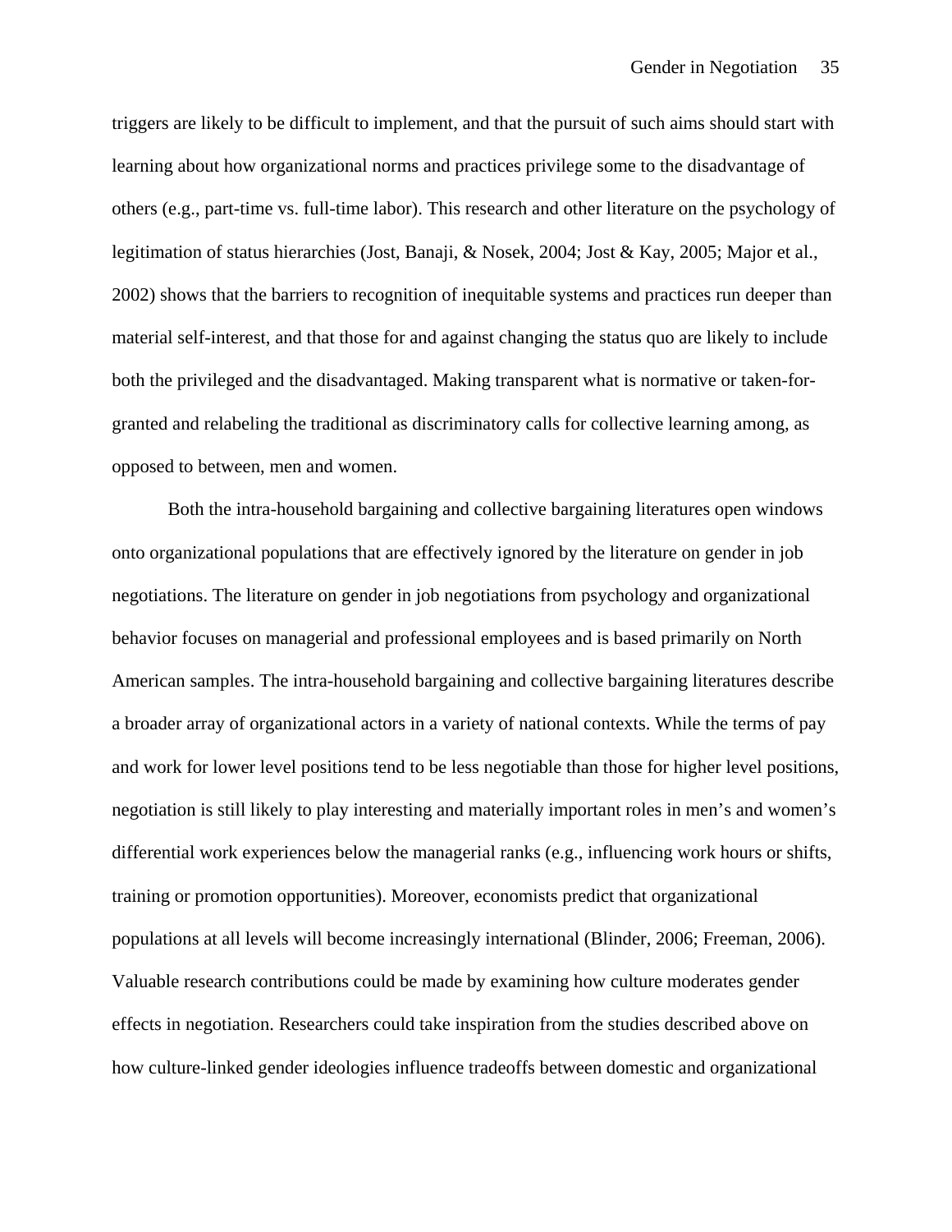triggers are likely to be difficult to implement, and that the pursuit of such aims should start with learning about how organizational norms and practices privilege some to the disadvantage of others (e.g., part-time vs. full-time labor). This research and other literature on the psychology of legitimation of status hierarchies (Jost, Banaji, & Nosek, 2004; Jost & Kay, 2005; Major et al., 2002) shows that the barriers to recognition of inequitable systems and practices run deeper than material self-interest, and that those for and against changing the status quo are likely to include both the privileged and the disadvantaged. Making transparent what is normative or taken-for-granted and relabeling the traditional as discriminatory calls for collective learning among, as opposed to between, men and women.

Both the intra-household bargaining and collective bargaining literatures open windows onto organizational populations that are effectively ignored by the literature on gender in job negotiations. The literature on gender in job negotiations from psychology and organizational behavior focuses on managerial and professional employees and is based primarily on North American samples. The intra-household bargaining and collective bargaining literatures describe a broader array of organizational actors in a variety of national contexts. While the terms of pay and work for lower level positions tend to be less negotiable than those for higher level positions, negotiation is still likely to play interesting and materially important roles in men's and women's differential work experiences below the managerial ranks (e.g., influencing work hours or shifts, training or promotion opportunities). Moreover, economists predict that organizational populations at all levels will become increasingly international (Blinder, 2006; Freeman, 2006). Valuable research contributions could be made by examining how culture moderates gender effects in negotiation. Researchers could take inspiration from the studies described above on how culture-linked gender ideologies influence tradeoffs between domestic and organizational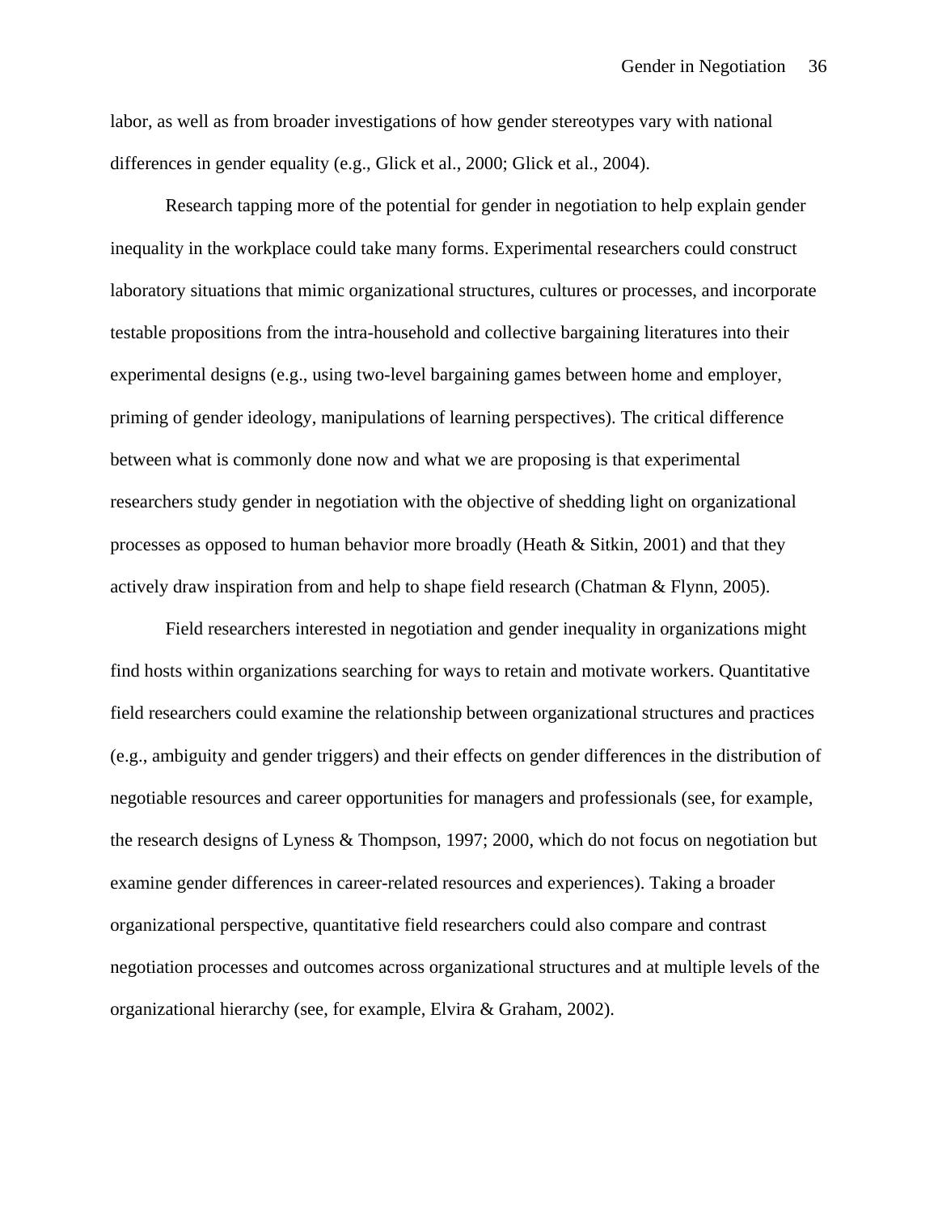labor, as well as from broader investigations of how gender stereotypes vary with national differences in gender equality (e.g., Glick et al., 2000; Glick et al., 2004).

Research tapping more of the potential for gender in negotiation to help explain gender inequality in the workplace could take many forms. Experimental researchers could construct laboratory situations that mimic organizational structures, cultures or processes, and incorporate testable propositions from the intra-household and collective bargaining literatures into their experimental designs (e.g., using two-level bargaining games between home and employer, priming of gender ideology, manipulations of learning perspectives). The critical difference between what is commonly done now and what we are proposing is that experimental researchers study gender in negotiation with the objective of shedding light on organizational processes as opposed to human behavior more broadly (Heath & Sitkin, 2001) and that they actively draw inspiration from and help to shape field research (Chatman & Flynn, 2005).

Field researchers interested in negotiation and gender inequality in organizations might find hosts within organizations searching for ways to retain and motivate workers. Quantitative field researchers could examine the relationship between organizational structures and practices (e.g., ambiguity and gender triggers) and their effects on gender differences in the distribution of negotiable resources and career opportunities for managers and professionals (see, for example, the research designs of Lyness & Thompson, 1997; 2000, which do not focus on negotiation but examine gender differences in career-related resources and experiences). Taking a broader organizational perspective, quantitative field researchers could also compare and contrast negotiation processes and outcomes across organizational structures and at multiple levels of the organizational hierarchy (see, for example, Elvira & Graham, 2002).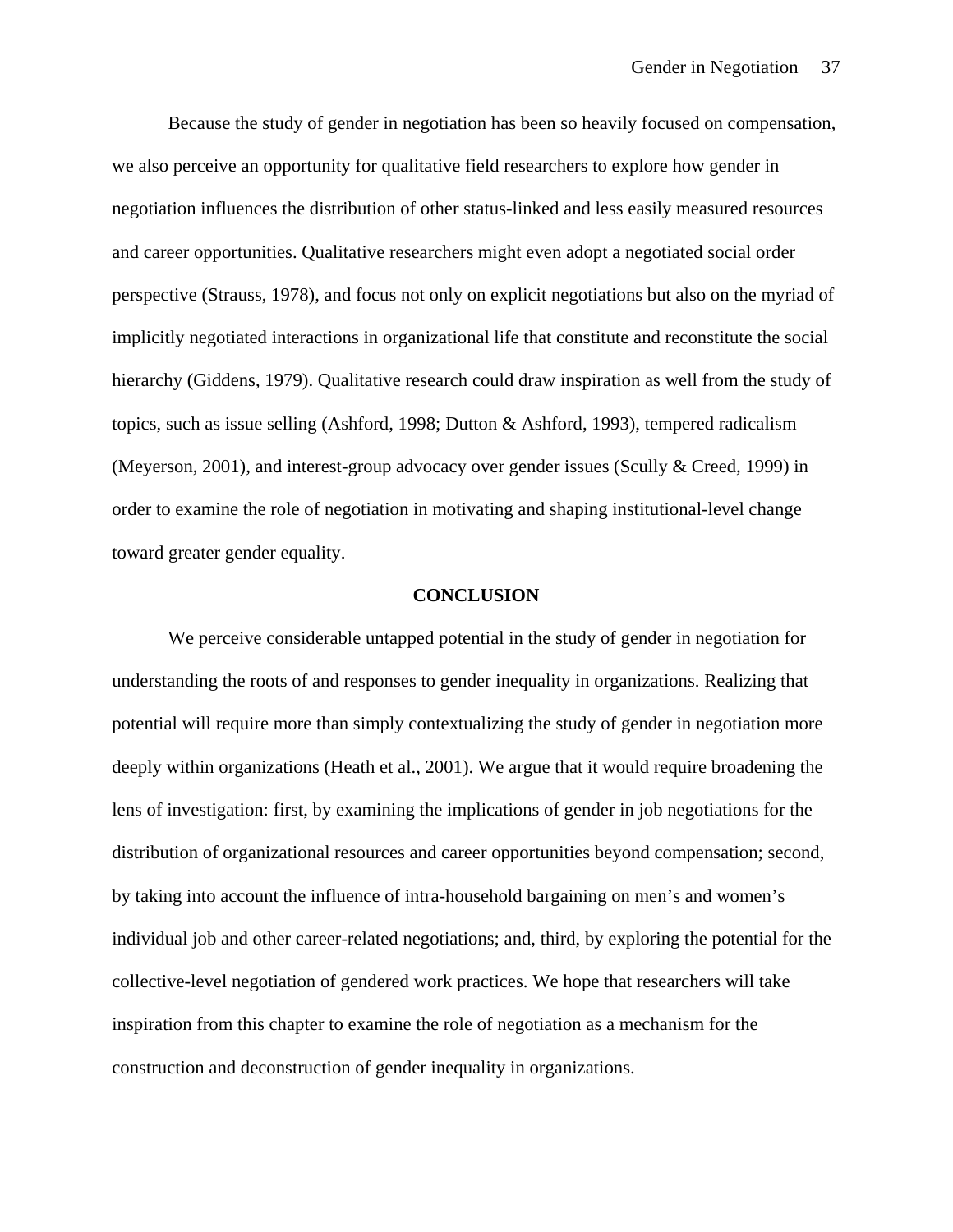Because the study of gender in negotiation has been so heavily focused on compensation, we also perceive an opportunity for qualitative field researchers to explore how gender in negotiation influences the distribution of other status-linked and less easily measured resources and career opportunities. Qualitative researchers might even adopt a negotiated social order perspective (Strauss, 1978), and focus not only on explicit negotiations but also on the myriad of implicitly negotiated interactions in organizational life that constitute and reconstitute the social hierarchy (Giddens, 1979). Qualitative research could draw inspiration as well from the study of topics, such as issue selling (Ashford, 1998; Dutton & Ashford, 1993), tempered radicalism (Meyerson, 2001), and interest-group advocacy over gender issues (Scully & Creed, 1999) in order to examine the role of negotiation in motivating and shaping institutional-level change toward greater gender equality.

## CONCLUSION

We perceive considerable untapped potential in the study of gender in negotiation for understanding the roots of and responses to gender inequality in organizations. Realizing that potential will require more than simply contextualizing the study of gender in negotiation more deeply within organizations (Heath et al., 2001). We argue that it would require broadening the lens of investigation: first, by examining the implications of gender in job negotiations for the distribution of organizational resources and career opportunities beyond compensation; second, by taking into account the influence of intra-household bargaining on men's and women's individual job and other career-related negotiations; and, third, by exploring the potential for the collective-level negotiation of gendered work practices. We hope that researchers will take inspiration from this chapter to examine the role of negotiation as a mechanism for the construction and deconstruction of gender inequality in organizations.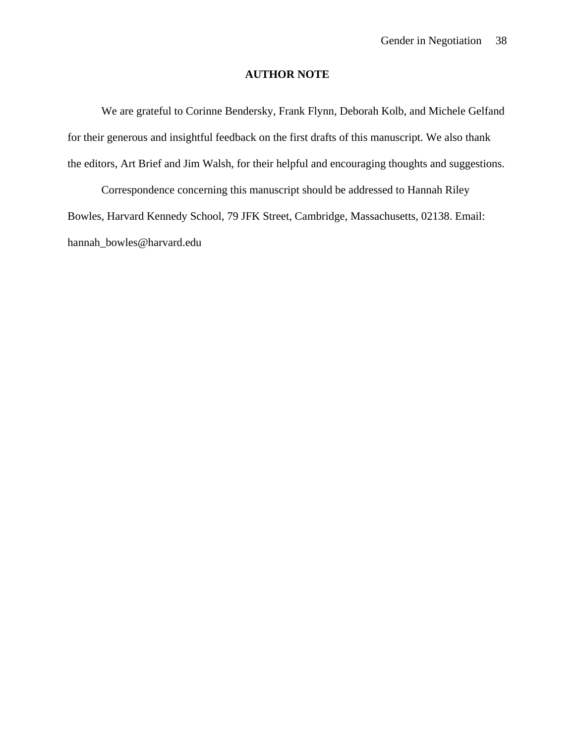## AUTHOR NOTE

We are grateful to Corinne Bendersky, Frank Flynn, Deborah Kolb, and Michele Gelfand for their generous and insightful feedback on the first drafts of this manuscript. We also thank the editors, Art Brief and Jim Walsh, for their helpful and encouraging thoughts and suggestions.

Correspondence concerning this manuscript should be addressed to Hannah Riley Bowles, Harvard Kennedy School, 79 JFK Street, Cambridge, Massachusetts, 02138. Email: hannah_bowles@harvard.edu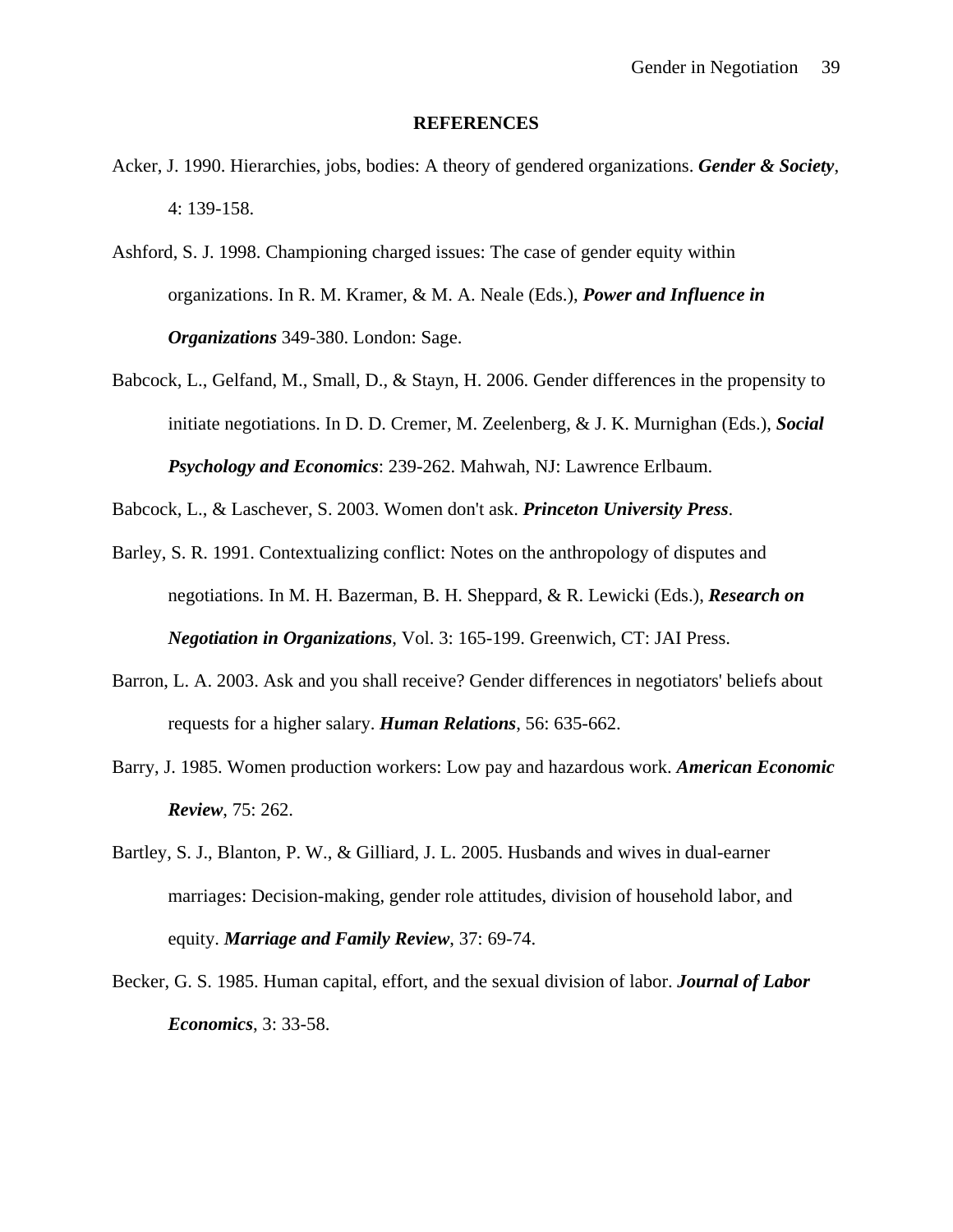## REFERENCES

Acker, J. 1990. Hierarchies, jobs, bodies: A theory of gendered organizations. ***Gender & Society***, 4: 139-158.

Ashford, S. J. 1998. Championing charged issues: The case of gender equity within organizations. In R. M. Kramer, & M. A. Neale (Eds.), ***Power and Influence in Organizations*** 349-380. London: Sage.

Babcock, L., Gelfand, M., Small, D., & Stayn, H. 2006. Gender differences in the propensity to initiate negotiations. In D. D. Cremer, M. Zeelenberg, & J. K. Murnighan (Eds.), ***Social Psychology and Economics***: 239-262. Mahwah, NJ: Lawrence Erlbaum.

Babcock, L., & Laschever, S. 2003. Women don't ask. ***Princeton University Press***.

Barley, S. R. 1991. Contextualizing conflict: Notes on the anthropology of disputes and negotiations. In M. H. Bazerman, B. H. Sheppard, & R. Lewicki (Eds.), ***Research on Negotiation in Organizations***, Vol. 3: 165-199. Greenwich, CT: JAI Press.

Barron, L. A. 2003. Ask and you shall receive? Gender differences in negotiators' beliefs about requests for a higher salary. ***Human Relations***, 56: 635-662.

Barry, J. 1985. Women production workers: Low pay and hazardous work. ***American Economic Review***, 75: 262.

Bartley, S. J., Blanton, P. W., & Gilliard, J. L. 2005. Husbands and wives in dual-earner marriages: Decision-making, gender role attitudes, division of household labor, and equity. ***Marriage and Family Review***, 37: 69-74.

Becker, G. S. 1985. Human capital, effort, and the sexual division of labor. ***Journal of Labor Economics***, 3: 33-58.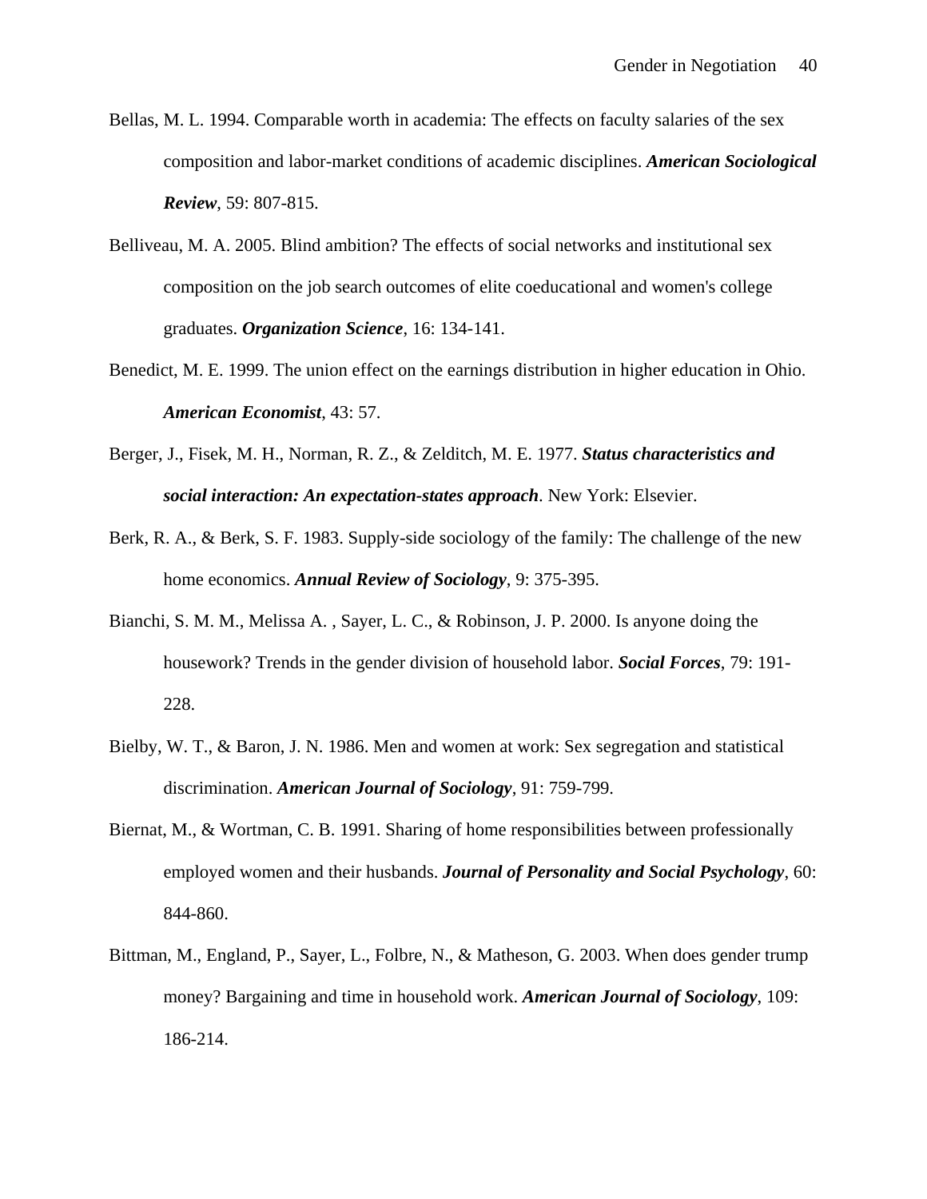Bellas, M. L. 1994. Comparable worth in academia: The effects on faculty salaries of the sex composition and labor-market conditions of academic disciplines. ***American Sociological Review***, 59: 807-815.

Belliveau, M. A. 2005. Blind ambition? The effects of social networks and institutional sex composition on the job search outcomes of elite coeducational and women's college graduates. ***Organization Science***, 16: 134-141.

Benedict, M. E. 1999. The union effect on the earnings distribution in higher education in Ohio. ***American Economist***, 43: 57.

Berger, J., Fisek, M. H., Norman, R. Z., & Zelditch, M. E. 1977. ***Status characteristics and social interaction: An expectation-states approach***. New York: Elsevier.

Berk, R. A., & Berk, S. F. 1983. Supply-side sociology of the family: The challenge of the new home economics. ***Annual Review of Sociology***, 9: 375-395.

Bianchi, S. M. M., Melissa A. , Sayer, L. C., & Robinson, J. P. 2000. Is anyone doing the housework? Trends in the gender division of household labor. ***Social Forces***, 79: 191-228.

Bielby, W. T., & Baron, J. N. 1986. Men and women at work: Sex segregation and statistical discrimination. ***American Journal of Sociology***, 91: 759-799.

Biernat, M., & Wortman, C. B. 1991. Sharing of home responsibilities between professionally employed women and their husbands. ***Journal of Personality and Social Psychology***, 60: 844-860.

Bittman, M., England, P., Sayer, L., Folbre, N., & Matheson, G. 2003. When does gender trump money? Bargaining and time in household work. ***American Journal of Sociology***, 109: 186-214.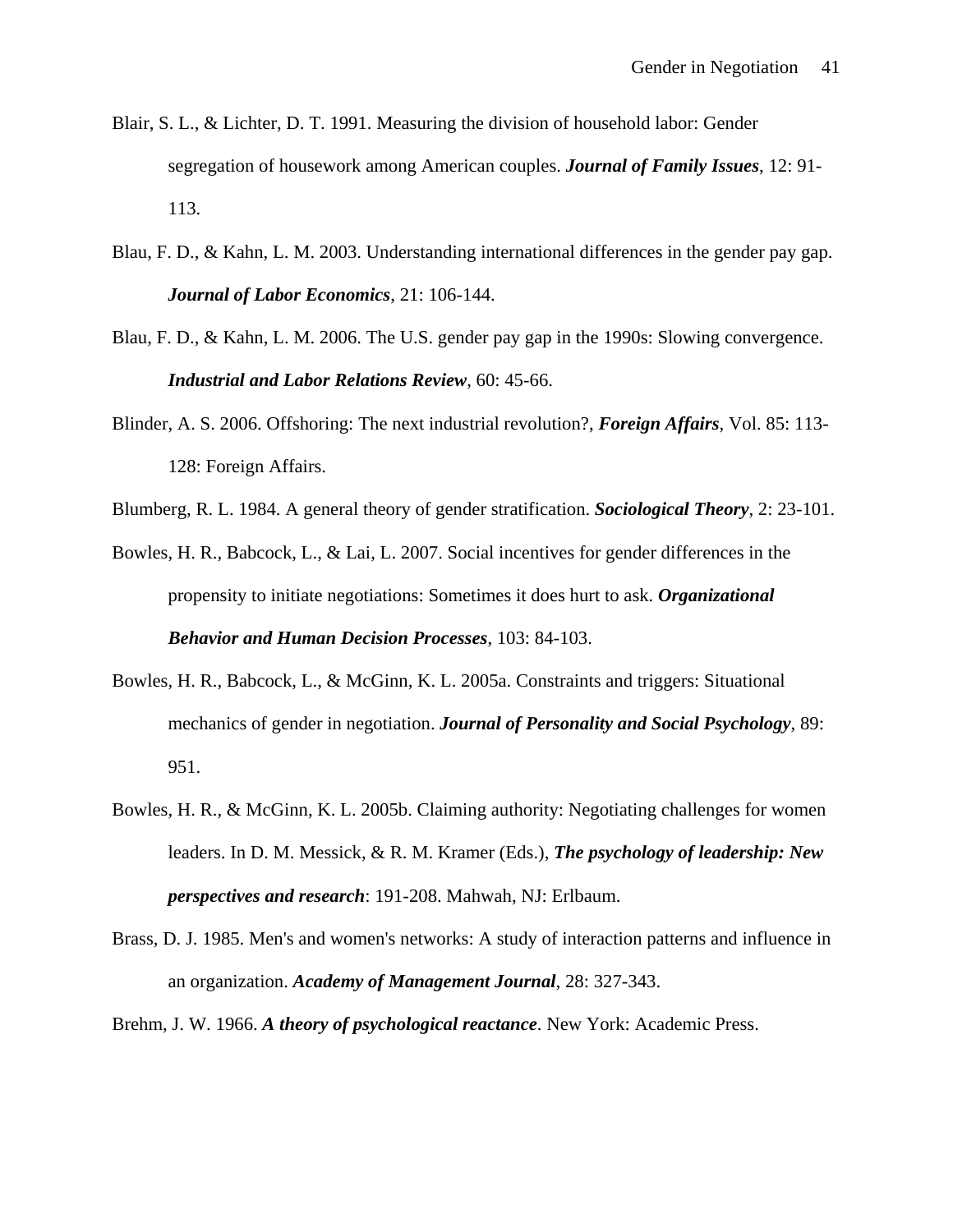Blair, S. L., & Lichter, D. T. 1991. Measuring the division of household labor: Gender segregation of housework among American couples. ***Journal of Family Issues***, 12: 91-113.

Blau, F. D., & Kahn, L. M. 2003. Understanding international differences in the gender pay gap. ***Journal of Labor Economics***, 21: 106-144.

Blau, F. D., & Kahn, L. M. 2006. The U.S. gender pay gap in the 1990s: Slowing convergence. ***Industrial and Labor Relations Review***, 60: 45-66.

Blinder, A. S. 2006. Offshoring: The next industrial revolution?, ***Foreign Affairs***, Vol. 85: 113-128: Foreign Affairs.

Blumberg, R. L. 1984. A general theory of gender stratification. ***Sociological Theory***, 2: 23-101.

Bowles, H. R., Babcock, L., & Lai, L. 2007. Social incentives for gender differences in the propensity to initiate negotiations: Sometimes it does hurt to ask. ***Organizational Behavior and Human Decision Processes***, 103: 84-103.

Bowles, H. R., Babcock, L., & McGinn, K. L. 2005a. Constraints and triggers: Situational mechanics of gender in negotiation. ***Journal of Personality and Social Psychology***, 89: 951.

Bowles, H. R., & McGinn, K. L. 2005b. Claiming authority: Negotiating challenges for women leaders. In D. M. Messick, & R. M. Kramer (Eds.), ***The psychology of leadership: New perspectives and research***: 191-208. Mahwah, NJ: Erlbaum.

Brass, D. J. 1985. Men's and women's networks: A study of interaction patterns and influence in an organization. ***Academy of Management Journal***, 28: 327-343.

Brehm, J. W. 1966. ***A theory of psychological reactance***. New York: Academic Press.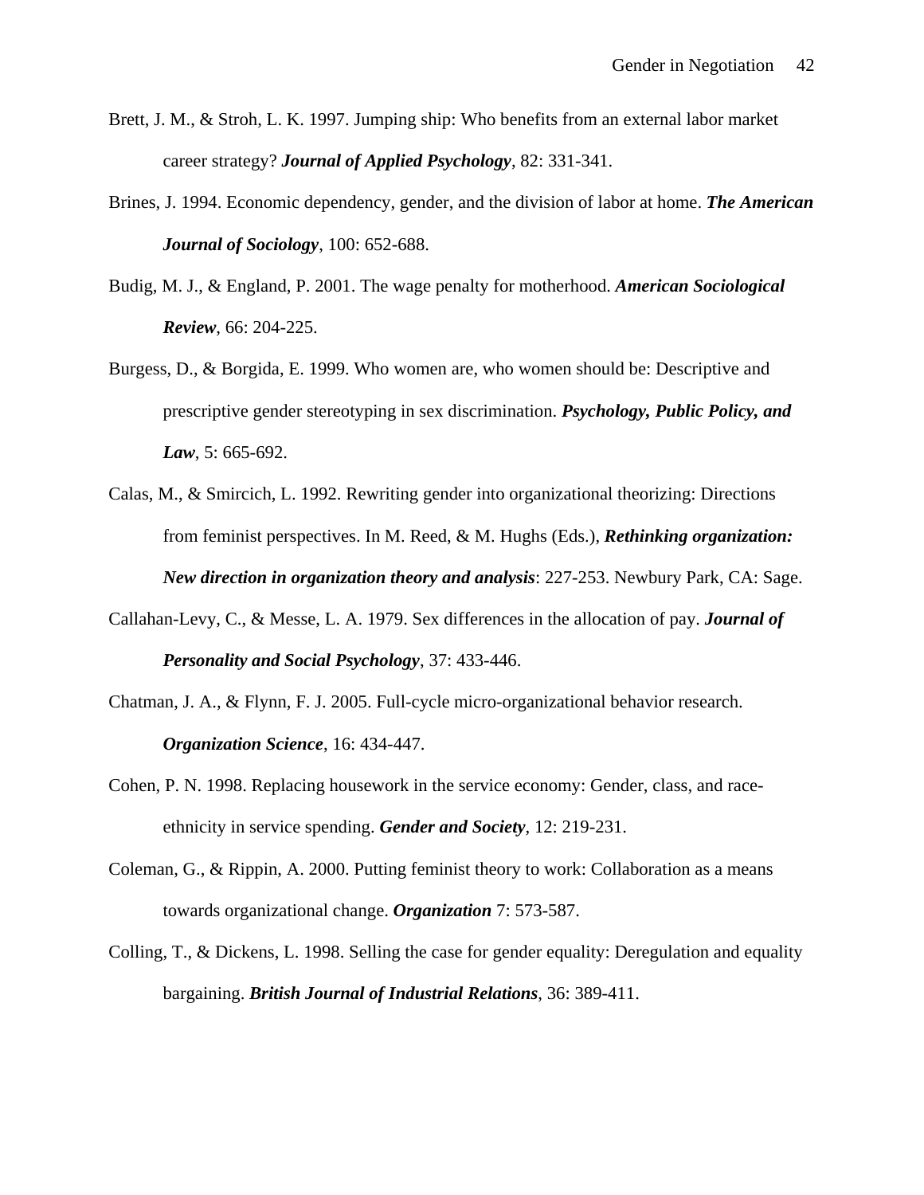Brett, J. M., & Stroh, L. K. 1997. Jumping ship: Who benefits from an external labor market career strategy? ***Journal of Applied Psychology***, 82: 331-341.

Brines, J. 1994. Economic dependency, gender, and the division of labor at home. ***The American Journal of Sociology***, 100: 652-688.

Budig, M. J., & England, P. 2001. The wage penalty for motherhood. ***American Sociological Review***, 66: 204-225.

Burgess, D., & Borgida, E. 1999. Who women are, who women should be: Descriptive and prescriptive gender stereotyping in sex discrimination. ***Psychology, Public Policy, and Law***, 5: 665-692.

Calas, M., & Smircich, L. 1992. Rewriting gender into organizational theorizing: Directions from feminist perspectives. In M. Reed, & M. Hughs (Eds.), ***Rethinking organization: New direction in organization theory and analysis***: 227-253. Newbury Park, CA: Sage.

Callahan-Levy, C., & Messe, L. A. 1979. Sex differences in the allocation of pay. ***Journal of Personality and Social Psychology***, 37: 433-446.

Chatman, J. A., & Flynn, F. J. 2005. Full-cycle micro-organizational behavior research. ***Organization Science***, 16: 434-447.

Cohen, P. N. 1998. Replacing housework in the service economy: Gender, class, and race-ethnicity in service spending. ***Gender and Society***, 12: 219-231.

Coleman, G., & Rippin, A. 2000. Putting feminist theory to work: Collaboration as a means towards organizational change. ***Organization*** 7: 573-587.

Colling, T., & Dickens, L. 1998. Selling the case for gender equality: Deregulation and equality bargaining. ***British Journal of Industrial Relations***, 36: 389-411.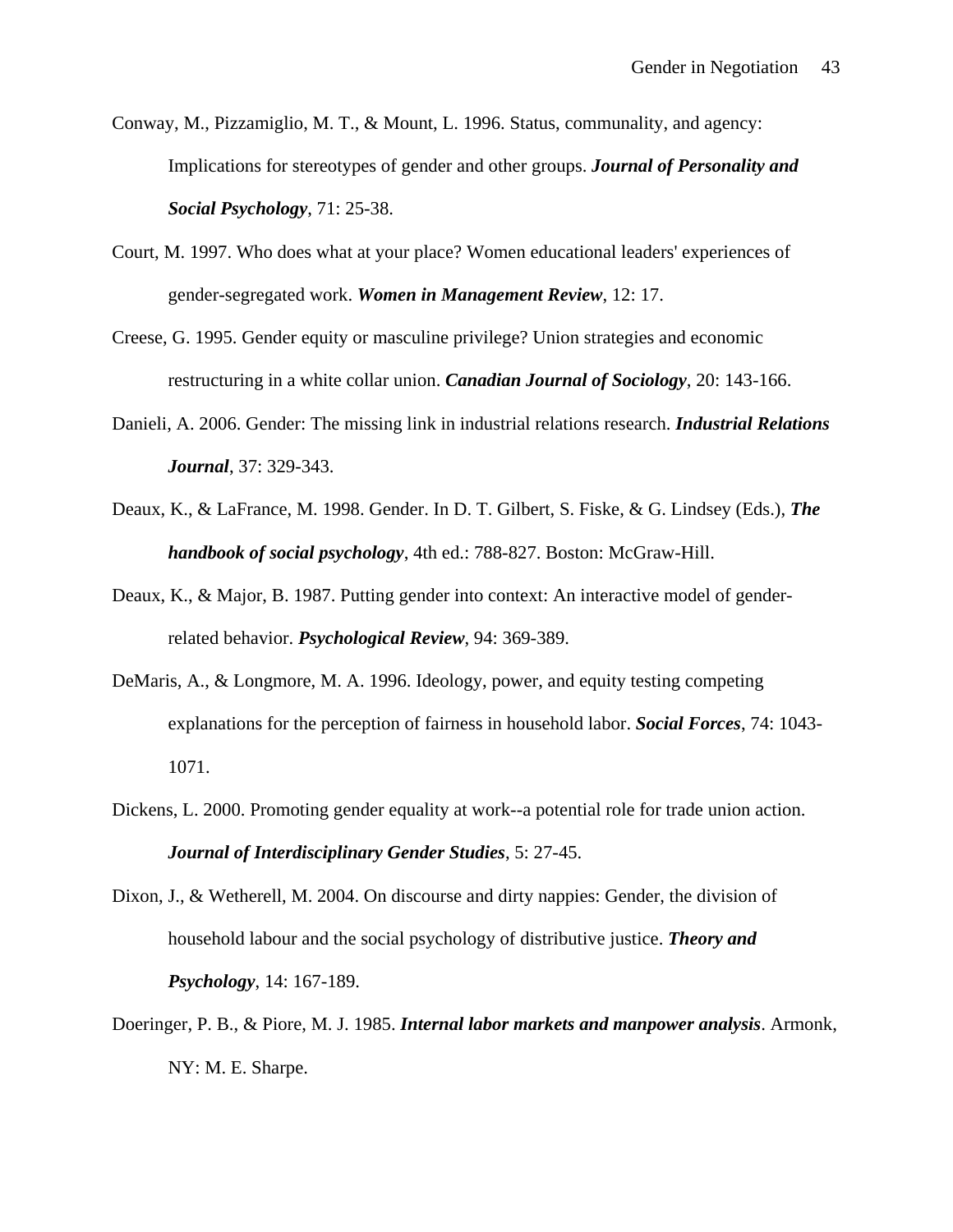Conway, M., Pizzamiglio, M. T., & Mount, L. 1996. Status, communality, and agency: Implications for stereotypes of gender and other groups. ***Journal of Personality and Social Psychology***, 71: 25-38.

Court, M. 1997. Who does what at your place? Women educational leaders' experiences of gender-segregated work. ***Women in Management Review***, 12: 17.

Creese, G. 1995. Gender equity or masculine privilege? Union strategies and economic restructuring in a white collar union. ***Canadian Journal of Sociology***, 20: 143-166.

Danieli, A. 2006. Gender: The missing link in industrial relations research. ***Industrial Relations Journal***, 37: 329-343.

Deaux, K., & LaFrance, M. 1998. Gender. In D. T. Gilbert, S. Fiske, & G. Lindsey (Eds.), ***The handbook of social psychology***, 4th ed.: 788-827. Boston: McGraw-Hill.

Deaux, K., & Major, B. 1987. Putting gender into context: An interactive model of gender-related behavior. ***Psychological Review***, 94: 369-389.

DeMaris, A., & Longmore, M. A. 1996. Ideology, power, and equity testing competing explanations for the perception of fairness in household labor. ***Social Forces***, 74: 1043-1071.

Dickens, L. 2000. Promoting gender equality at work--a potential role for trade union action. ***Journal of Interdisciplinary Gender Studies***, 5: 27-45.

Dixon, J., & Wetherell, M. 2004. On discourse and dirty nappies: Gender, the division of household labour and the social psychology of distributive justice. ***Theory and Psychology***, 14: 167-189.

Doeringer, P. B., & Piore, M. J. 1985. ***Internal labor markets and manpower analysis***. Armonk, NY: M. E. Sharpe.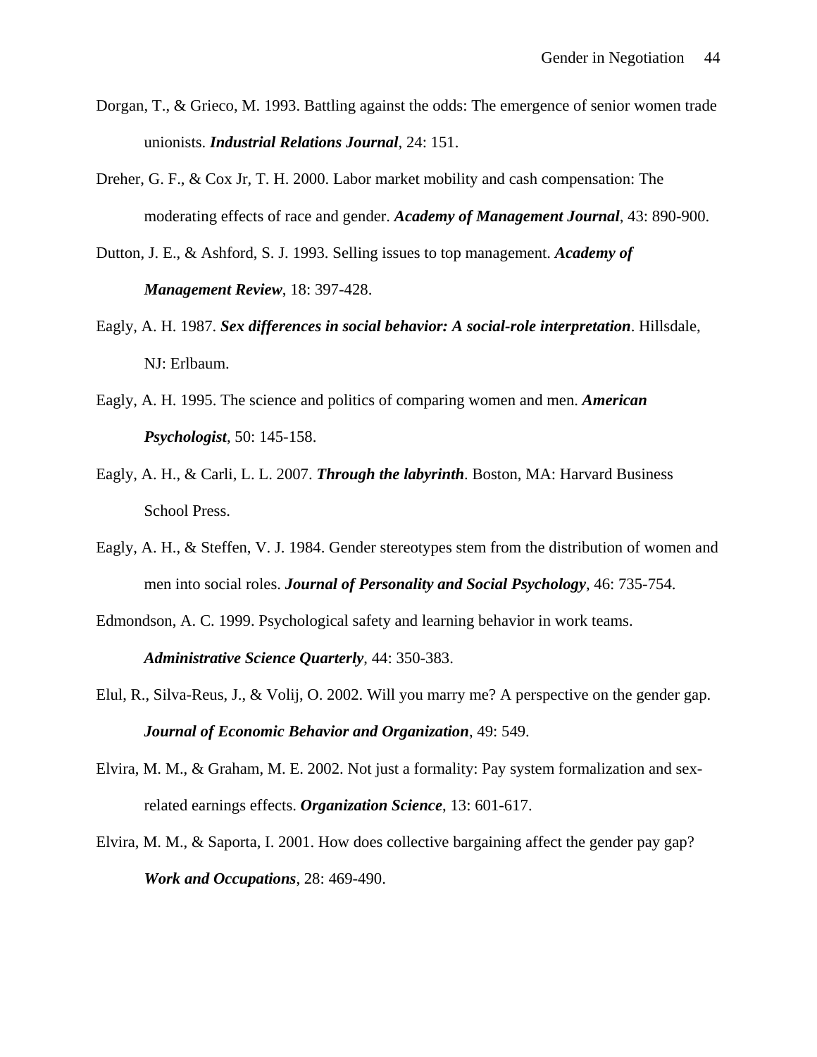Dorgan, T., & Grieco, M. 1993. Battling against the odds: The emergence of senior women trade unionists. ***Industrial Relations Journal***, 24: 151.

Dreher, G. F., & Cox Jr, T. H. 2000. Labor market mobility and cash compensation: The moderating effects of race and gender. ***Academy of Management Journal***, 43: 890-900.

Dutton, J. E., & Ashford, S. J. 1993. Selling issues to top management. ***Academy of Management Review***, 18: 397-428.

Eagly, A. H. 1987. ***Sex differences in social behavior: A social-role interpretation***. Hillsdale, NJ: Erlbaum.

Eagly, A. H. 1995. The science and politics of comparing women and men. ***American Psychologist***, 50: 145-158.

Eagly, A. H., & Carli, L. L. 2007. ***Through the labyrinth***. Boston, MA: Harvard Business School Press.

Eagly, A. H., & Steffen, V. J. 1984. Gender stereotypes stem from the distribution of women and men into social roles. ***Journal of Personality and Social Psychology***, 46: 735-754.

Edmondson, A. C. 1999. Psychological safety and learning behavior in work teams. ***Administrative Science Quarterly***, 44: 350-383.

Elul, R., Silva-Reus, J., & Volij, O. 2002. Will you marry me? A perspective on the gender gap. ***Journal of Economic Behavior and Organization***, 49: 549.

Elvira, M. M., & Graham, M. E. 2002. Not just a formality: Pay system formalization and sex-related earnings effects. ***Organization Science***, 13: 601-617.

Elvira, M. M., & Saporta, I. 2001. How does collective bargaining affect the gender pay gap? ***Work and Occupations***, 28: 469-490.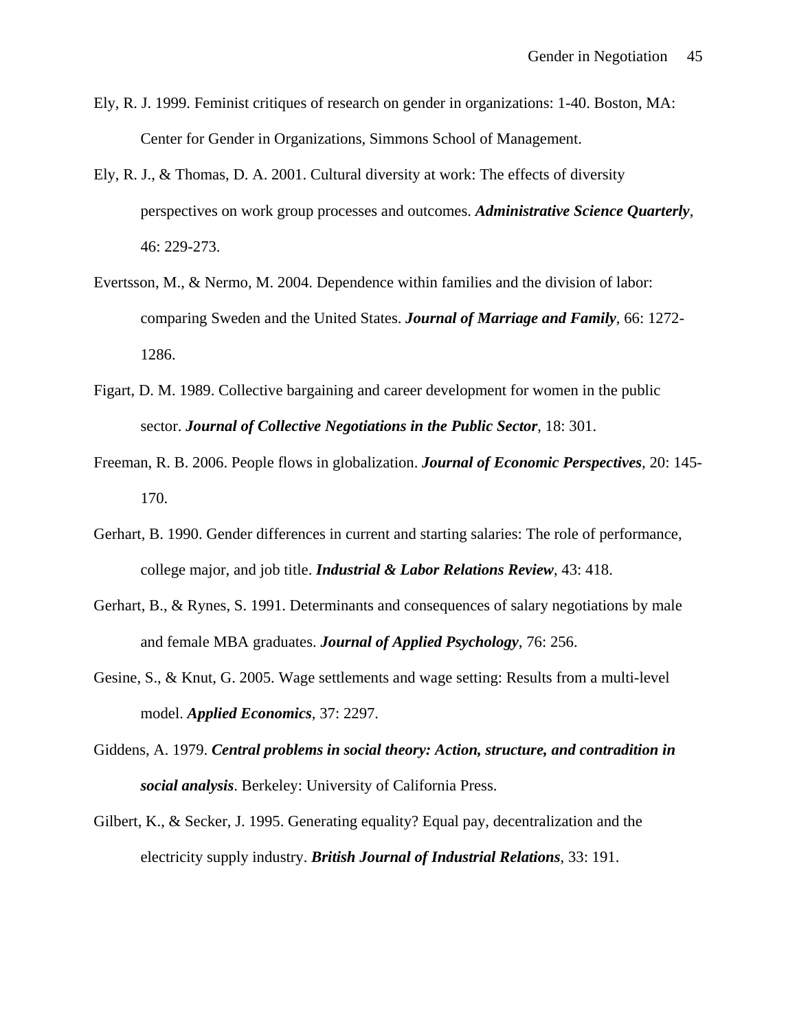Ely, R. J. 1999. Feminist critiques of research on gender in organizations: 1-40. Boston, MA: Center for Gender in Organizations, Simmons School of Management.

Ely, R. J., & Thomas, D. A. 2001. Cultural diversity at work: The effects of diversity perspectives on work group processes and outcomes. ***Administrative Science Quarterly***, 46: 229-273.

Evertsson, M., & Nermo, M. 2004. Dependence within families and the division of labor: comparing Sweden and the United States. ***Journal of Marriage and Family***, 66: 1272-1286.

Figart, D. M. 1989. Collective bargaining and career development for women in the public sector. ***Journal of Collective Negotiations in the Public Sector***, 18: 301.

Freeman, R. B. 2006. People flows in globalization. ***Journal of Economic Perspectives***, 20: 145-170.

Gerhart, B. 1990. Gender differences in current and starting salaries: The role of performance, college major, and job title. ***Industrial & Labor Relations Review***, 43: 418.

Gerhart, B., & Rynes, S. 1991. Determinants and consequences of salary negotiations by male and female MBA graduates. ***Journal of Applied Psychology***, 76: 256.

Gesine, S., & Knut, G. 2005. Wage settlements and wage setting: Results from a multi-level model. ***Applied Economics***, 37: 2297.

Giddens, A. 1979. ***Central problems in social theory: Action, structure, and contradition in social analysis***. Berkeley: University of California Press.

Gilbert, K., & Secker, J. 1995. Generating equality? Equal pay, decentralization and the electricity supply industry. ***British Journal of Industrial Relations***, 33: 191.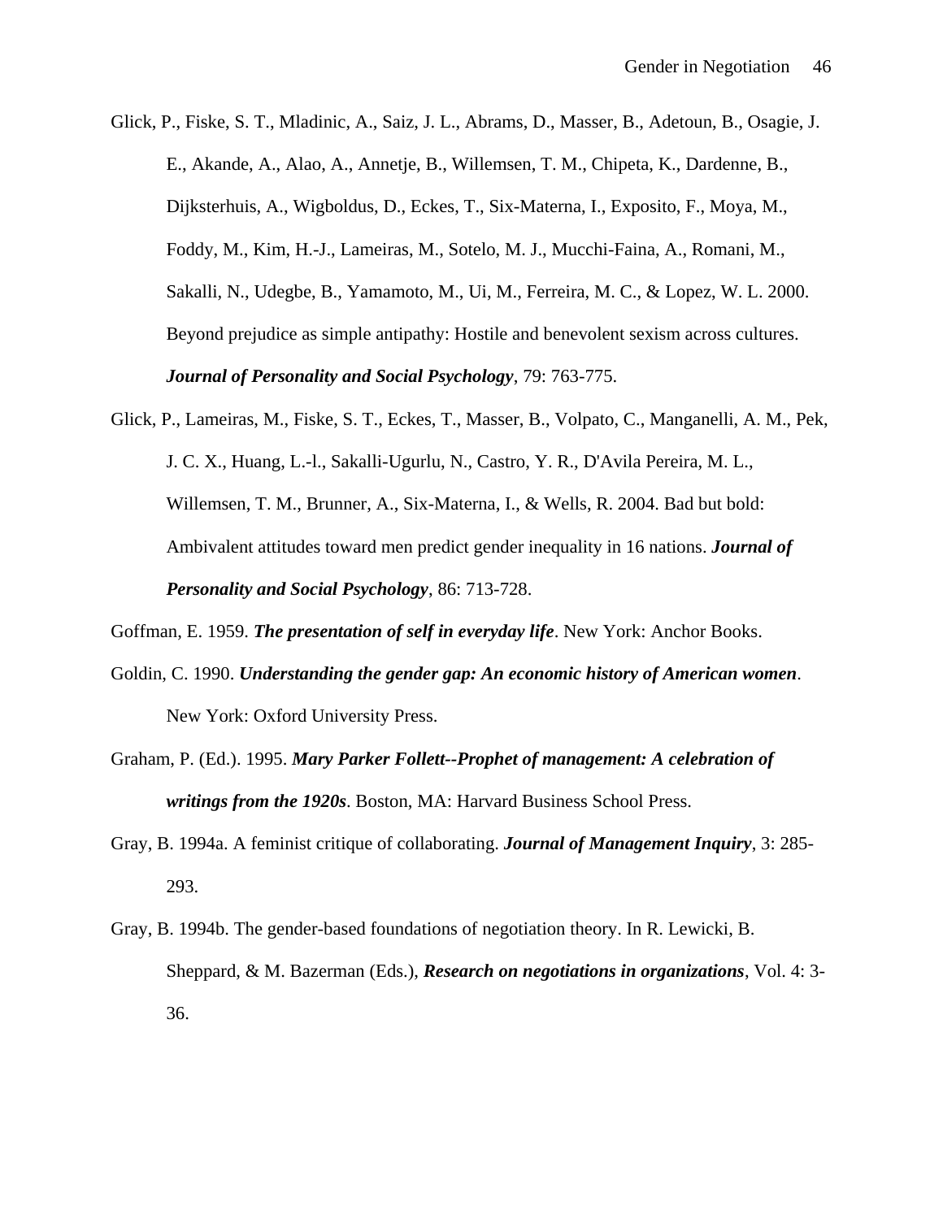Glick, P., Fiske, S. T., Mladinic, A., Saiz, J. L., Abrams, D., Masser, B., Adetoun, B., Osagie, J. E., Akande, A., Alao, A., Annetje, B., Willemsen, T. M., Chipeta, K., Dardenne, B., Dijksterhuis, A., Wigboldus, D., Eckes, T., Six-Materna, I., Exposito, F., Moya, M., Foddy, M., Kim, H.-J., Lameiras, M., Sotelo, M. J., Mucchi-Faina, A., Romani, M., Sakalli, N., Udegbe, B., Yamamoto, M., Ui, M., Ferreira, M. C., & Lopez, W. L. 2000. Beyond prejudice as simple antipathy: Hostile and benevolent sexism across cultures. ***Journal of Personality and Social Psychology***, 79: 763-775.

Glick, P., Lameiras, M., Fiske, S. T., Eckes, T., Masser, B., Volpato, C., Manganelli, A. M., Pek, J. C. X., Huang, L.-l., Sakalli-Ugurlu, N., Castro, Y. R., D'Avila Pereira, M. L., Willemsen, T. M., Brunner, A., Six-Materna, I., & Wells, R. 2004. Bad but bold: Ambivalent attitudes toward men predict gender inequality in 16 nations. ***Journal of Personality and Social Psychology***, 86: 713-728.

Goffman, E. 1959. ***The presentation of self in everyday life***. New York: Anchor Books.

Goldin, C. 1990. ***Understanding the gender gap: An economic history of American women***. New York: Oxford University Press.

Graham, P. (Ed.). 1995. ***Mary Parker Follett--Prophet of management: A celebration of writings from the 1920s***. Boston, MA: Harvard Business School Press.

Gray, B. 1994a. A feminist critique of collaborating. ***Journal of Management Inquiry***, 3: 285-293.

Gray, B. 1994b. The gender-based foundations of negotiation theory. In R. Lewicki, B. Sheppard, & M. Bazerman (Eds.), ***Research on negotiations in organizations***, Vol. 4: 3-36.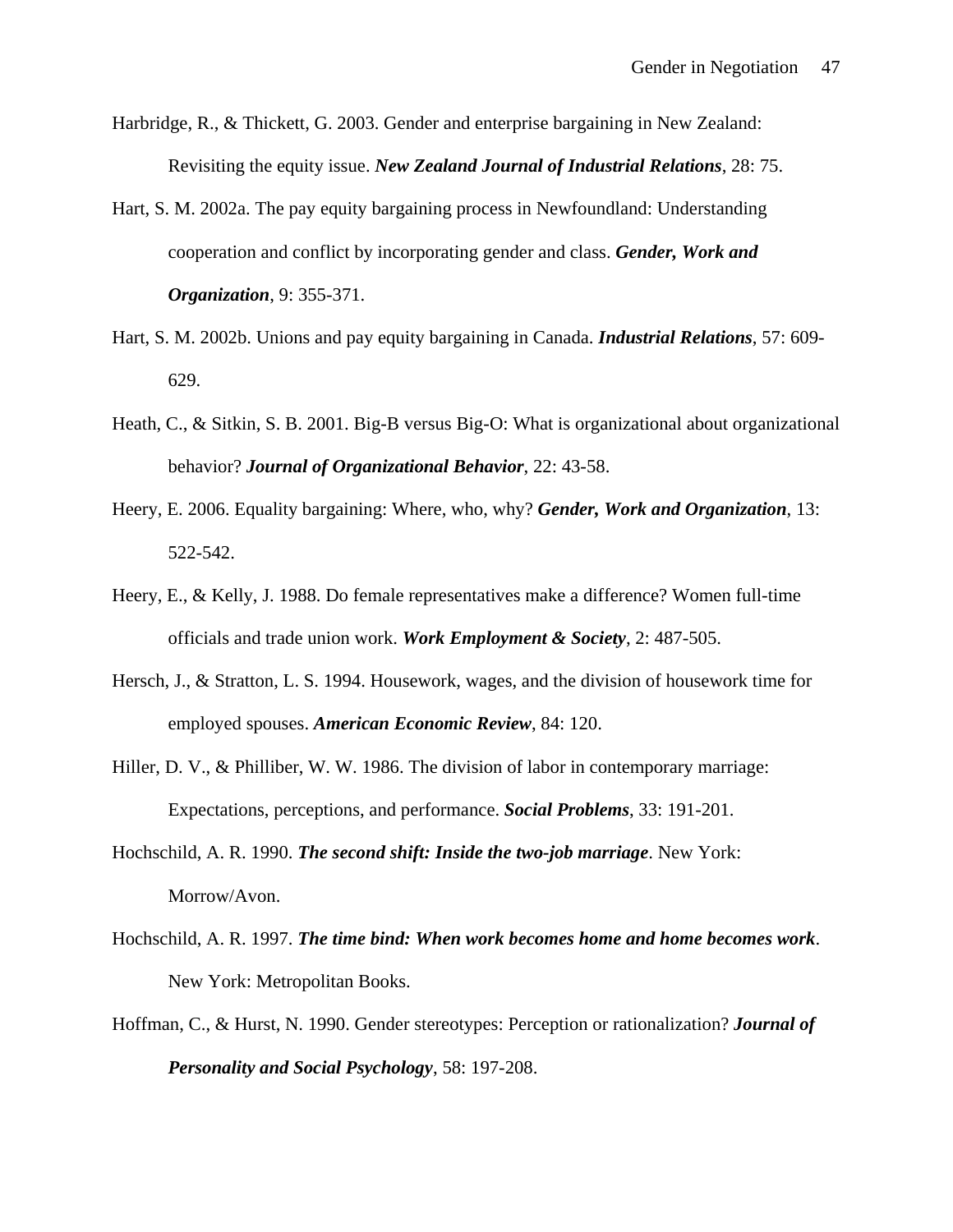Harbridge, R., & Thickett, G. 2003. Gender and enterprise bargaining in New Zealand: Revisiting the equity issue. ***New Zealand Journal of Industrial Relations***, 28: 75.

Hart, S. M. 2002a. The pay equity bargaining process in Newfoundland: Understanding cooperation and conflict by incorporating gender and class. ***Gender, Work and Organization***, 9: 355-371.

Hart, S. M. 2002b. Unions and pay equity bargaining in Canada. ***Industrial Relations***, 57: 609-629.

Heath, C., & Sitkin, S. B. 2001. Big-B versus Big-O: What is organizational about organizational behavior? ***Journal of Organizational Behavior***, 22: 43-58.

Heery, E. 2006. Equality bargaining: Where, who, why? ***Gender, Work and Organization***, 13: 522-542.

Heery, E., & Kelly, J. 1988. Do female representatives make a difference? Women full-time officials and trade union work. ***Work Employment & Society***, 2: 487-505.

Hersch, J., & Stratton, L. S. 1994. Housework, wages, and the division of housework time for employed spouses. ***American Economic Review***, 84: 120.

Hiller, D. V., & Philliber, W. W. 1986. The division of labor in contemporary marriage: Expectations, perceptions, and performance. ***Social Problems***, 33: 191-201.

Hochschild, A. R. 1990. ***The second shift: Inside the two-job marriage***. New York: Morrow/Avon.

Hochschild, A. R. 1997. ***The time bind: When work becomes home and home becomes work***. New York: Metropolitan Books.

Hoffman, C., & Hurst, N. 1990. Gender stereotypes: Perception or rationalization? ***Journal of Personality and Social Psychology***, 58: 197-208.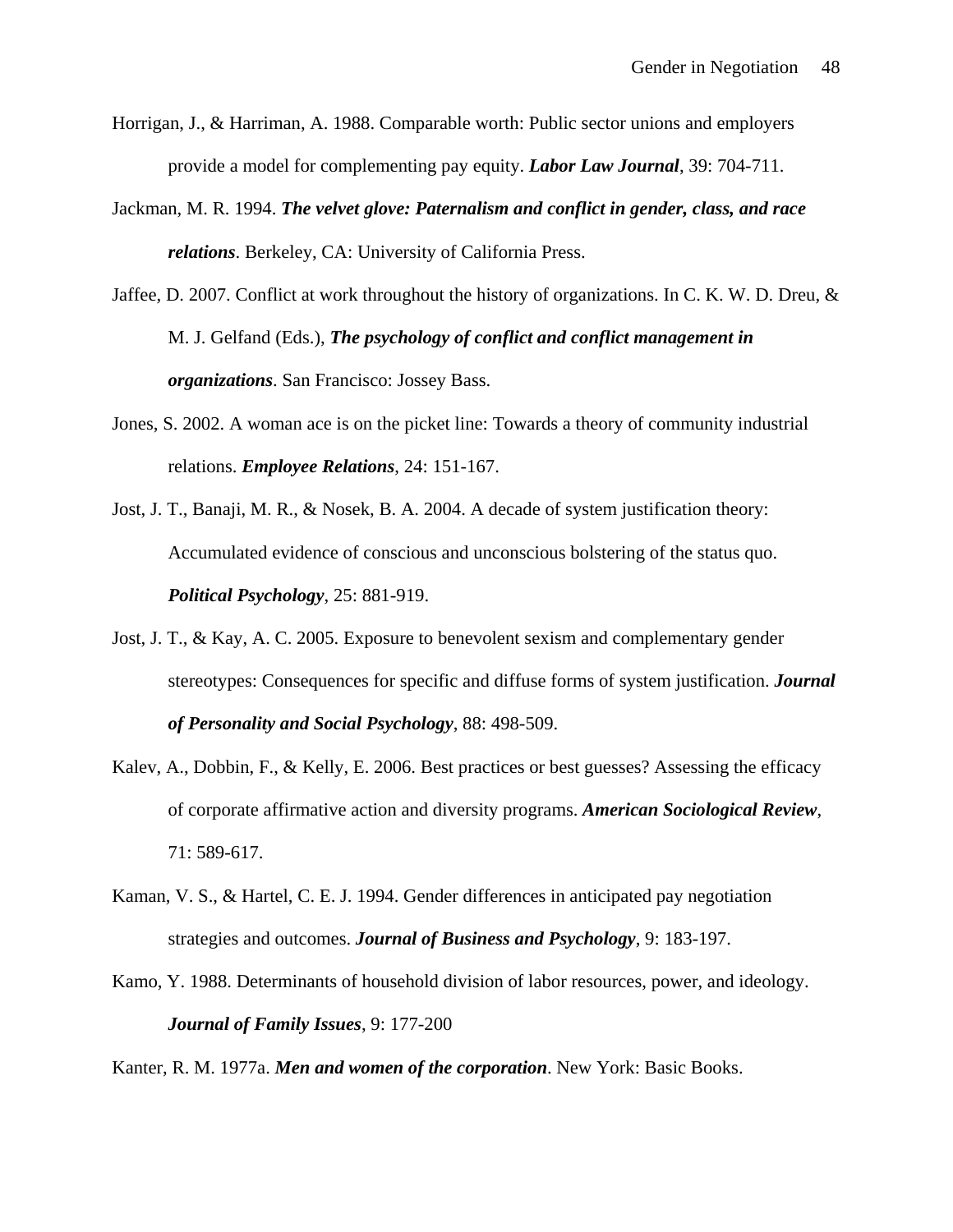Horrigan, J., & Harriman, A. 1988. Comparable worth: Public sector unions and employers provide a model for complementing pay equity. ***Labor Law Journal***, 39: 704-711.

Jackman, M. R. 1994. ***The velvet glove: Paternalism and conflict in gender, class, and race relations***. Berkeley, CA: University of California Press.

Jaffee, D. 2007. Conflict at work throughout the history of organizations. In C. K. W. D. Dreu, & M. J. Gelfand (Eds.), ***The psychology of conflict and conflict management in organizations***. San Francisco: Jossey Bass.

Jones, S. 2002. A woman ace is on the picket line: Towards a theory of community industrial relations. ***Employee Relations***, 24: 151-167.

Jost, J. T., Banaji, M. R., & Nosek, B. A. 2004. A decade of system justification theory: Accumulated evidence of conscious and unconscious bolstering of the status quo. ***Political Psychology***, 25: 881-919.

Jost, J. T., & Kay, A. C. 2005. Exposure to benevolent sexism and complementary gender stereotypes: Consequences for specific and diffuse forms of system justification. ***Journal of Personality and Social Psychology***, 88: 498-509.

Kalev, A., Dobbin, F., & Kelly, E. 2006. Best practices or best guesses? Assessing the efficacy of corporate affirmative action and diversity programs. ***American Sociological Review***, 71: 589-617.

Kaman, V. S., & Hartel, C. E. J. 1994. Gender differences in anticipated pay negotiation strategies and outcomes. ***Journal of Business and Psychology***, 9: 183-197.

Kamo, Y. 1988. Determinants of household division of labor resources, power, and ideology. ***Journal of Family Issues***, 9: 177-200

Kanter, R. M. 1977a. ***Men and women of the corporation***. New York: Basic Books.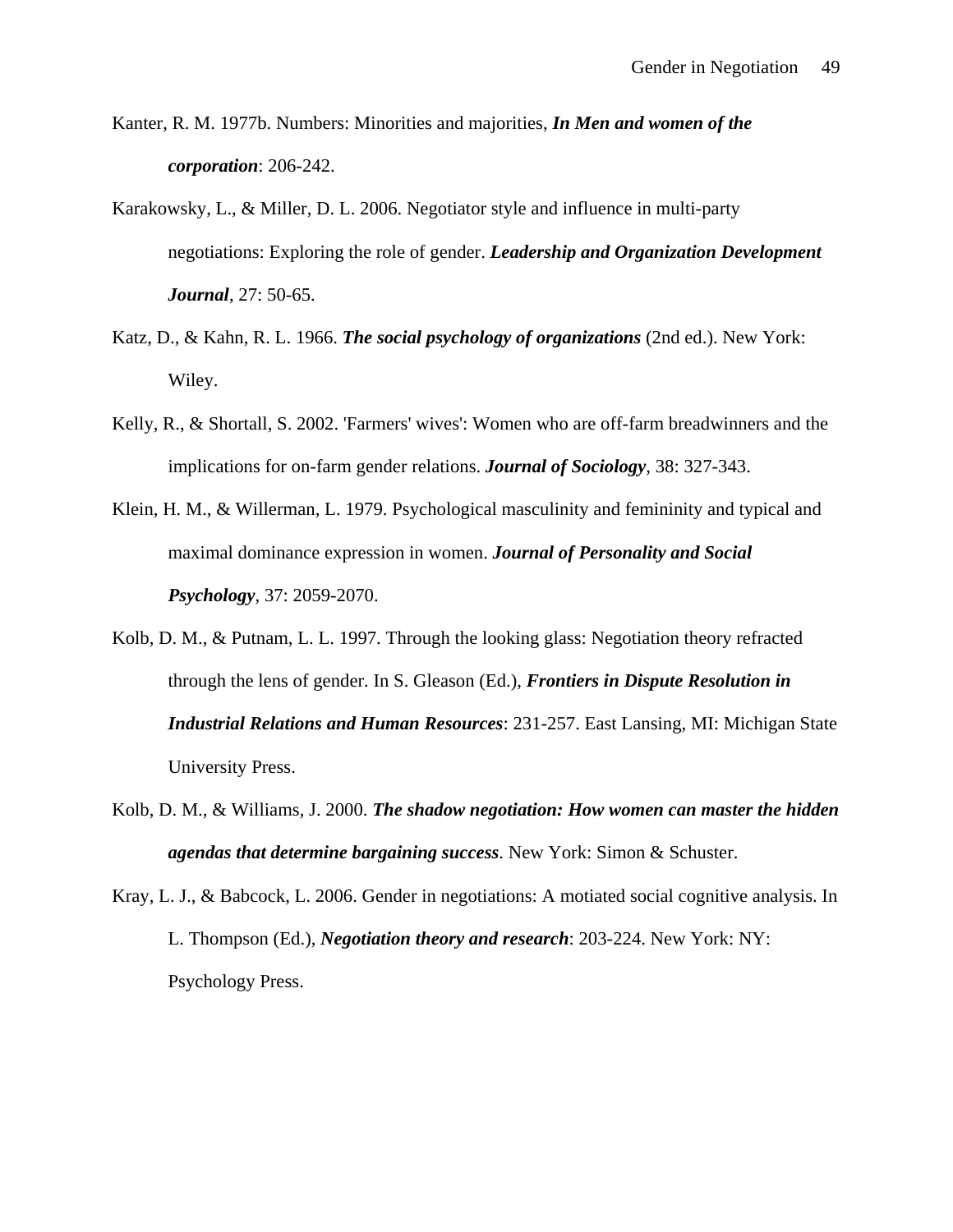Kanter, R. M. 1977b. Numbers: Minorities and majorities, ***In Men and women of the corporation***: 206-242.

Karakowsky, L., & Miller, D. L. 2006. Negotiator style and influence in multi-party negotiations: Exploring the role of gender. ***Leadership and Organization Development Journal***, 27: 50-65.

Katz, D., & Kahn, R. L. 1966. ***The social psychology of organizations*** (2nd ed.). New York: Wiley.

Kelly, R., & Shortall, S. 2002. 'Farmers' wives': Women who are off-farm breadwinners and the implications for on-farm gender relations. ***Journal of Sociology***, 38: 327-343.

Klein, H. M., & Willerman, L. 1979. Psychological masculinity and femininity and typical and maximal dominance expression in women. ***Journal of Personality and Social Psychology***, 37: 2059-2070.

Kolb, D. M., & Putnam, L. L. 1997. Through the looking glass: Negotiation theory refracted through the lens of gender. In S. Gleason (Ed.), ***Frontiers in Dispute Resolution in Industrial Relations and Human Resources***: 231-257. East Lansing, MI: Michigan State University Press.

Kolb, D. M., & Williams, J. 2000. ***The shadow negotiation: How women can master the hidden agendas that determine bargaining success***. New York: Simon & Schuster.

Kray, L. J., & Babcock, L. 2006. Gender in negotiations: A motiated social cognitive analysis. In L. Thompson (Ed.), ***Negotiation theory and research***: 203-224. New York: NY: Psychology Press.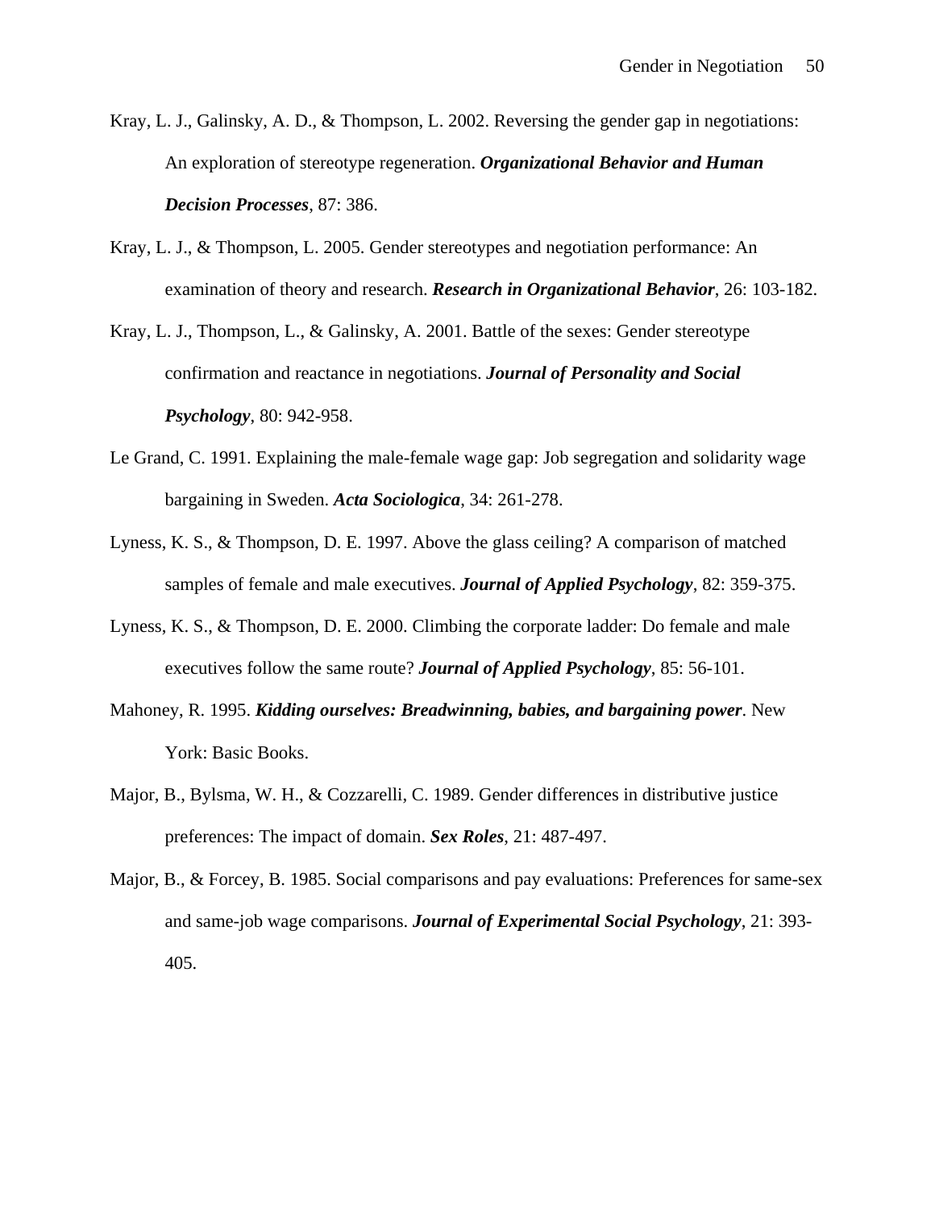Kray, L. J., Galinsky, A. D., & Thompson, L. 2002. Reversing the gender gap in negotiations: An exploration of stereotype regeneration. ***Organizational Behavior and Human Decision Processes***, 87: 386.

Kray, L. J., & Thompson, L. 2005. Gender stereotypes and negotiation performance: An examination of theory and research. ***Research in Organizational Behavior***, 26: 103-182.

Kray, L. J., Thompson, L., & Galinsky, A. 2001. Battle of the sexes: Gender stereotype confirmation and reactance in negotiations. ***Journal of Personality and Social Psychology***, 80: 942-958.

Le Grand, C. 1991. Explaining the male-female wage gap: Job segregation and solidarity wage bargaining in Sweden. ***Acta Sociologica***, 34: 261-278.

Lyness, K. S., & Thompson, D. E. 1997. Above the glass ceiling? A comparison of matched samples of female and male executives. ***Journal of Applied Psychology***, 82: 359-375.

Lyness, K. S., & Thompson, D. E. 2000. Climbing the corporate ladder: Do female and male executives follow the same route? ***Journal of Applied Psychology***, 85: 56-101.

Mahoney, R. 1995. ***Kidding ourselves: Breadwinning, babies, and bargaining power***. New York: Basic Books.

Major, B., Bylsma, W. H., & Cozzarelli, C. 1989. Gender differences in distributive justice preferences: The impact of domain. ***Sex Roles***, 21: 487-497.

Major, B., & Forcey, B. 1985. Social comparisons and pay evaluations: Preferences for same-sex and same-job wage comparisons. ***Journal of Experimental Social Psychology***, 21: 393-405.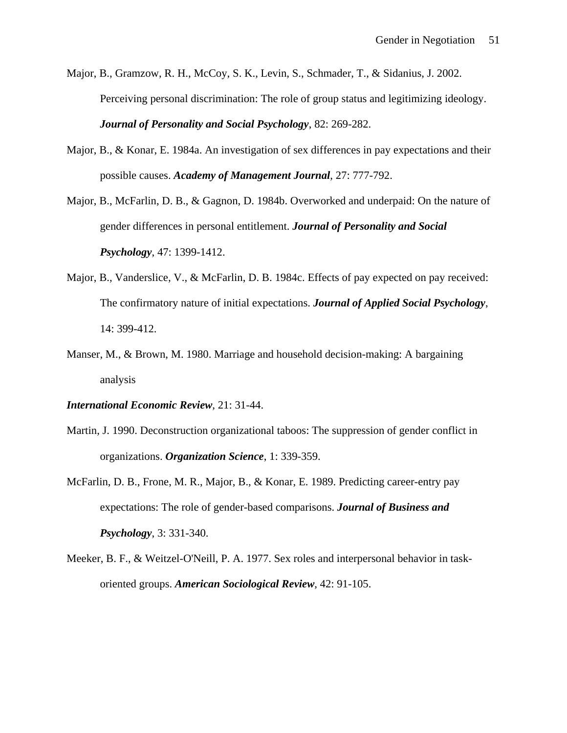Major, B., Gramzow, R. H., McCoy, S. K., Levin, S., Schmader, T., & Sidanius, J. 2002. Perceiving personal discrimination: The role of group status and legitimizing ideology. ***Journal of Personality and Social Psychology***, 82: 269-282.

Major, B., & Konar, E. 1984a. An investigation of sex differences in pay expectations and their possible causes. ***Academy of Management Journal***, 27: 777-792.

Major, B., McFarlin, D. B., & Gagnon, D. 1984b. Overworked and underpaid: On the nature of gender differences in personal entitlement. ***Journal of Personality and Social Psychology***, 47: 1399-1412.

Major, B., Vanderslice, V., & McFarlin, D. B. 1984c. Effects of pay expected on pay received: The confirmatory nature of initial expectations. ***Journal of Applied Social Psychology***, 14: 399-412.

Manser, M., & Brown, M. 1980. Marriage and household decision-making: A bargaining analysis

***International Economic Review***, 21: 31-44.

Martin, J. 1990. Deconstruction organizational taboos: The suppression of gender conflict in organizations. ***Organization Science***, 1: 339-359.

McFarlin, D. B., Frone, M. R., Major, B., & Konar, E. 1989. Predicting career-entry pay expectations: The role of gender-based comparisons. ***Journal of Business and Psychology***, 3: 331-340.

Meeker, B. F., & Weitzel-O'Neill, P. A. 1977. Sex roles and interpersonal behavior in task-oriented groups. ***American Sociological Review***, 42: 91-105.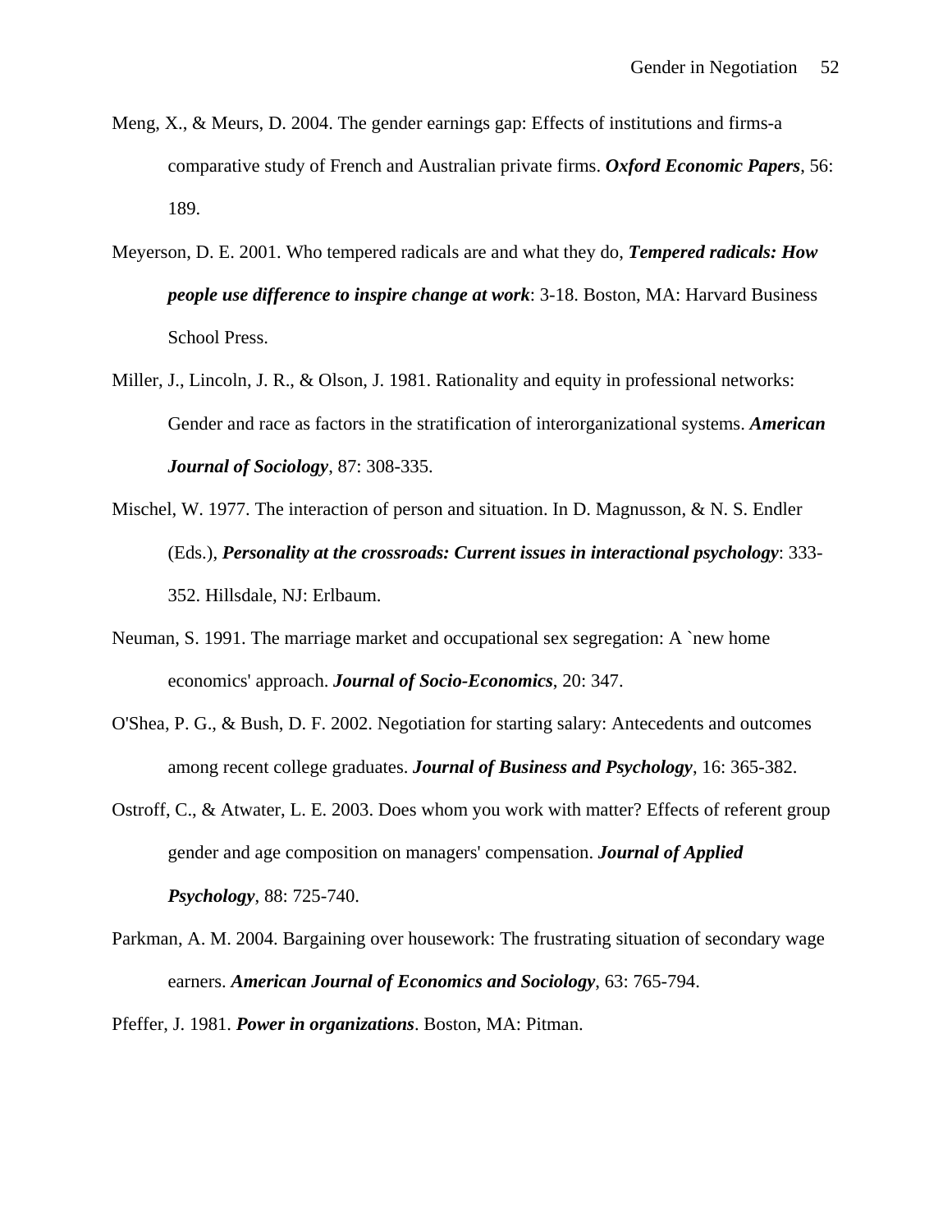Meng, X., & Meurs, D. 2004. The gender earnings gap: Effects of institutions and firms-a comparative study of French and Australian private firms. ***Oxford Economic Papers***, 56: 189.

Meyerson, D. E. 2001. Who tempered radicals are and what they do, ***Tempered radicals: How people use difference to inspire change at work***: 3-18. Boston, MA: Harvard Business School Press.

Miller, J., Lincoln, J. R., & Olson, J. 1981. Rationality and equity in professional networks: Gender and race as factors in the stratification of interorganizational systems. ***American Journal of Sociology***, 87: 308-335.

Mischel, W. 1977. The interaction of person and situation. In D. Magnusson, & N. S. Endler (Eds.), ***Personality at the crossroads: Current issues in interactional psychology***: 333-352. Hillsdale, NJ: Erlbaum.

Neuman, S. 1991. The marriage market and occupational sex segregation: A `new home economics' approach. ***Journal of Socio-Economics***, 20: 347.

O'Shea, P. G., & Bush, D. F. 2002. Negotiation for starting salary: Antecedents and outcomes among recent college graduates. ***Journal of Business and Psychology***, 16: 365-382.

Ostroff, C., & Atwater, L. E. 2003. Does whom you work with matter? Effects of referent group gender and age composition on managers' compensation. ***Journal of Applied Psychology***, 88: 725-740.

Parkman, A. M. 2004. Bargaining over housework: The frustrating situation of secondary wage earners. ***American Journal of Economics and Sociology***, 63: 765-794.

Pfeffer, J. 1981. ***Power in organizations***. Boston, MA: Pitman.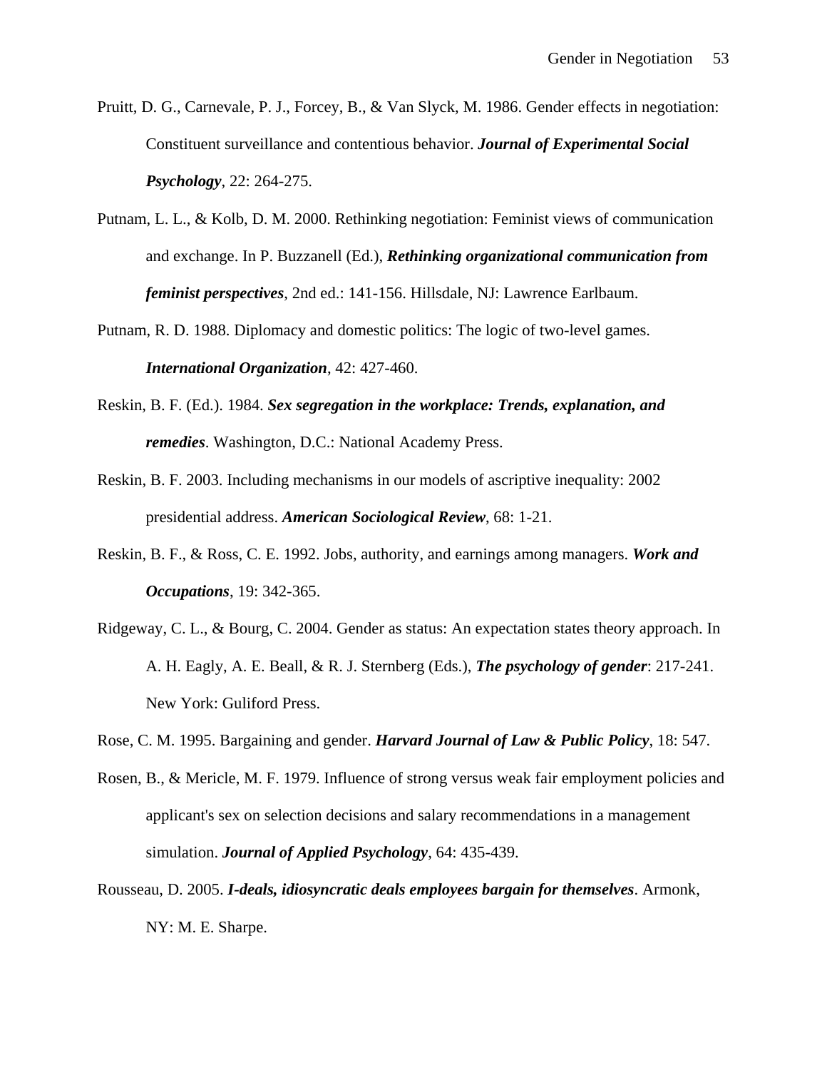Pruitt, D. G., Carnevale, P. J., Forcey, B., & Van Slyck, M. 1986. Gender effects in negotiation: Constituent surveillance and contentious behavior. ***Journal of Experimental Social Psychology***, 22: 264-275.

Putnam, L. L., & Kolb, D. M. 2000. Rethinking negotiation: Feminist views of communication and exchange. In P. Buzzanell (Ed.), ***Rethinking organizational communication from feminist perspectives***, 2nd ed.: 141-156. Hillsdale, NJ: Lawrence Earlbaum.

Putnam, R. D. 1988. Diplomacy and domestic politics: The logic of two-level games. ***International Organization***, 42: 427-460.

Reskin, B. F. (Ed.). 1984. ***Sex segregation in the workplace: Trends, explanation, and remedies***. Washington, D.C.: National Academy Press.

Reskin, B. F. 2003. Including mechanisms in our models of ascriptive inequality: 2002 presidential address. ***American Sociological Review***, 68: 1-21.

Reskin, B. F., & Ross, C. E. 1992. Jobs, authority, and earnings among managers. ***Work and Occupations***, 19: 342-365.

Ridgeway, C. L., & Bourg, C. 2004. Gender as status: An expectation states theory approach. In A. H. Eagly, A. E. Beall, & R. J. Sternberg (Eds.), ***The psychology of gender***: 217-241. New York: Guliford Press.

Rose, C. M. 1995. Bargaining and gender. ***Harvard Journal of Law & Public Policy***, 18: 547.

Rosen, B., & Mericle, M. F. 1979. Influence of strong versus weak fair employment policies and applicant's sex on selection decisions and salary recommendations in a management simulation. ***Journal of Applied Psychology***, 64: 435-439.

Rousseau, D. 2005. ***I-deals, idiosyncratic deals employees bargain for themselves***. Armonk, NY: M. E. Sharpe.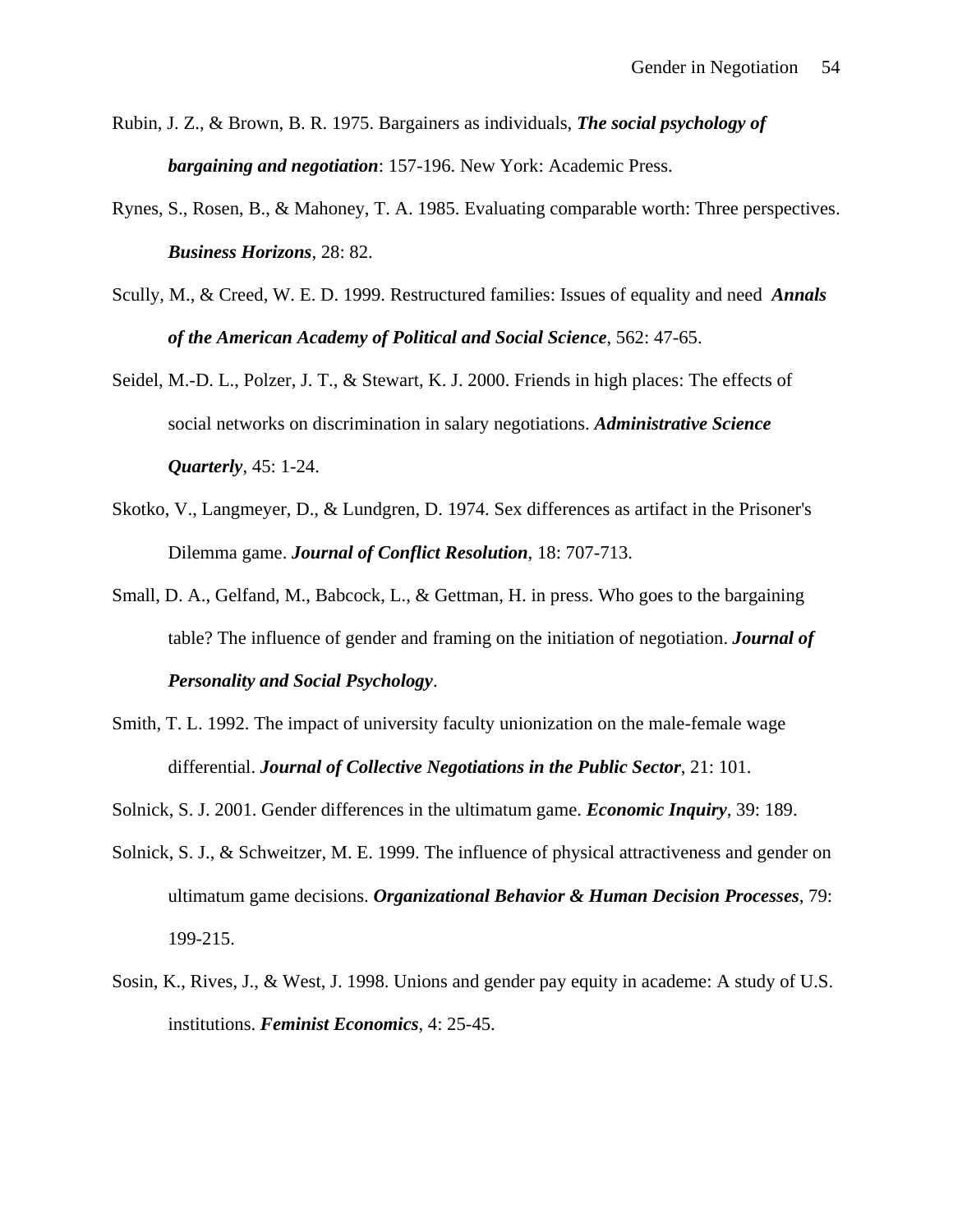Rubin, J. Z., & Brown, B. R. 1975. Bargainers as individuals, ***The social psychology of bargaining and negotiation***: 157-196. New York: Academic Press.

Rynes, S., Rosen, B., & Mahoney, T. A. 1985. Evaluating comparable worth: Three perspectives. ***Business Horizons***, 28: 82.

Scully, M., & Creed, W. E. D. 1999. Restructured families: Issues of equality and need ***Annals of the American Academy of Political and Social Science***, 562: 47-65.

Seidel, M.-D. L., Polzer, J. T., & Stewart, K. J. 2000. Friends in high places: The effects of social networks on discrimination in salary negotiations. ***Administrative Science Quarterly***, 45: 1-24.

Skotko, V., Langmeyer, D., & Lundgren, D. 1974. Sex differences as artifact in the Prisoner's Dilemma game. ***Journal of Conflict Resolution***, 18: 707-713.

Small, D. A., Gelfand, M., Babcock, L., & Gettman, H. in press. Who goes to the bargaining table? The influence of gender and framing on the initiation of negotiation. ***Journal of Personality and Social Psychology***.

Smith, T. L. 1992. The impact of university faculty unionization on the male-female wage differential. ***Journal of Collective Negotiations in the Public Sector***, 21: 101.

Solnick, S. J. 2001. Gender differences in the ultimatum game. ***Economic Inquiry***, 39: 189.

Solnick, S. J., & Schweitzer, M. E. 1999. The influence of physical attractiveness and gender on ultimatum game decisions. ***Organizational Behavior & Human Decision Processes***, 79: 199-215.

Sosin, K., Rives, J., & West, J. 1998. Unions and gender pay equity in academe: A study of U.S. institutions. ***Feminist Economics***, 4: 25-45.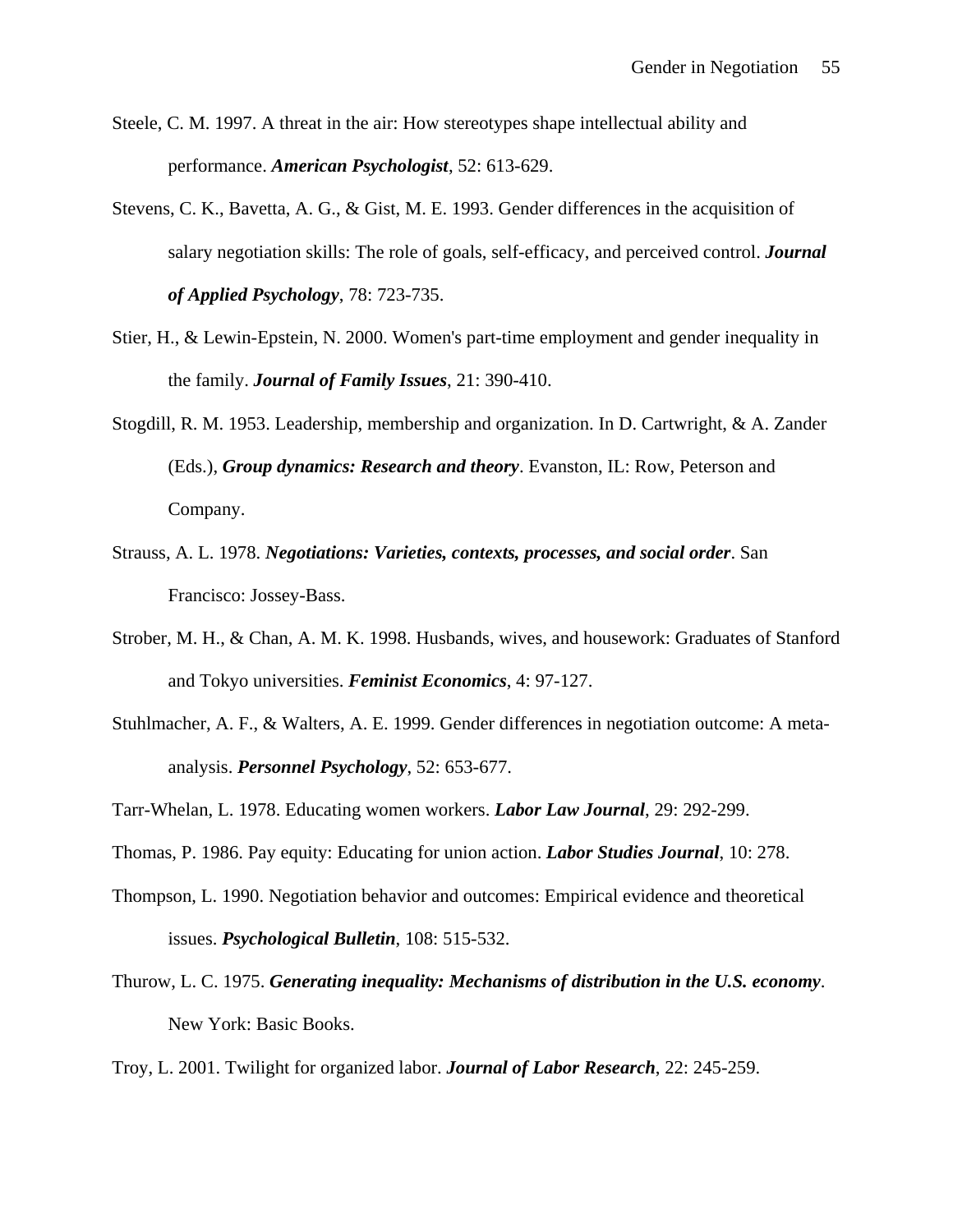Steele, C. M. 1997. A threat in the air: How stereotypes shape intellectual ability and performance. ***American Psychologist***, 52: 613-629.

Stevens, C. K., Bavetta, A. G., & Gist, M. E. 1993. Gender differences in the acquisition of salary negotiation skills: The role of goals, self-efficacy, and perceived control. ***Journal of Applied Psychology***, 78: 723-735.

Stier, H., & Lewin-Epstein, N. 2000. Women's part-time employment and gender inequality in the family. ***Journal of Family Issues***, 21: 390-410.

Stogdill, R. M. 1953. Leadership, membership and organization. In D. Cartwright, & A. Zander (Eds.), ***Group dynamics: Research and theory***. Evanston, IL: Row, Peterson and Company.

Strauss, A. L. 1978. ***Negotiations: Varieties, contexts, processes, and social order***. San Francisco: Jossey-Bass.

Strober, M. H., & Chan, A. M. K. 1998. Husbands, wives, and housework: Graduates of Stanford and Tokyo universities. ***Feminist Economics***, 4: 97-127.

Stuhlmacher, A. F., & Walters, A. E. 1999. Gender differences in negotiation outcome: A meta-analysis. ***Personnel Psychology***, 52: 653-677.

Tarr-Whelan, L. 1978. Educating women workers. ***Labor Law Journal***, 29: 292-299.

Thomas, P. 1986. Pay equity: Educating for union action. ***Labor Studies Journal***, 10: 278.

Thompson, L. 1990. Negotiation behavior and outcomes: Empirical evidence and theoretical issues. ***Psychological Bulletin***, 108: 515-532.

Thurow, L. C. 1975. ***Generating inequality: Mechanisms of distribution in the U.S. economy***. New York: Basic Books.

Troy, L. 2001. Twilight for organized labor. ***Journal of Labor Research***, 22: 245-259.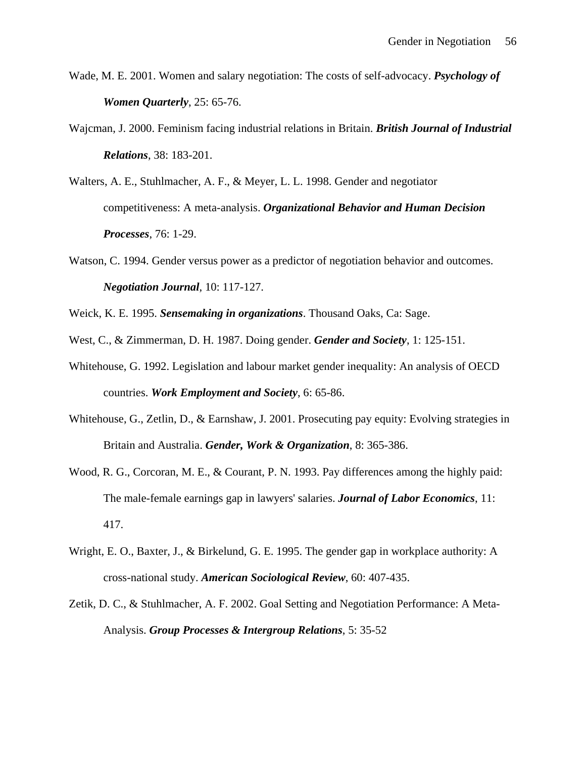Wade, M. E. 2001. Women and salary negotiation: The costs of self-advocacy. ***Psychology of Women Quarterly***, 25: 65-76.

Wajcman, J. 2000. Feminism facing industrial relations in Britain. ***British Journal of Industrial Relations***, 38: 183-201.

Walters, A. E., Stuhlmacher, A. F., & Meyer, L. L. 1998. Gender and negotiator competitiveness: A meta-analysis. ***Organizational Behavior and Human Decision Processes***, 76: 1-29.

Watson, C. 1994. Gender versus power as a predictor of negotiation behavior and outcomes. ***Negotiation Journal***, 10: 117-127.

Weick, K. E. 1995. ***Sensemaking in organizations***. Thousand Oaks, Ca: Sage.

West, C., & Zimmerman, D. H. 1987. Doing gender. ***Gender and Society***, 1: 125-151.

Whitehouse, G. 1992. Legislation and labour market gender inequality: An analysis of OECD countries. ***Work Employment and Society***, 6: 65-86.

Whitehouse, G., Zetlin, D., & Earnshaw, J. 2001. Prosecuting pay equity: Evolving strategies in Britain and Australia. ***Gender, Work & Organization***, 8: 365-386.

Wood, R. G., Corcoran, M. E., & Courant, P. N. 1993. Pay differences among the highly paid: The male-female earnings gap in lawyers' salaries. ***Journal of Labor Economics***, 11: 417.

Wright, E. O., Baxter, J., & Birkelund, G. E. 1995. The gender gap in workplace authority: A cross-national study. ***American Sociological Review***, 60: 407-435.

Zetik, D. C., & Stuhlmacher, A. F. 2002. Goal Setting and Negotiation Performance: A Meta-Analysis. ***Group Processes & Intergroup Relations***, 5: 35-52